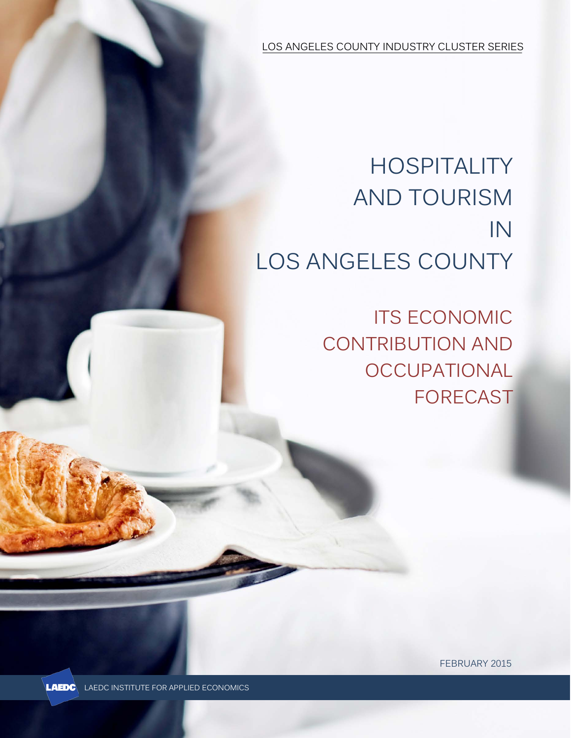LOS ANGELES COUNTY INDUSTRY CLUSTER SERIES

# HOSPITALITY AND TOURISM IN LOS ANGELES COUNTY

## ITS ECONOMIC CONTRIBUTION AND OCCUPATIONAL FORECAST

FEBRUARY 2015

LAEDC INSTITUTE FOR APPLIED ECONOMICS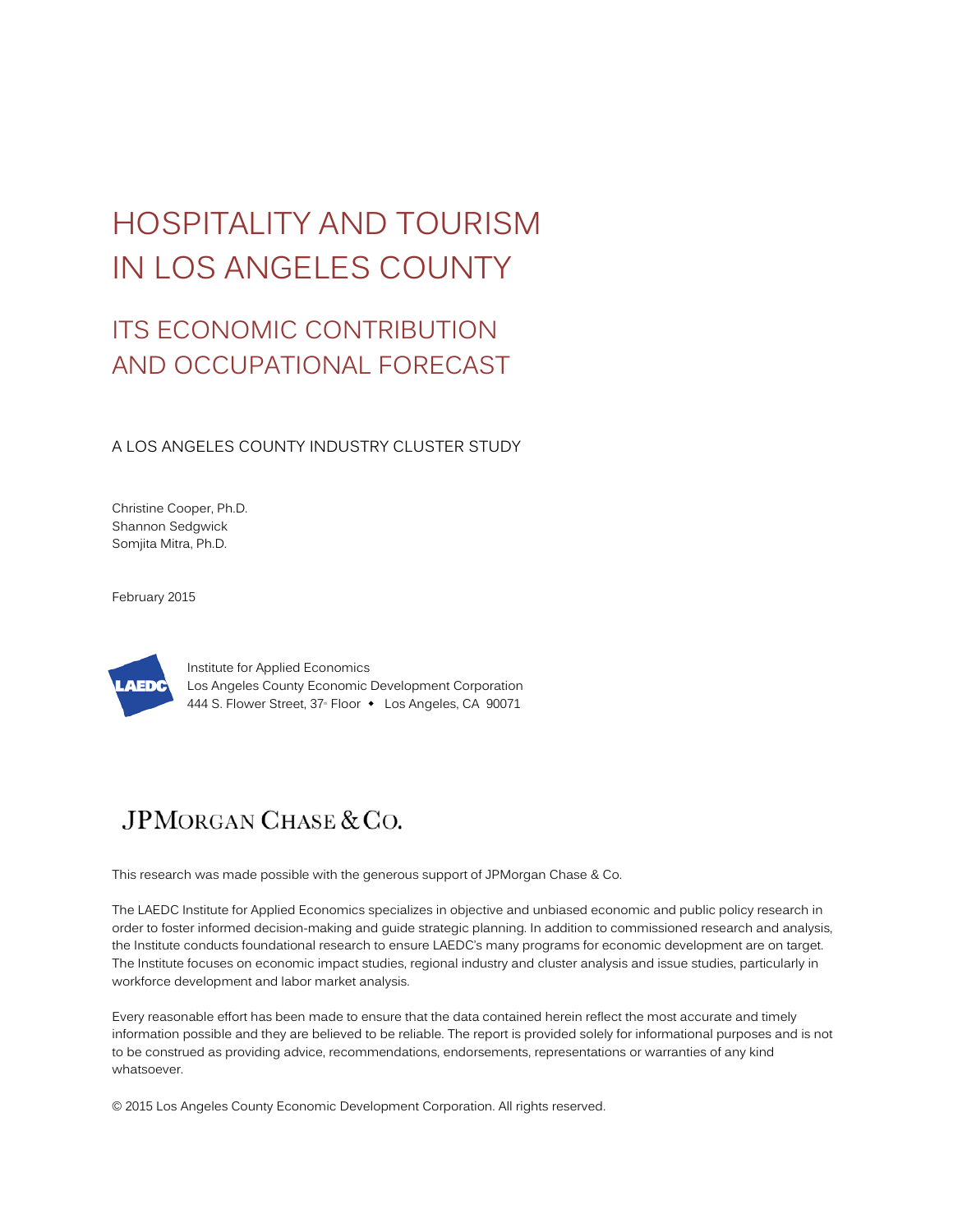# HOSPITALITY AND TOURISM IN LOS ANGELES COUNTY

## ITS ECONOMIC CONTRIBUTION AND OCCUPATIONAL FORECAST

A LOS ANGELES COUNTY INDUSTRY CLUSTER STUDY

Christine Cooper, Ph.D.
Shannon Sedgwick
Somjita Mitra, Ph.D.

February 2015

Institute for Applied Economics
Los Angeles County Economic Development Corporation
444 S. Flower Street, 37th Floor ◆ Los Angeles, CA 90071

JPMorgan Chase & Co.

This research was made possible with the generous support of JPMorgan Chase & Co.

The LAEDC Institute for Applied Economics specializes in objective and unbiased economic and public policy research in order to foster informed decision-making and guide strategic planning. In addition to commissioned research and analysis, the Institute conducts foundational research to ensure LAEDC's many programs for economic development are on target. The Institute focuses on economic impact studies, regional industry and cluster analysis and issue studies, particularly in workforce development and labor market analysis.

Every reasonable effort has been made to ensure that the data contained herein reflect the most accurate and timely information possible and they are believed to be reliable. The report is provided solely for informational purposes and is not to be construed as providing advice, recommendations, endorsements, representations or warranties of any kind whatsoever.

© 2015 Los Angeles County Economic Development Corporation. All rights reserved.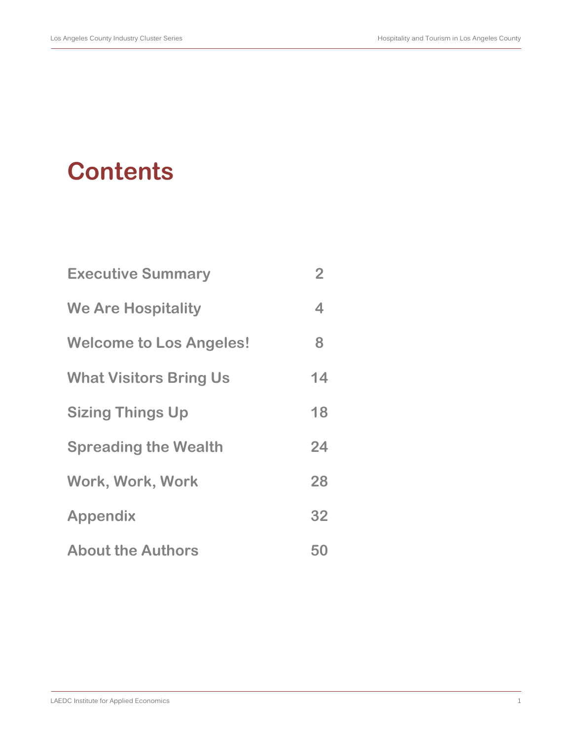# Contents

| | |
|---|---|
| **Executive Summary** | **2** |
| **We Are Hospitality** | **4** |
| **Welcome to Los Angeles!** | **8** |
| **What Visitors Bring Us** | **14** |
| **Sizing Things Up** | **18** |
| **Spreading the Wealth** | **24** |
| **Work, Work, Work** | **28** |
| **Appendix** | **32** |
| **About the Authors** | **50** |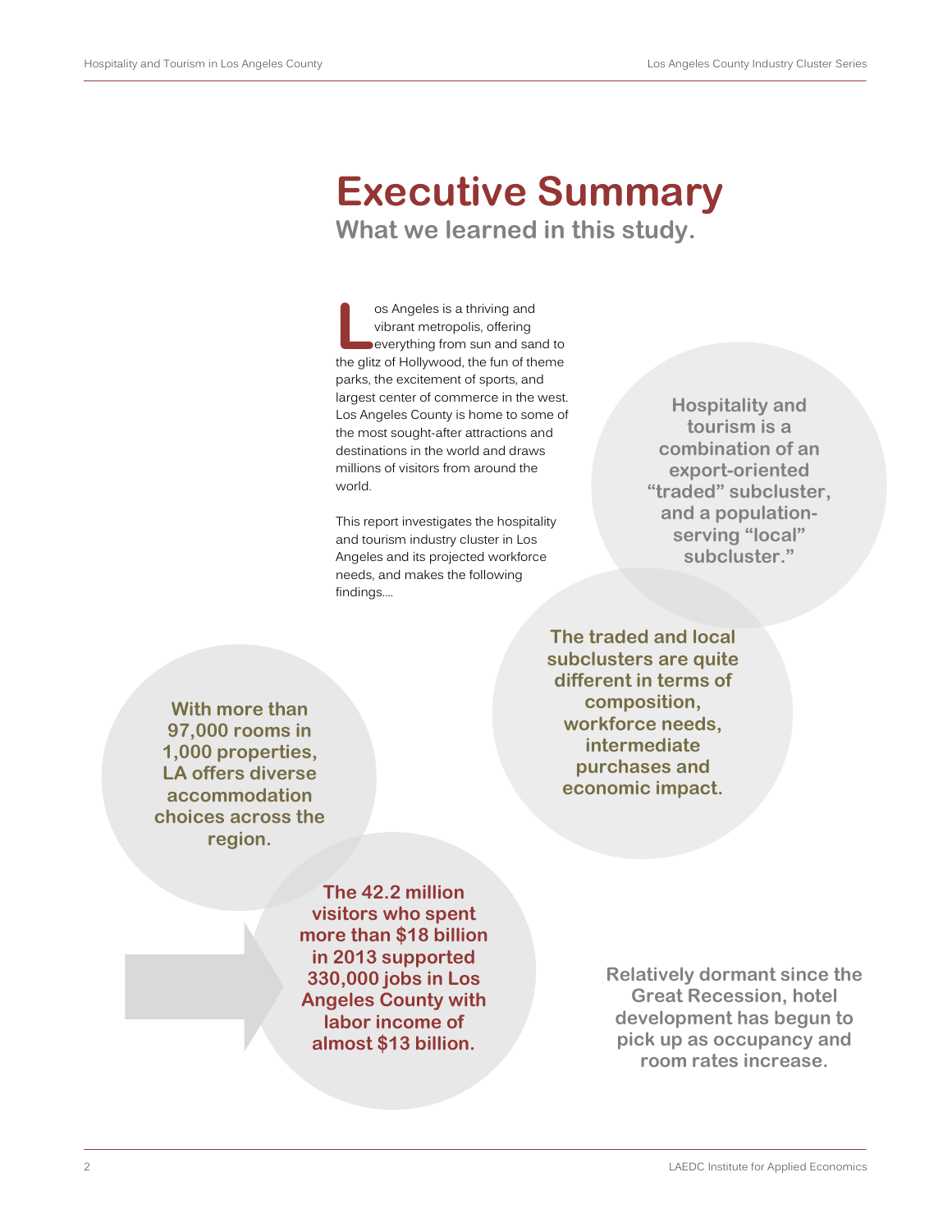# Executive Summary

## What we learned in this study.

Los Angeles is a thriving and vibrant metropolis, offering everything from sun and sand to the glitz of Hollywood, the fun of theme parks, the excitement of sports, and largest center of commerce in the west. Los Angeles County is home to some of the most sought-after attractions and destinations in the world and draws millions of visitors from around the world.

This report investigates the hospitality and tourism industry cluster in Los Angeles and its projected workforce needs, and makes the following findings….

**Hospitality and tourism is a combination of an export-oriented "traded" subcluster, and a population-serving "local" subcluster."**

**The traded and local subclusters are quite different in terms of composition, workforce needs, intermediate purchases and economic impact.**

**With more than 97,000 rooms in 1,000 properties, LA offers diverse accommodation choices across the region.**

**The 42.2 million visitors who spent more than $18 billion in 2013 supported 330,000 jobs in Los Angeles County with labor income of almost $13 billion.**

**Relatively dormant since the Great Recession, hotel development has begun to pick up as occupancy and room rates increase.**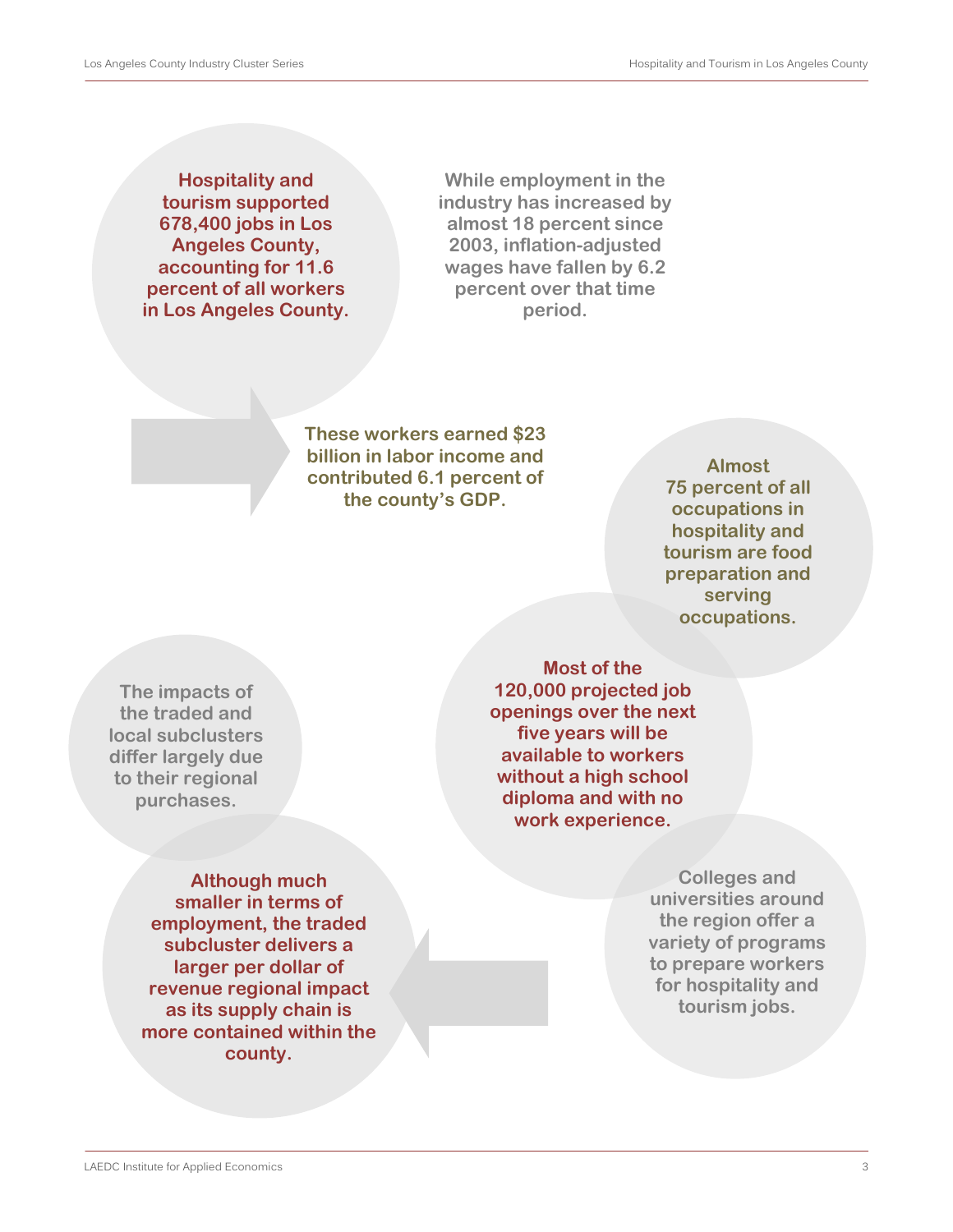**Hospitality and tourism supported 678,400 jobs in Los Angeles County, accounting for 11.6 percent of all workers in Los Angeles County.**

**While employment in the industry has increased by almost 18 percent since 2003, inflation-adjusted wages have fallen by 6.2 percent over that time period.**

**These workers earned $23 billion in labor income and contributed 6.1 percent of the county's GDP.**

**Almost 75 percent of all occupations in hospitality and tourism are food preparation and serving occupations.**

**Most of the 120,000 projected job openings over the next five years will be available to workers without a high school diploma and with no work experience.**

**Colleges and universities around the region offer a variety of programs to prepare workers for hospitality and tourism jobs.**

**The impacts of the traded and local subclusters differ largely due to their regional purchases.**

**Although much smaller in terms of employment, the traded subcluster delivers a larger per dollar of revenue regional impact as its supply chain is more contained within the county.**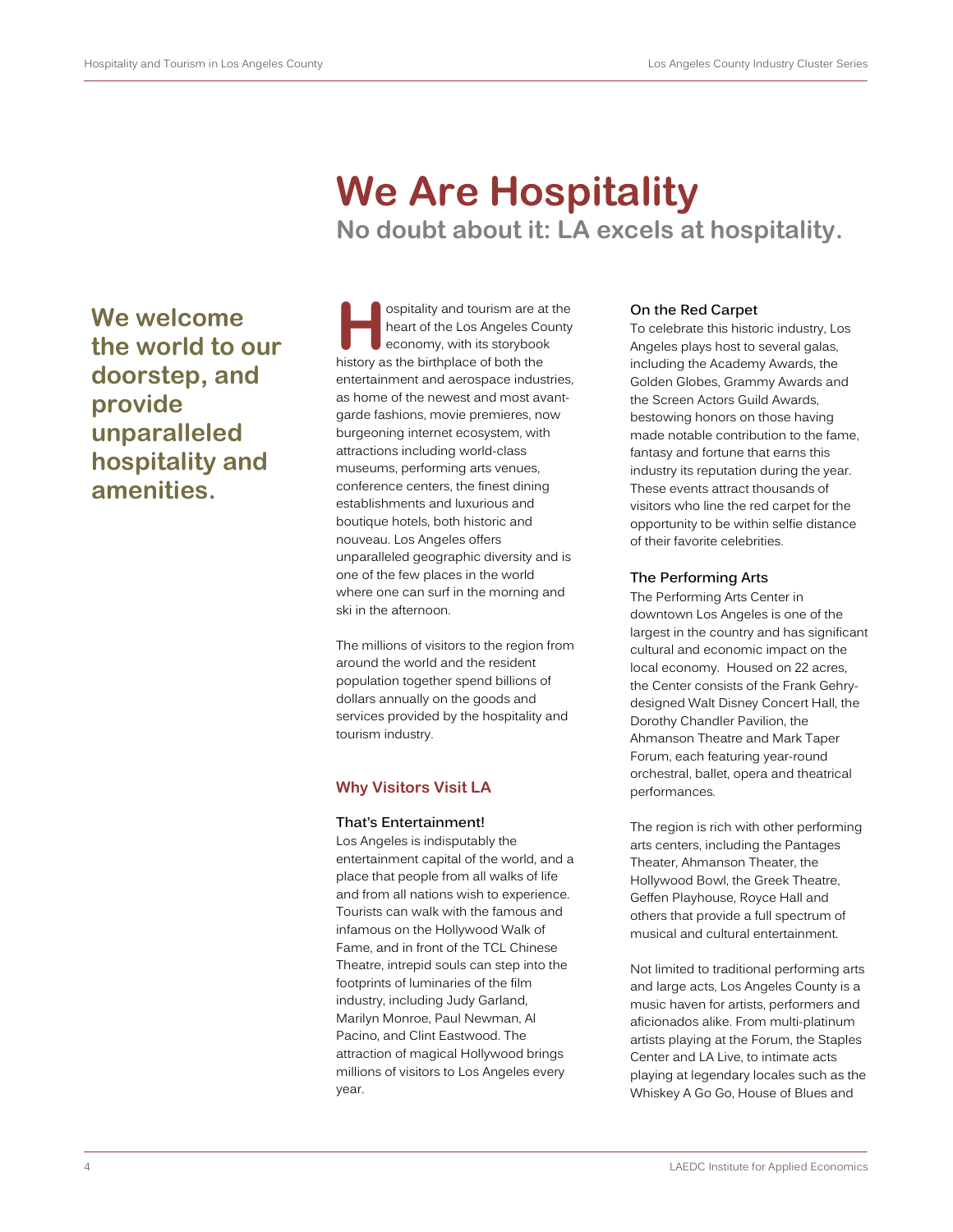# We Are Hospitality

**No doubt about it: LA excels at hospitality.**

**We welcome the world to our doorstep, and provide unparalleled hospitality and amenities.**

Hospitality and tourism are at the heart of the Los Angeles County economy, with its storybook history as the birthplace of both the entertainment and aerospace industries, as home of the newest and most avant-garde fashions, movie premieres, now burgeoning internet ecosystem, with attractions including world-class museums, performing arts venues, conference centers, the finest dining establishments and luxurious and boutique hotels, both historic and nouveau. Los Angeles offers unparalleled geographic diversity and is one of the few places in the world where one can surf in the morning and ski in the afternoon.

The millions of visitors to the region from around the world and the resident population together spend billions of dollars annually on the goods and services provided by the hospitality and tourism industry.

## Why Visitors Visit LA

### That's Entertainment!

Los Angeles is indisputably the entertainment capital of the world, and a place that people from all walks of life and from all nations wish to experience. Tourists can walk with the famous and infamous on the Hollywood Walk of Fame, and in front of the TCL Chinese Theatre, intrepid souls can step into the footprints of luminaries of the film industry, including Judy Garland, Marilyn Monroe, Paul Newman, Al Pacino, and Clint Eastwood. The attraction of magical Hollywood brings millions of visitors to Los Angeles every year.

### On the Red Carpet

To celebrate this historic industry, Los Angeles plays host to several galas, including the Academy Awards, the Golden Globes, Grammy Awards and the Screen Actors Guild Awards, bestowing honors on those having made notable contribution to the fame, fantasy and fortune that earns this industry its reputation during the year. These events attract thousands of visitors who line the red carpet for the opportunity to be within selfie distance of their favorite celebrities.

### The Performing Arts

The Performing Arts Center in downtown Los Angeles is one of the largest in the country and has significant cultural and economic impact on the local economy. Housed on 22 acres, the Center consists of the Frank Gehry-designed Walt Disney Concert Hall, the Dorothy Chandler Pavilion, the Ahmanson Theatre and Mark Taper Forum, each featuring year-round orchestral, ballet, opera and theatrical performances.

The region is rich with other performing arts centers, including the Pantages Theater, Ahmanson Theater, the Hollywood Bowl, the Greek Theatre, Geffen Playhouse, Royce Hall and others that provide a full spectrum of musical and cultural entertainment.

Not limited to traditional performing arts and large acts, Los Angeles County is a music haven for artists, performers and aficionados alike. From multi-platinum artists playing at the Forum, the Staples Center and LA Live, to intimate acts playing at legendary locales such as the Whiskey A Go Go, House of Blues and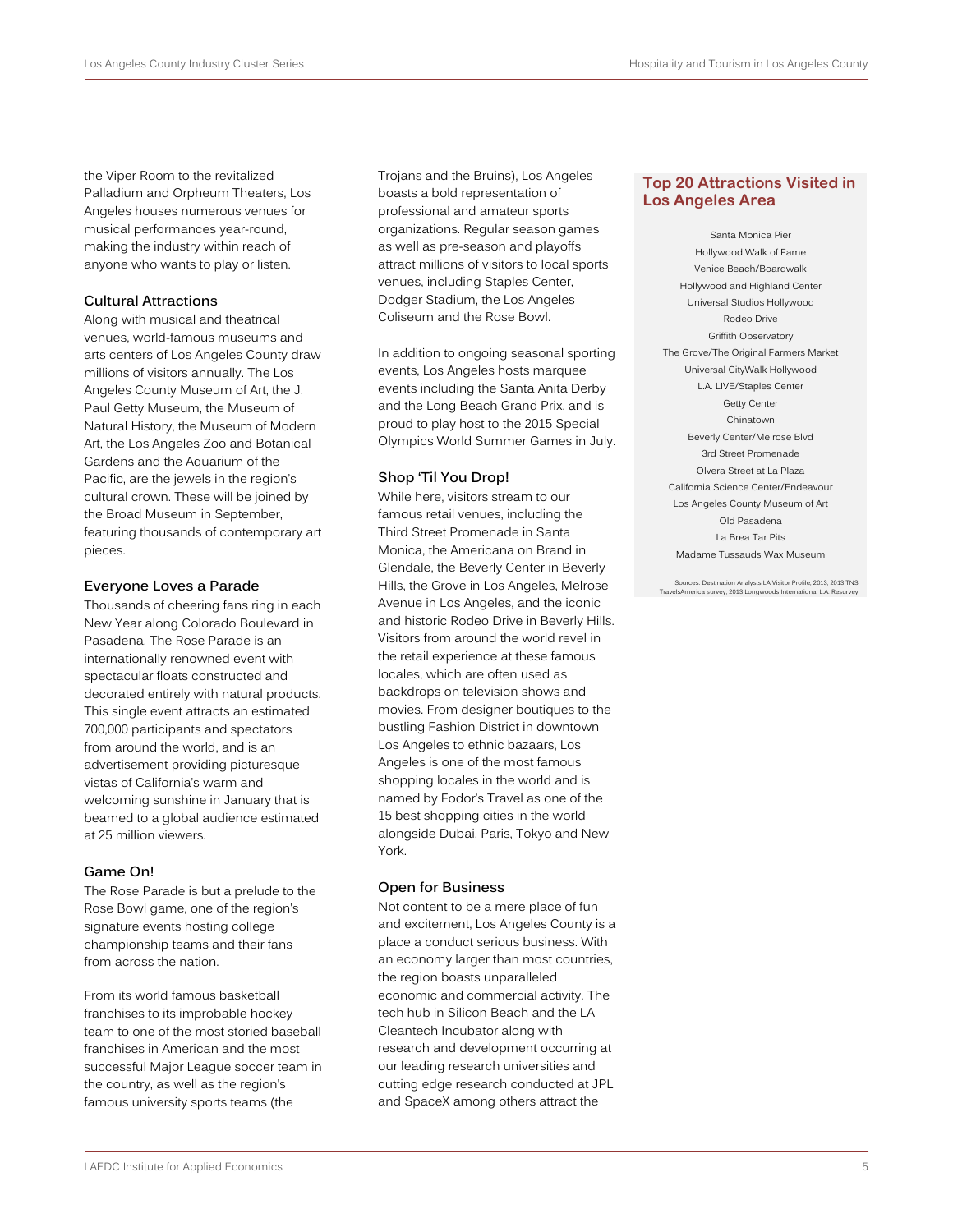the Viper Room to the revitalized Palladium and Orpheum Theaters, Los Angeles houses numerous venues for musical performances year-round, making the industry within reach of anyone who wants to play or listen.

### Cultural Attractions

Along with musical and theatrical venues, world-famous museums and arts centers of Los Angeles County draw millions of visitors annually. The Los Angeles County Museum of Art, the J. Paul Getty Museum, the Museum of Natural History, the Museum of Modern Art, the Los Angeles Zoo and Botanical Gardens and the Aquarium of the Pacific, are the jewels in the region's cultural crown. These will be joined by the Broad Museum in September, featuring thousands of contemporary art pieces.

### Everyone Loves a Parade

Thousands of cheering fans ring in each New Year along Colorado Boulevard in Pasadena. The Rose Parade is an internationally renowned event with spectacular floats constructed and decorated entirely with natural products. This single event attracts an estimated 700,000 participants and spectators from around the world, and is an advertisement providing picturesque vistas of California's warm and welcoming sunshine in January that is beamed to a global audience estimated at 25 million viewers.

### Game On!

The Rose Parade is but a prelude to the Rose Bowl game, one of the region's signature events hosting college championship teams and their fans from across the nation.

From its world famous basketball franchises to its improbable hockey team to one of the most storied baseball franchises in American and the most successful Major League soccer team in the country, as well as the region's famous university sports teams (the Trojans and the Bruins), Los Angeles boasts a bold representation of professional and amateur sports organizations. Regular season games as well as pre-season and playoffs attract millions of visitors to local sports venues, including Staples Center, Dodger Stadium, the Los Angeles Coliseum and the Rose Bowl.

In addition to ongoing seasonal sporting events, Los Angeles hosts marquee events including the Santa Anita Derby and the Long Beach Grand Prix, and is proud to play host to the 2015 Special Olympics World Summer Games in July.

### Shop 'Til You Drop!

While here, visitors stream to our famous retail venues, including the Third Street Promenade in Santa Monica, the Americana on Brand in Glendale, the Beverly Center in Beverly Hills, the Grove in Los Angeles, Melrose Avenue in Los Angeles, and the iconic and historic Rodeo Drive in Beverly Hills. Visitors from around the world revel in the retail experience at these famous locales, which are often used as backdrops on television shows and movies. From designer boutiques to the bustling Fashion District in downtown Los Angeles to ethnic bazaars, Los Angeles is one of the most famous shopping locales in the world and is named by Fodor's Travel as one of the 15 best shopping cities in the world alongside Dubai, Paris, Tokyo and New York.

### Open for Business

Not content to be a mere place of fun and excitement, Los Angeles County is a place a conduct serious business. With an economy larger than most countries, the region boasts unparalleled economic and commercial activity. The tech hub in Silicon Beach and the LA Cleantech Incubator along with research and development occurring at our leading research universities and cutting edge research conducted at JPL and SpaceX among others attract the

### Top 20 Attractions Visited in Los Angeles Area

Santa Monica Pier
Hollywood Walk of Fame
Venice Beach/Boardwalk
Hollywood and Highland Center
Universal Studios Hollywood
Rodeo Drive
Griffith Observatory
The Grove/The Original Farmers Market
Universal CityWalk Hollywood
L.A. LIVE/Staples Center
Getty Center
Chinatown
Beverly Center/Melrose Blvd
3rd Street Promenade
Olvera Street at La Plaza
California Science Center/Endeavour
Los Angeles County Museum of Art
Old Pasadena
La Brea Tar Pits
Madame Tussauds Wax Museum

Sources: Destination Analysts LA Visitor Profile, 2013; 2013 TNS TravelsAmerica survey; 2013 Longwoods International L.A. Resurvey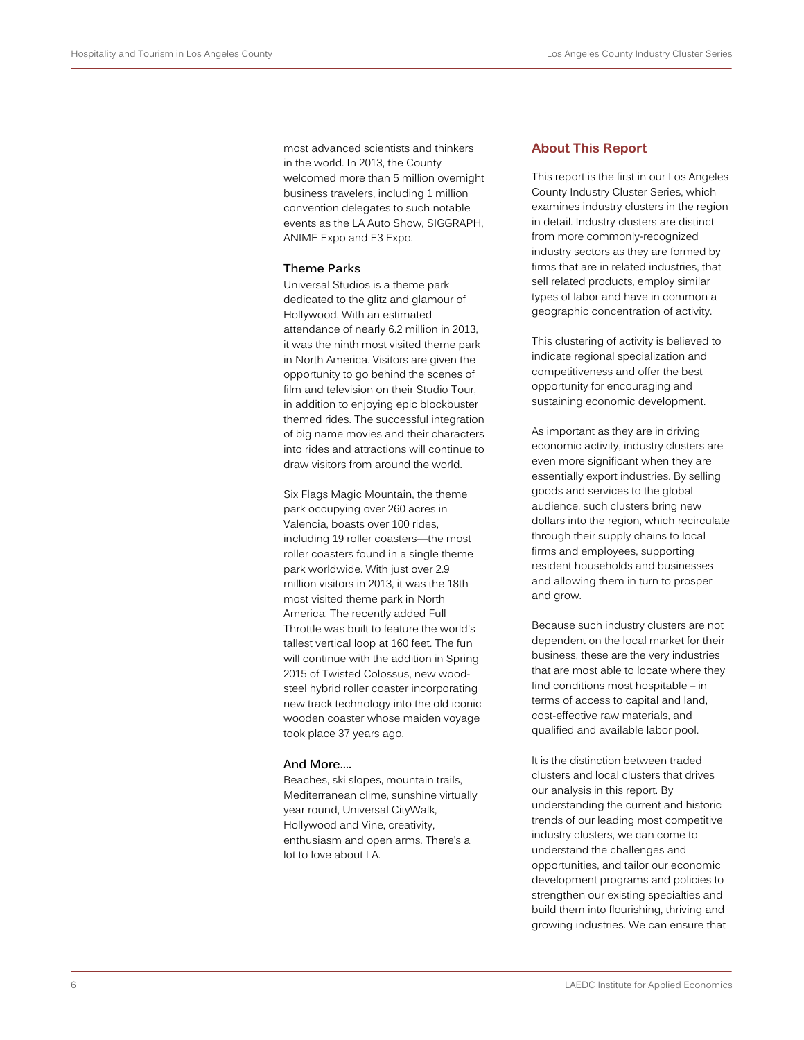most advanced scientists and thinkers in the world. In 2013, the County welcomed more than 5 million overnight business travelers, including 1 million convention delegates to such notable events as the LA Auto Show, SIGGRAPH, ANIME Expo and E3 Expo.

### Theme Parks

Universal Studios is a theme park dedicated to the glitz and glamour of Hollywood. With an estimated attendance of nearly 6.2 million in 2013, it was the ninth most visited theme park in North America. Visitors are given the opportunity to go behind the scenes of film and television on their Studio Tour, in addition to enjoying epic blockbuster themed rides. The successful integration of big name movies and their characters into rides and attractions will continue to draw visitors from around the world.

Six Flags Magic Mountain, the theme park occupying over 260 acres in Valencia, boasts over 100 rides, including 19 roller coasters—the most roller coasters found in a single theme park worldwide. With just over 2.9 million visitors in 2013, it was the 18th most visited theme park in North America. The recently added Full Throttle was built to feature the world's tallest vertical loop at 160 feet. The fun will continue with the addition in Spring 2015 of Twisted Colossus, new wood-steel hybrid roller coaster incorporating new track technology into the old iconic wooden coaster whose maiden voyage took place 37 years ago.

### And More….

Beaches, ski slopes, mountain trails, Mediterranean clime, sunshine virtually year round, Universal CityWalk, Hollywood and Vine, creativity, enthusiasm and open arms. There's a lot to love about LA.

## About This Report

This report is the first in our Los Angeles County Industry Cluster Series, which examines industry clusters in the region in detail. Industry clusters are distinct from more commonly-recognized industry sectors as they are formed by firms that are in related industries, that sell related products, employ similar types of labor and have in common a geographic concentration of activity.

This clustering of activity is believed to indicate regional specialization and competitiveness and offer the best opportunity for encouraging and sustaining economic development.

As important as they are in driving economic activity, industry clusters are even more significant when they are essentially export industries. By selling goods and services to the global audience, such clusters bring new dollars into the region, which recirculate through their supply chains to local firms and employees, supporting resident households and businesses and allowing them in turn to prosper and grow.

Because such industry clusters are not dependent on the local market for their business, these are the very industries that are most able to locate where they find conditions most hospitable – in terms of access to capital and land, cost-effective raw materials, and qualified and available labor pool.

It is the distinction between traded clusters and local clusters that drives our analysis in this report. By understanding the current and historic trends of our leading most competitive industry clusters, we can come to understand the challenges and opportunities, and tailor our economic development programs and policies to strengthen our existing specialties and build them into flourishing, thriving and growing industries. We can ensure that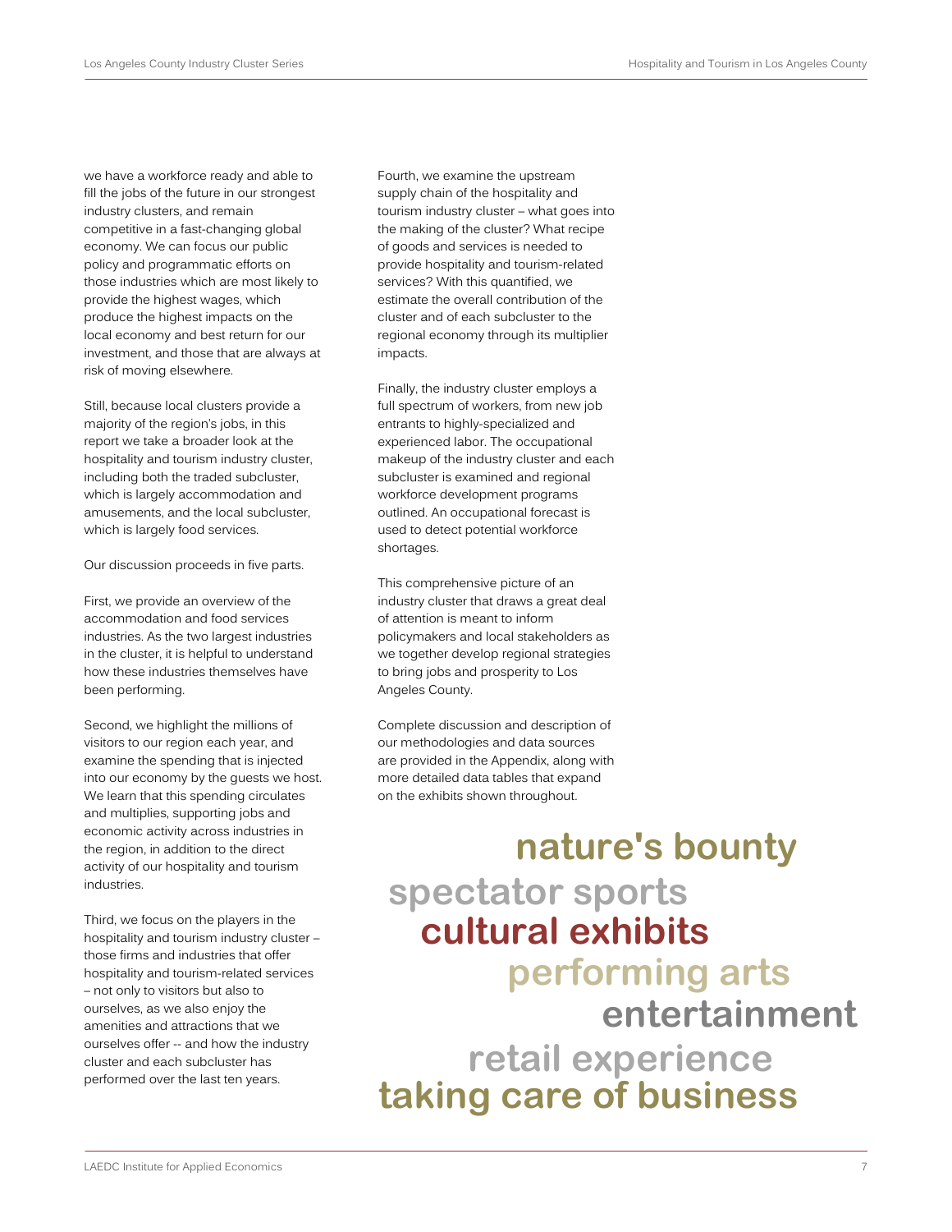we have a workforce ready and able to fill the jobs of the future in our strongest industry clusters, and remain competitive in a fast-changing global economy. We can focus our public policy and programmatic efforts on those industries which are most likely to provide the highest wages, which produce the highest impacts on the local economy and best return for our investment, and those that are always at risk of moving elsewhere.

Still, because local clusters provide a majority of the region's jobs, in this report we take a broader look at the hospitality and tourism industry cluster, including both the traded subcluster, which is largely accommodation and amusements, and the local subcluster, which is largely food services.

Our discussion proceeds in five parts.

First, we provide an overview of the accommodation and food services industries. As the two largest industries in the cluster, it is helpful to understand how these industries themselves have been performing.

Second, we highlight the millions of visitors to our region each year, and examine the spending that is injected into our economy by the guests we host. We learn that this spending circulates and multiplies, supporting jobs and economic activity across industries in the region, in addition to the direct activity of our hospitality and tourism industries.

Third, we focus on the players in the hospitality and tourism industry cluster – those firms and industries that offer hospitality and tourism-related services – not only to visitors but also to ourselves, as we also enjoy the amenities and attractions that we ourselves offer -- and how the industry cluster and each subcluster has performed over the last ten years.

Fourth, we examine the upstream supply chain of the hospitality and tourism industry cluster – what goes into the making of the cluster? What recipe of goods and services is needed to provide hospitality and tourism-related services? With this quantified, we estimate the overall contribution of the cluster and of each subcluster to the regional economy through its multiplier impacts.

Finally, the industry cluster employs a full spectrum of workers, from new job entrants to highly-specialized and experienced labor. The occupational makeup of the industry cluster and each subcluster is examined and regional workforce development programs outlined. An occupational forecast is used to detect potential workforce shortages.

This comprehensive picture of an industry cluster that draws a great deal of attention is meant to inform policymakers and local stakeholders as we together develop regional strategies to bring jobs and prosperity to Los Angeles County.

Complete discussion and description of our methodologies and data sources are provided in the Appendix, along with more detailed data tables that expand on the exhibits shown throughout.

**nature's bounty**

**spectator sports**

**cultural exhibits**

**performing arts**

**entertainment**

**retail experience**

**taking care of business**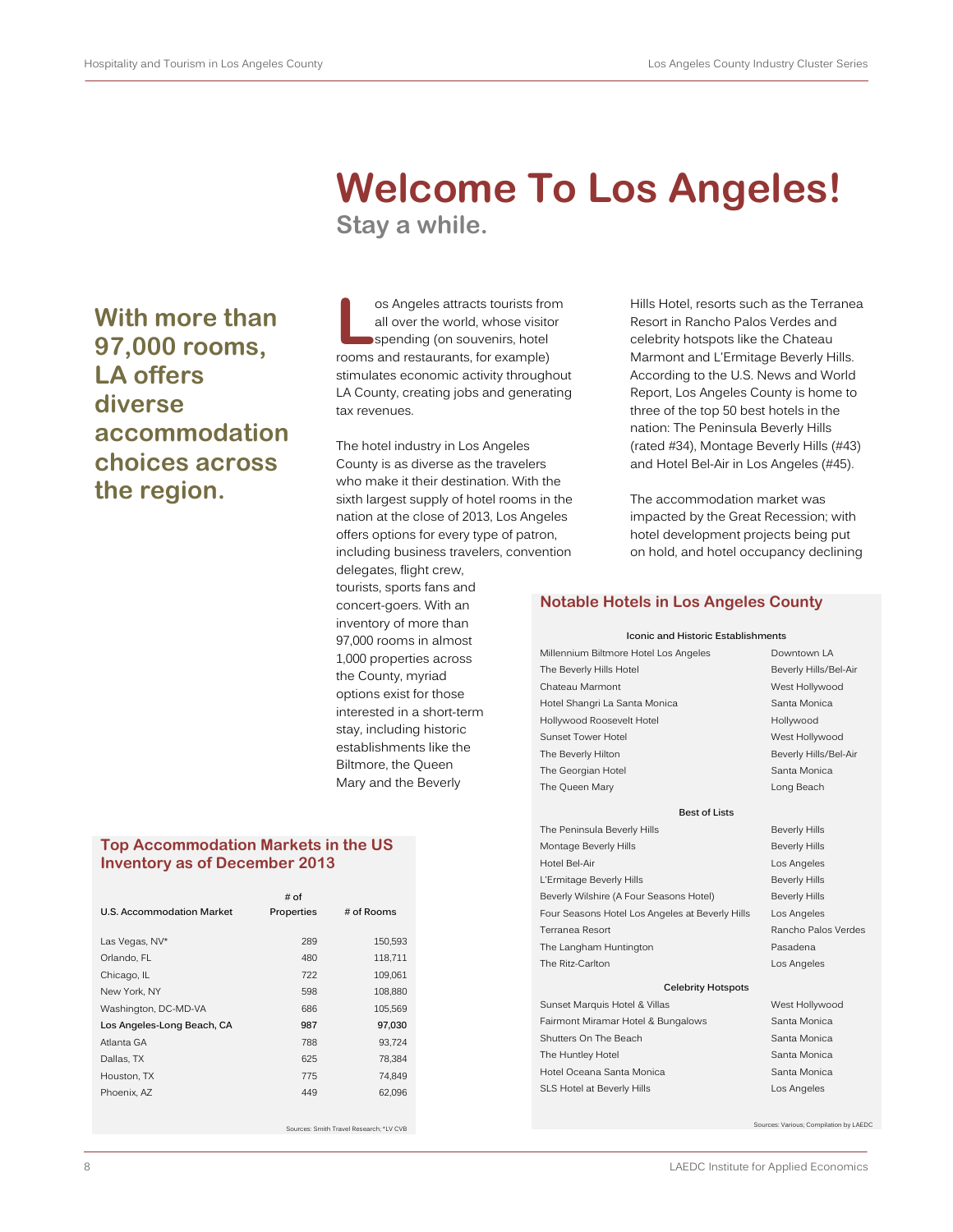# Welcome To Los Angeles!

## Stay a while.

**With more than 97,000 rooms, LA offers diverse accommodation choices across the region.**

Los Angeles attracts tourists from all over the world, whose visitor spending (on souvenirs, hotel rooms and restaurants, for example) stimulates economic activity throughout LA County, creating jobs and generating tax revenues.

The hotel industry in Los Angeles County is as diverse as the travelers who make it their destination. With the sixth largest supply of hotel rooms in the nation at the close of 2013, Los Angeles offers options for every type of patron, including business travelers, convention delegates, flight crew, tourists, sports fans and concert-goers. With an inventory of more than 97,000 rooms in almost 1,000 properties across the County, myriad options exist for those interested in a short-term stay, including historic establishments like the Biltmore, the Queen Mary and the Beverly Hills Hotel, resorts such as the Terranea Resort in Rancho Palos Verdes and celebrity hotspots like the Chateau Marmont and L'Ermitage Beverly Hills. According to the U.S. News and World Report, Los Angeles County is home to three of the top 50 best hotels in the nation: The Peninsula Beverly Hills (rated #34), Montage Beverly Hills (#43) and Hotel Bel-Air in Los Angeles (#45).

The accommodation market was impacted by the Great Recession; with hotel development projects being put on hold, and hotel occupancy declining

### Top Accommodation Markets in the US Inventory as of December 2013

| U.S. Accommodation Market | # of Properties | # of Rooms |
|---|---|---|
| Las Vegas, NV* | 289 | 150,593 |
| Orlando, FL | 480 | 118,711 |
| Chicago, IL | 722 | 109,061 |
| New York, NY | 598 | 108,880 |
| Washington, DC-MD-VA | 686 | 105,569 |
| **Los Angeles-Long Beach, CA** | **987** | **97,030** |
| Atlanta GA | 788 | 93,724 |
| Dallas, TX | 625 | 78,384 |
| Houston, TX | 775 | 74,849 |
| Phoenix, AZ | 449 | 62,096 |

Sources: Smith Travel Research; *LV CVB

### Notable Hotels in Los Angeles County

| Hotel | Location |
|---|---|
| **Iconic and Historic Establishments** | |
| Millennium Biltmore Hotel Los Angeles | Downtown LA |
| The Beverly Hills Hotel | Beverly Hills/Bel-Air |
| Chateau Marmont | West Hollywood |
| Hotel Shangri La Santa Monica | Santa Monica |
| Hollywood Roosevelt Hotel | Hollywood |
| Sunset Tower Hotel | West Hollywood |
| The Beverly Hilton | Beverly Hills/Bel-Air |
| The Georgian Hotel | Santa Monica |
| The Queen Mary | Long Beach |
| **Best of Lists** | |
| The Peninsula Beverly Hills | Beverly Hills |
| Montage Beverly Hills | Beverly Hills |
| Hotel Bel-Air | Los Angeles |
| L'Ermitage Beverly Hills | Beverly Hills |
| Beverly Wilshire (A Four Seasons Hotel) | Beverly Hills |
| Four Seasons Hotel Los Angeles at Beverly Hills | Los Angeles |
| Terranea Resort | Rancho Palos Verdes |
| The Langham Huntington | Pasadena |
| The Ritz-Carlton | Los Angeles |
| **Celebrity Hotspots** | |
| Sunset Marquis Hotel & Villas | West Hollywood |
| Fairmont Miramar Hotel & Bungalows | Santa Monica |
| Shutters On The Beach | Santa Monica |
| The Huntley Hotel | Santa Monica |
| Hotel Oceana Santa Monica | Santa Monica |
| SLS Hotel at Beverly Hills | Los Angeles |

Sources: Various; Compilation by LAEDC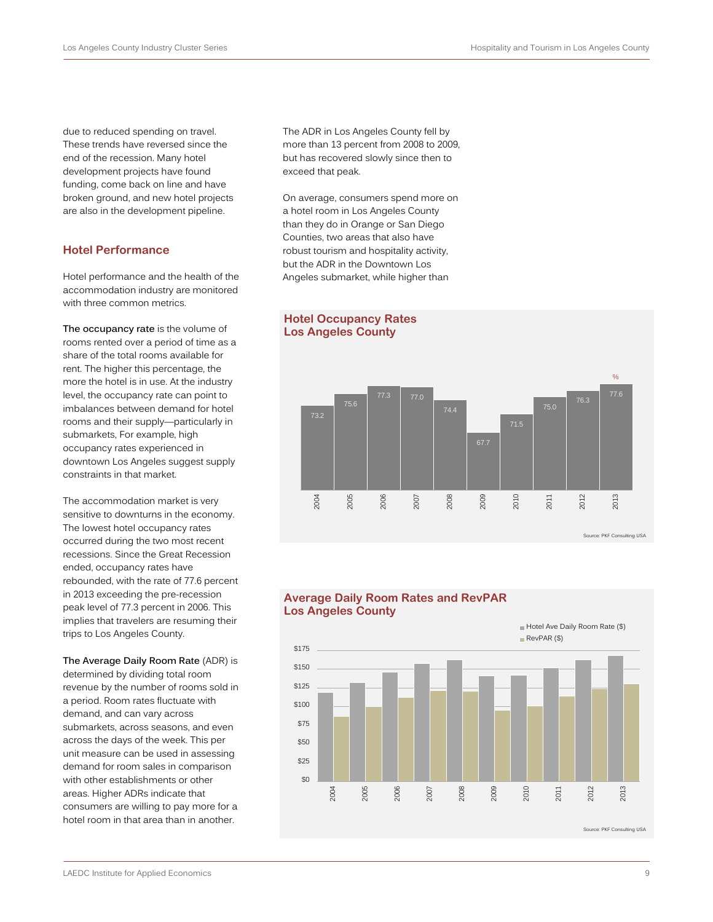due to reduced spending on travel. These trends have reversed since the end of the recession. Many hotel development projects have found funding, come back on line and have broken ground, and new hotel projects are also in the development pipeline.

## Hotel Performance

Hotel performance and the health of the accommodation industry are monitored with three common metrics.

**The occupancy rate** is the volume of rooms rented over a period of time as a share of the total rooms available for rent. The higher this percentage, the more the hotel is in use. At the industry level, the occupancy rate can point to imbalances between demand for hotel rooms and their supply—particularly in submarkets, For example, high occupancy rates experienced in downtown Los Angeles suggest supply constraints in that market.

The accommodation market is very sensitive to downturns in the economy. The lowest hotel occupancy rates occurred during the two most recent recessions. Since the Great Recession ended, occupancy rates have rebounded, with the rate of 77.6 percent in 2013 exceeding the pre-recession peak level of 77.3 percent in 2006. This implies that travelers are resuming their trips to Los Angeles County.

**The Average Daily Room Rate** (ADR) is determined by dividing total room revenue by the number of rooms sold in a period. Room rates fluctuate with demand, and can vary across submarkets, across seasons, and even across the days of the week. This per unit measure can be used in assessing demand for room sales in comparison with other establishments or other areas. Higher ADRs indicate that consumers are willing to pay more for a hotel room in that area than in another.

The ADR in Los Angeles County fell by more than 13 percent from 2008 to 2009, but has recovered slowly since then to exceed that peak.

On average, consumers spend more on a hotel room in Los Angeles County than they do in Orange or San Diego Counties, two areas that also have robust tourism and hospitality activity, but the ADR in the Downtown Los Angeles submarket, while higher than

### Hotel Occupancy Rates
### Los Angeles County

| Year | % |
|---|---|
| 2004 | 73.2 |
| 2005 | 75.6 |
| 2006 | 77.3 |
| 2007 | 77.0 |
| 2008 | 74.4 |
| 2009 | 67.7 |
| 2010 | 71.5 |
| 2011 | 75.0 |
| 2012 | 76.3 |
| 2013 | 77.6 |

Source: PKF Consulting USA

### Average Daily Room Rates and RevPAR
### Los Angeles County

Hotel Ave Daily Room Rate ($)
RevPAR ($)

Source: PKF Consulting USA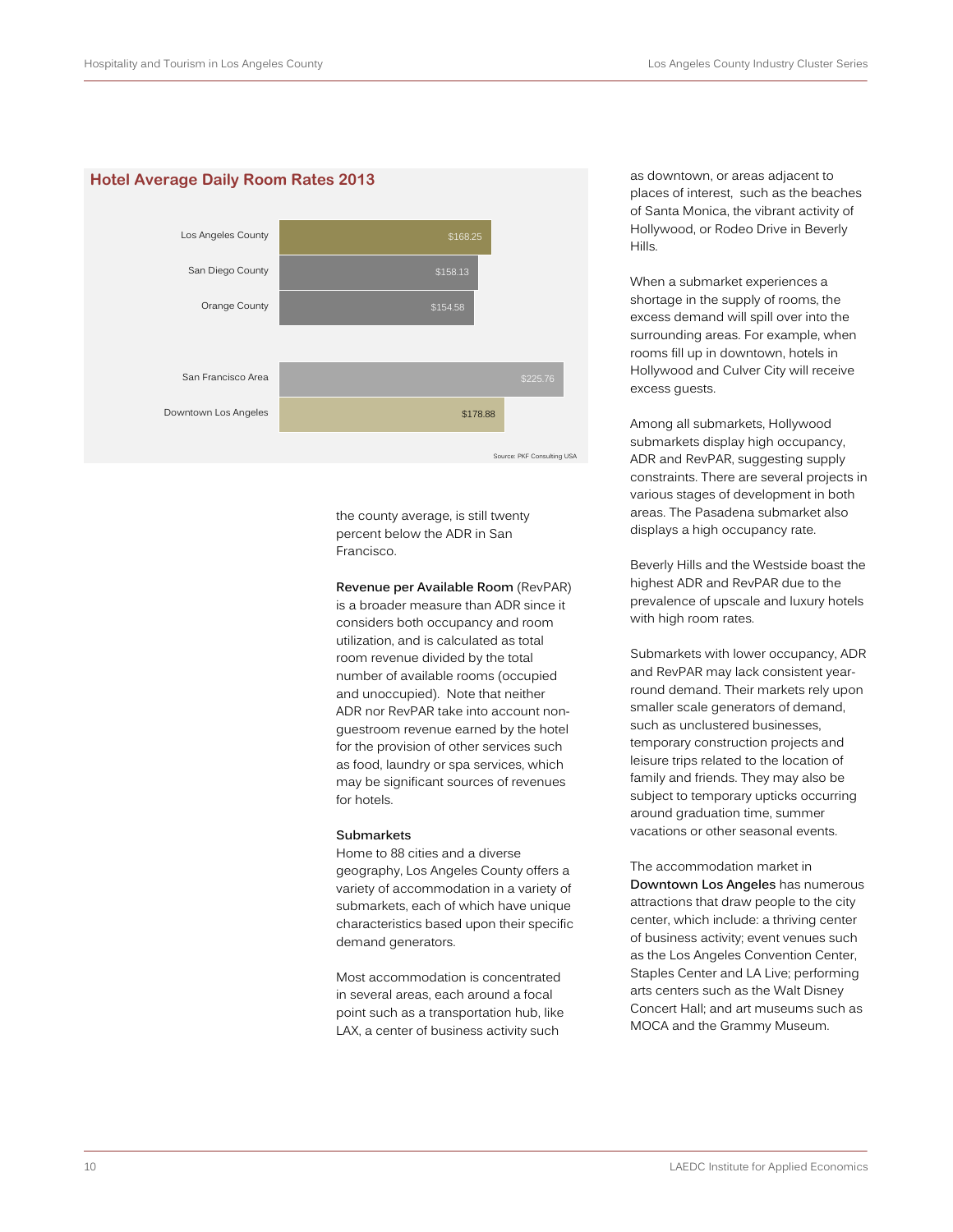## Hotel Average Daily Room Rates 2013

| Area | Rate |
|---|---|
| Los Angeles County | $168.25 |
| San Diego County | $158.13 |
| Orange County | $154.58 |
| San Francisco Area | $225.76 |
| Downtown Los Angeles | $178.88 |

Source: PKF Consulting USA

the county average, is still twenty percent below the ADR in San Francisco.

**Revenue per Available Room** (RevPAR) is a broader measure than ADR since it considers both occupancy and room utilization, and is calculated as total room revenue divided by the total number of available rooms (occupied and unoccupied). Note that neither ADR nor RevPAR take into account non-guestroom revenue earned by the hotel for the provision of other services such as food, laundry or spa services, which may be significant sources of revenues for hotels.

### Submarkets

Home to 88 cities and a diverse geography, Los Angeles County offers a variety of accommodation in a variety of submarkets, each of which have unique characteristics based upon their specific demand generators.

Most accommodation is concentrated in several areas, each around a focal point such as a transportation hub, like LAX, a center of business activity such as downtown, or areas adjacent to places of interest, such as the beaches of Santa Monica, the vibrant activity of Hollywood, or Rodeo Drive in Beverly Hills.

When a submarket experiences a shortage in the supply of rooms, the excess demand will spill over into the surrounding areas. For example, when rooms fill up in downtown, hotels in Hollywood and Culver City will receive excess guests.

Among all submarkets, Hollywood submarkets display high occupancy, ADR and RevPAR, suggesting supply constraints. There are several projects in various stages of development in both areas. The Pasadena submarket also displays a high occupancy rate.

Beverly Hills and the Westside boast the highest ADR and RevPAR due to the prevalence of upscale and luxury hotels with high room rates.

Submarkets with lower occupancy, ADR and RevPAR may lack consistent year-round demand. Their markets rely upon smaller scale generators of demand, such as unclustered businesses, temporary construction projects and leisure trips related to the location of family and friends. They may also be subject to temporary upticks occurring around graduation time, summer vacations or other seasonal events.

The accommodation market in **Downtown Los Angeles** has numerous attractions that draw people to the city center, which include: a thriving center of business activity; event venues such as the Los Angeles Convention Center, Staples Center and LA Live; performing arts centers such as the Walt Disney Concert Hall; and art museums such as MOCA and the Grammy Museum.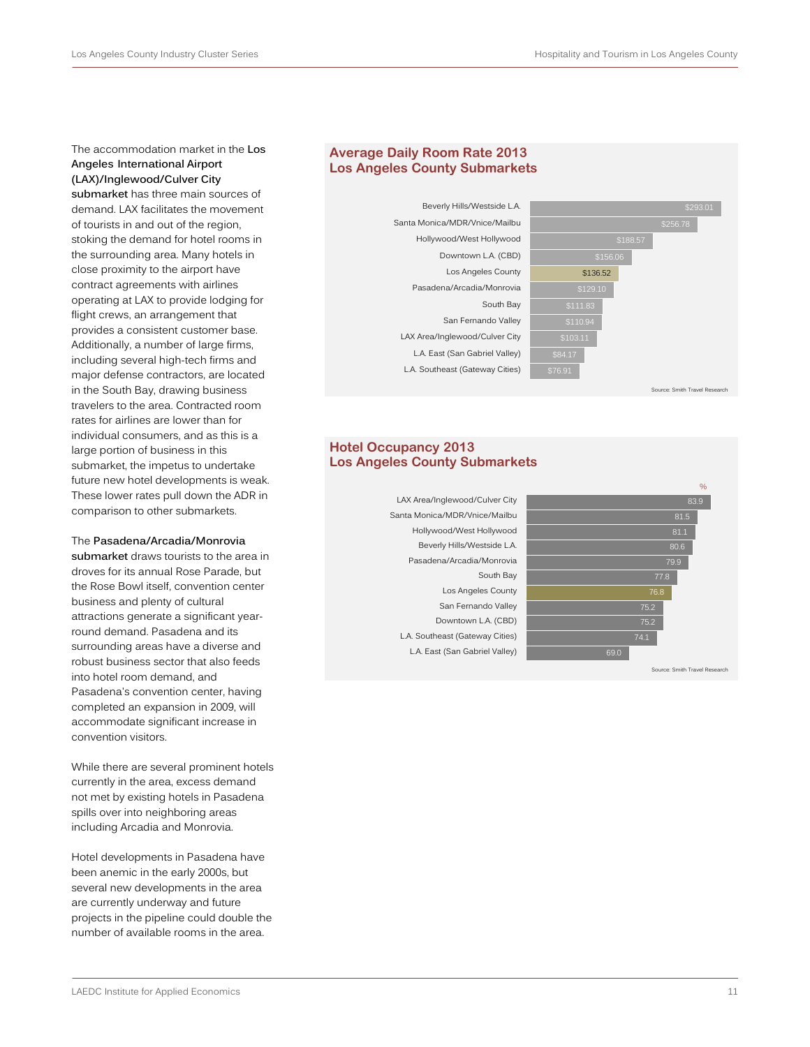The accommodation market in the **Los Angeles International Airport (LAX)/Inglewood/Culver City submarket** has three main sources of demand. LAX facilitates the movement of tourists in and out of the region, stoking the demand for hotel rooms in the surrounding area. Many hotels in close proximity to the airport have contract agreements with airlines operating at LAX to provide lodging for flight crews, an arrangement that provides a consistent customer base. Additionally, a number of large firms, including several high-tech firms and major defense contractors, are located in the South Bay, drawing business travelers to the area. Contracted room rates for airlines are lower than for individual consumers, and as this is a large portion of business in this submarket, the impetus to undertake future new hotel developments is weak. These lower rates pull down the ADR in comparison to other submarkets.

The **Pasadena/Arcadia/Monrovia submarket** draws tourists to the area in droves for its annual Rose Parade, but the Rose Bowl itself, convention center business and plenty of cultural attractions generate a significant year-round demand. Pasadena and its surrounding areas have a diverse and robust business sector that also feeds into hotel room demand, and Pasadena's convention center, having completed an expansion in 2009, will accommodate significant increase in convention visitors.

While there are several prominent hotels currently in the area, excess demand not met by existing hotels in Pasadena spills over into neighboring areas including Arcadia and Monrovia.

Hotel developments in Pasadena have been anemic in the early 2000s, but several new developments in the area are currently underway and future projects in the pipeline could double the number of available rooms in the area.

## Average Daily Room Rate 2013 Los Angeles County Submarkets

| Submarket | Average Daily Room Rate |
|---|---|
| Beverly Hills/Westside L.A. | $293.01 |
| Santa Monica/MDR/Vnice/Mailbu | $256.78 |
| Hollywood/West Hollywood | $188.57 |
| Downtown L.A. (CBD) | $156.06 |
| Los Angeles County | $136.52 |
| Pasadena/Arcadia/Monrovia | $129.10 |
| South Bay | $111.83 |
| San Fernando Valley | $110.94 |
| LAX Area/Inglewood/Culver City | $103.11 |
| L.A. East (San Gabriel Valley) | $84.17 |
| L.A. Southeast (Gateway Cities) | $76.91 |

Source: Smith Travel Research

## Hotel Occupancy 2013 Los Angeles County Submarkets

| Submarket | % |
|---|---|
| LAX Area/Inglewood/Culver City | 83.9 |
| Santa Monica/MDR/Vnice/Mailbu | 81.5 |
| Hollywood/West Hollywood | 81.1 |
| Beverly Hills/Westside L.A. | 80.6 |
| Pasadena/Arcadia/Monrovia | 79.9 |
| South Bay | 77.8 |
| Los Angeles County | 76.8 |
| San Fernando Valley | 75.2 |
| Downtown L.A. (CBD) | 75.2 |
| L.A. Southeast (Gateway Cities) | 74.1 |
| L.A. East (San Gabriel Valley) | 69.0 |

Source: Smith Travel Research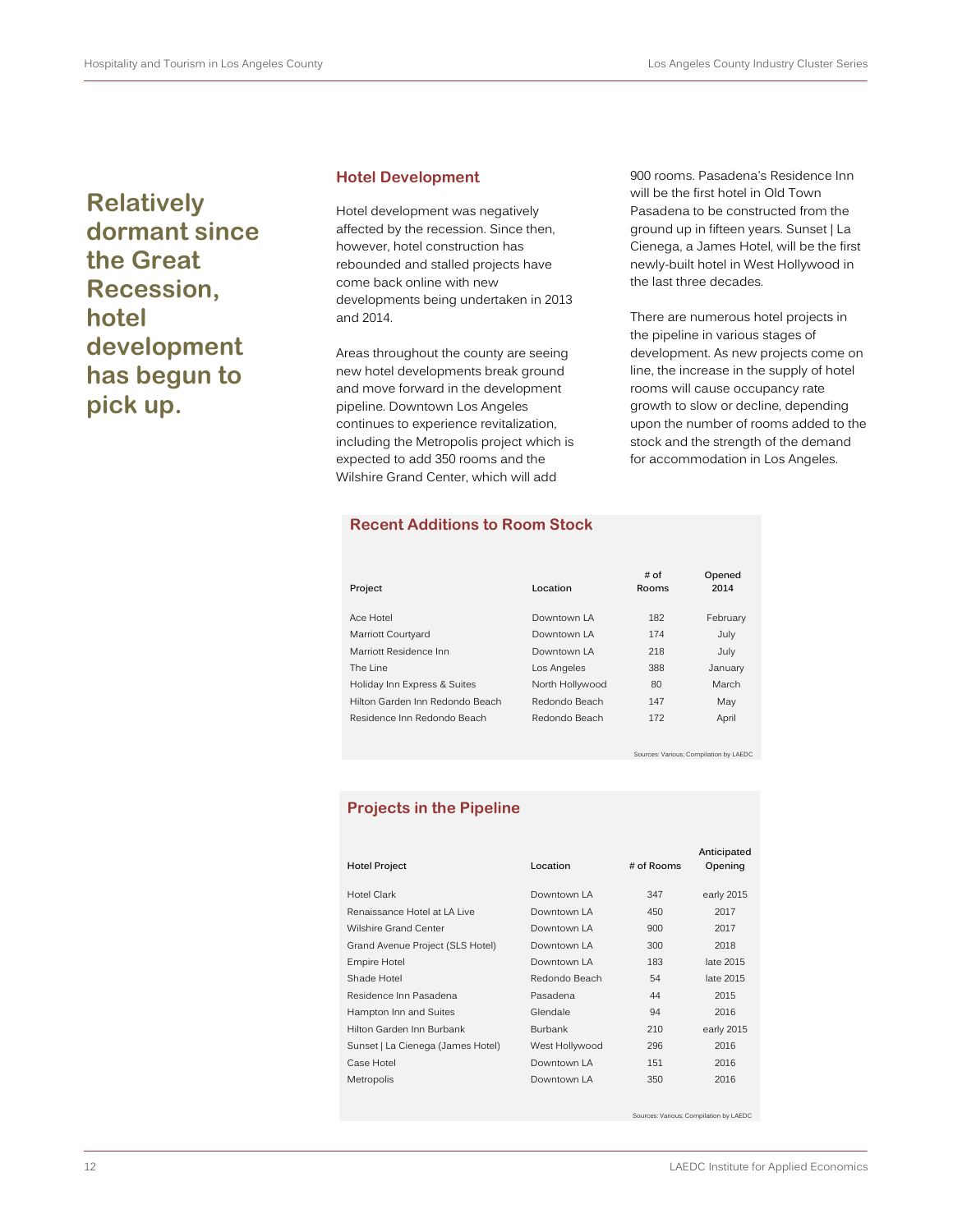**Relatively dormant since the Great Recession, hotel development has begun to pick up.**

## Hotel Development

Hotel development was negatively affected by the recession. Since then, however, hotel construction has rebounded and stalled projects have come back online with new developments being undertaken in 2013 and 2014.

Areas throughout the county are seeing new hotel developments break ground and move forward in the development pipeline. Downtown Los Angeles continues to experience revitalization, including the Metropolis project which is expected to add 350 rooms and the Wilshire Grand Center, which will add 900 rooms. Pasadena's Residence Inn will be the first hotel in Old Town Pasadena to be constructed from the ground up in fifteen years. Sunset | La Cienega, a James Hotel, will be the first newly-built hotel in West Hollywood in the last three decades.

There are numerous hotel projects in the pipeline in various stages of development. As new projects come on line, the increase in the supply of hotel rooms will cause occupancy rate growth to slow or decline, depending upon the number of rooms added to the stock and the strength of the demand for accommodation in Los Angeles.

### Recent Additions to Room Stock

| Project | Location | # of Rooms | Opened 2014 |
|---|---|---|---|
| Ace Hotel | Downtown LA | 182 | February |
| Marriott Courtyard | Downtown LA | 174 | July |
| Marriott Residence Inn | Downtown LA | 218 | July |
| The Line | Los Angeles | 388 | January |
| Holiday Inn Express & Suites | North Hollywood | 80 | March |
| Hilton Garden Inn Redondo Beach | Redondo Beach | 147 | May |
| Residence Inn Redondo Beach | Redondo Beach | 172 | April |

Sources: Various; Compilation by LAEDC

### Projects in the Pipeline

| Hotel Project | Location | # of Rooms | Anticipated Opening |
|---|---|---|---|
| Hotel Clark | Downtown LA | 347 | early 2015 |
| Renaissance Hotel at LA Live | Downtown LA | 450 | 2017 |
| Wilshire Grand Center | Downtown LA | 900 | 2017 |
| Grand Avenue Project (SLS Hotel) | Downtown LA | 300 | 2018 |
| Empire Hotel | Downtown LA | 183 | late 2015 |
| Shade Hotel | Redondo Beach | 54 | late 2015 |
| Residence Inn Pasadena | Pasadena | 44 | 2015 |
| Hampton Inn and Suites | Glendale | 94 | 2016 |
| Hilton Garden Inn Burbank | Burbank | 210 | early 2015 |
| Sunset \| La Cienega (James Hotel) | West Hollywood | 296 | 2016 |
| Case Hotel | Downtown LA | 151 | 2016 |
| Metropolis | Downtown LA | 350 | 2016 |

Sources: Various; Compilation by LAEDC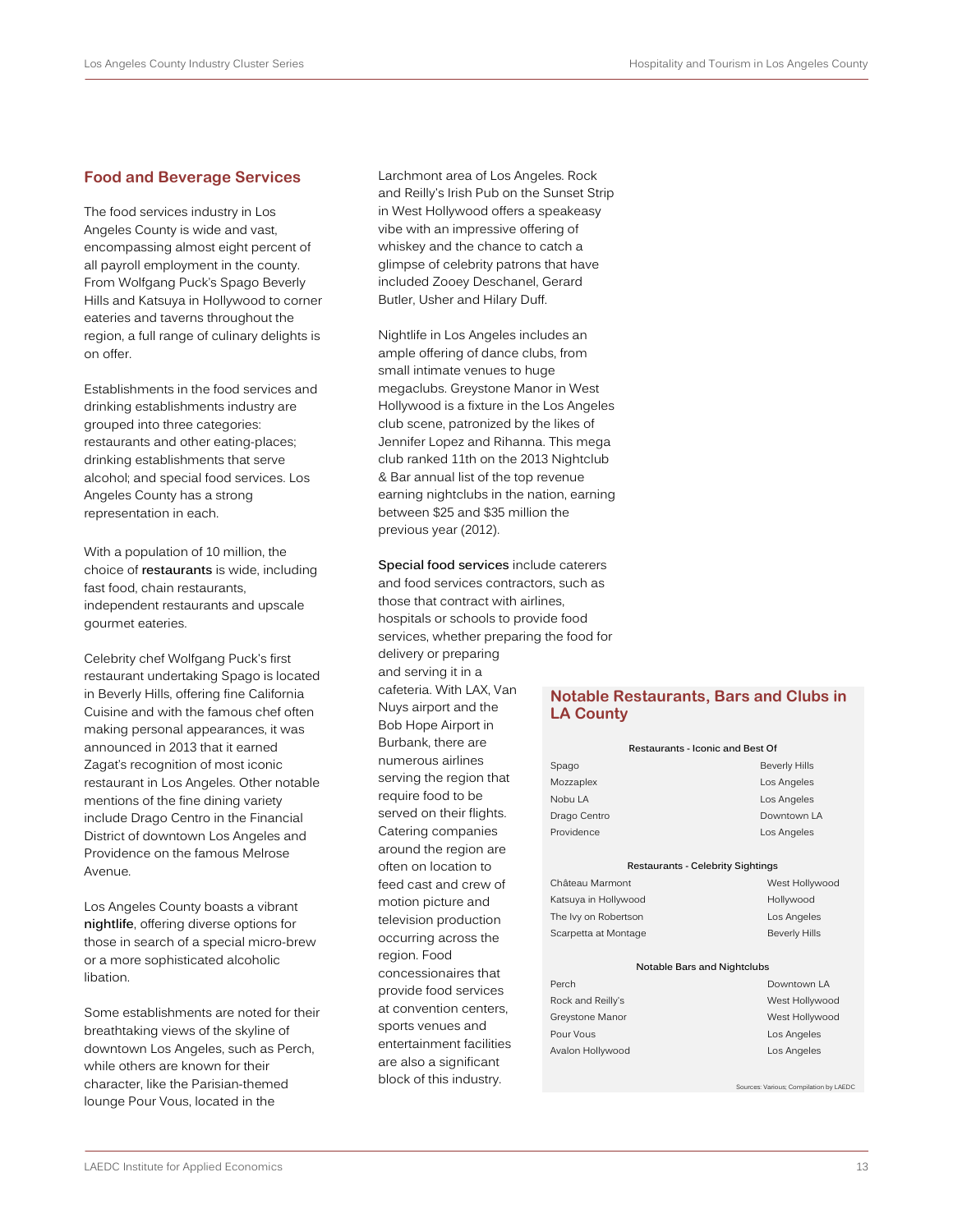## Food and Beverage Services

The food services industry in Los Angeles County is wide and vast, encompassing almost eight percent of all payroll employment in the county. From Wolfgang Puck's Spago Beverly Hills and Katsuya in Hollywood to corner eateries and taverns throughout the region, a full range of culinary delights is on offer.

Establishments in the food services and drinking establishments industry are grouped into three categories: restaurants and other eating-places; drinking establishments that serve alcohol; and special food services. Los Angeles County has a strong representation in each.

With a population of 10 million, the choice of **restaurants** is wide, including fast food, chain restaurants, independent restaurants and upscale gourmet eateries.

Celebrity chef Wolfgang Puck's first restaurant undertaking Spago is located in Beverly Hills, offering fine California Cuisine and with the famous chef often making personal appearances, it was announced in 2013 that it earned Zagat's recognition of most iconic restaurant in Los Angeles. Other notable mentions of the fine dining variety include Drago Centro in the Financial District of downtown Los Angeles and Providence on the famous Melrose Avenue.

Los Angeles County boasts a vibrant **nightlife**, offering diverse options for those in search of a special micro-brew or a more sophisticated alcoholic libation.

Some establishments are noted for their breathtaking views of the skyline of downtown Los Angeles, such as Perch, while others are known for their character, like the Parisian-themed lounge Pour Vous, located in the Larchmont area of Los Angeles. Rock and Reilly's Irish Pub on the Sunset Strip in West Hollywood offers a speakeasy vibe with an impressive offering of whiskey and the chance to catch a glimpse of celebrity patrons that have included Zooey Deschanel, Gerard Butler, Usher and Hilary Duff.

Nightlife in Los Angeles includes an ample offering of dance clubs, from small intimate venues to huge megaclubs. Greystone Manor in West Hollywood is a fixture in the Los Angeles club scene, patronized by the likes of Jennifer Lopez and Rihanna. This mega club ranked 11th on the 2013 Nightclub & Bar annual list of the top revenue earning nightclubs in the nation, earning between $25 and $35 million the previous year (2012).

**Special food services** include caterers and food services contractors, such as those that contract with airlines, hospitals or schools to provide food services, whether preparing the food for delivery or preparing and serving it in a cafeteria. With LAX, Van Nuys airport and the Bob Hope Airport in Burbank, there are numerous airlines serving the region that require food to be served on their flights. Catering companies around the region are often on location to feed cast and crew of motion picture and television production occurring across the region. Food concessionaires that provide food services at convention centers, sports venues and entertainment facilities are also a significant block of this industry.

### Notable Restaurants, Bars and Clubs in LA County

| Restaurants - Iconic and Best Of | |
|---|---|
| Spago | Beverly Hills |
| Mozzaplex | Los Angeles |
| Nobu LA | Los Angeles |
| Drago Centro | Downtown LA |
| Providence | Los Angeles |

| Restaurants - Celebrity Sightings | |
|---|---|
| Château Marmont | West Hollywood |
| Katsuya in Hollywood | Hollywood |
| The Ivy on Robertson | Los Angeles |
| Scarpetta at Montage | Beverly Hills |

| Notable Bars and Nightclubs | |
|---|---|
| Perch | Downtown LA |
| Rock and Reilly's | West Hollywood |
| Greystone Manor | West Hollywood |
| Pour Vous | Los Angeles |
| Avalon Hollywood | Los Angeles |

Sources: Various; Compilation by LAEDC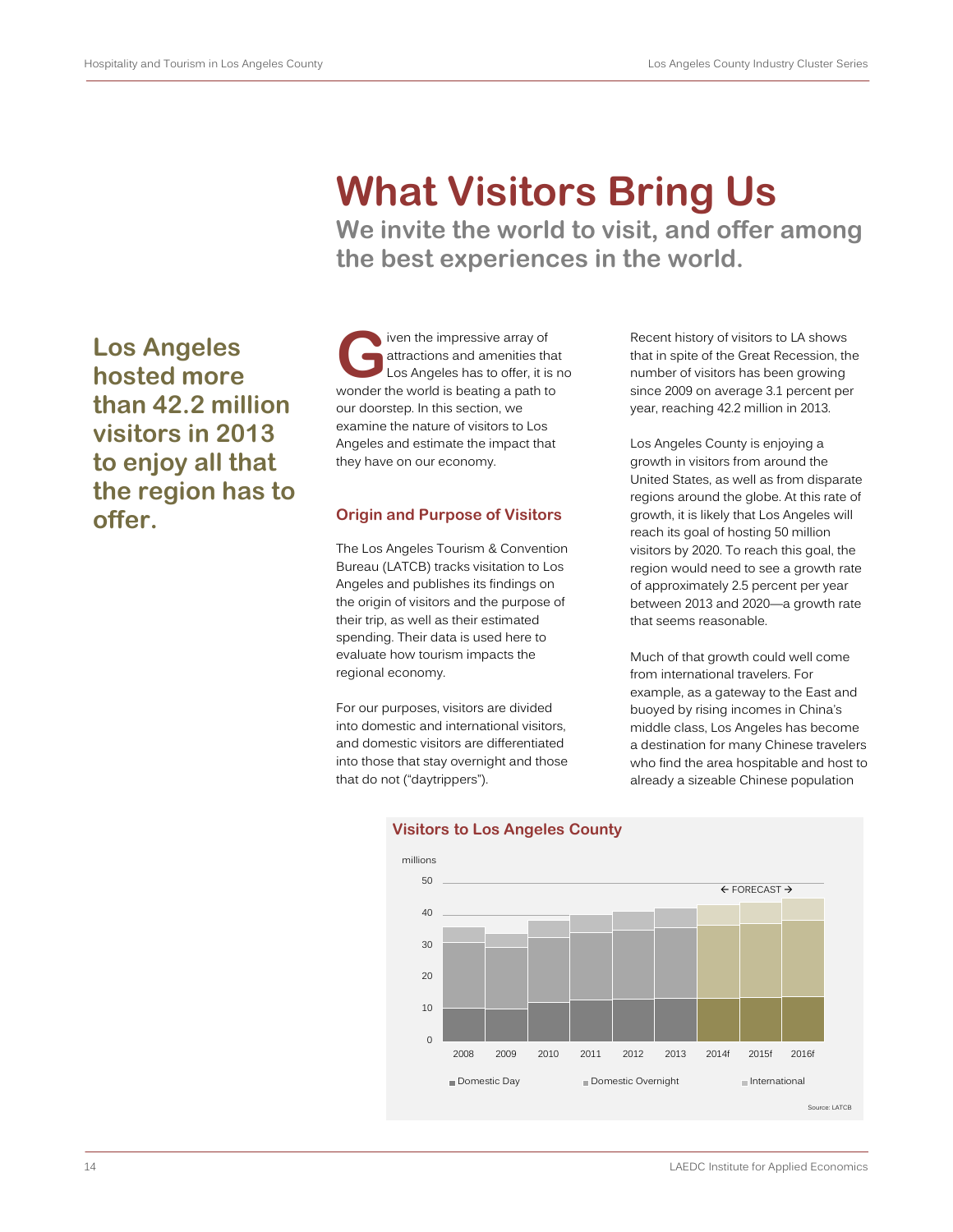# What Visitors Bring Us

## We invite the world to visit, and offer among the best experiences in the world.

**Los Angeles hosted more than 42.2 million visitors in 2013 to enjoy all that the region has to offer.**

Given the impressive array of attractions and amenities that Los Angeles has to offer, it is no wonder the world is beating a path to our doorstep. In this section, we examine the nature of visitors to Los Angeles and estimate the impact that they have on our economy.

### Origin and Purpose of Visitors

The Los Angeles Tourism & Convention Bureau (LATCB) tracks visitation to Los Angeles and publishes its findings on the origin of visitors and the purpose of their trip, as well as their estimated spending. Their data is used here to evaluate how tourism impacts the regional economy.

For our purposes, visitors are divided into domestic and international visitors, and domestic visitors are differentiated into those that stay overnight and those that do not ("daytrippers").

Recent history of visitors to LA shows that in spite of the Great Recession, the number of visitors has been growing since 2009 on average 3.1 percent per year, reaching 42.2 million in 2013.

Los Angeles County is enjoying a growth in visitors from around the United States, as well as from disparate regions around the globe. At this rate of growth, it is likely that Los Angeles will reach its goal of hosting 50 million visitors by 2020. To reach this goal, the region would need to see a growth rate of approximately 2.5 percent per year between 2013 and 2020—a growth rate that seems reasonable.

Much of that growth could well come from international travelers. For example, as a gateway to the East and buoyed by rising incomes in China's middle class, Los Angeles has become a destination for many Chinese travelers who find the area hospitable and host to already a sizeable Chinese population

**Visitors to Los Angeles County**

millions

50
40
30
20
10
0

2008 2009 2010 2011 2012 2013 2014f 2015f 2016f

← FORECAST →

Domestic Day   Domestic Overnight   International

Source: LATCB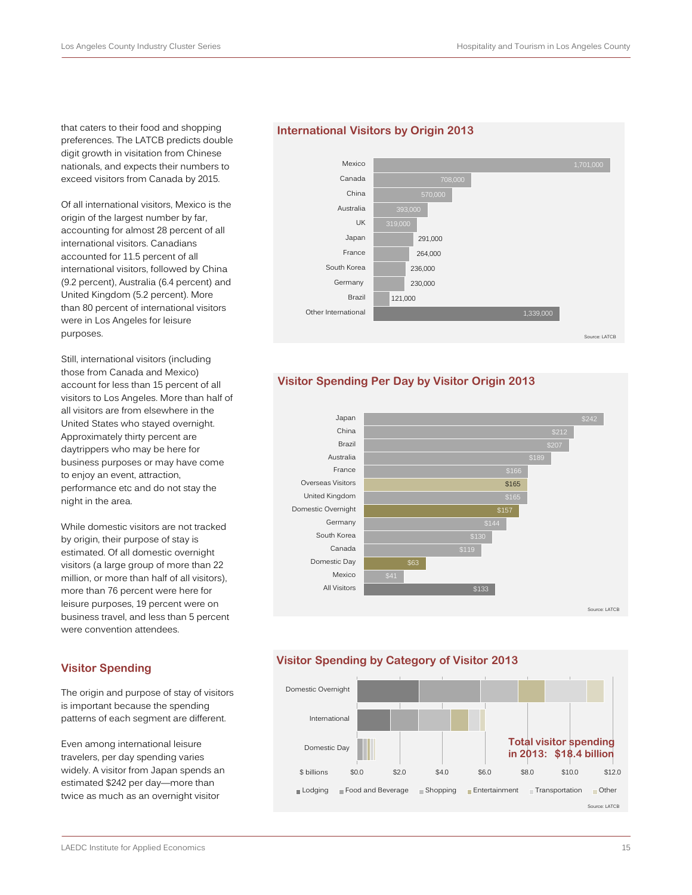that caters to their food and shopping preferences. The LATCB predicts double digit growth in visitation from Chinese nationals, and expects their numbers to exceed visitors from Canada by 2015.

Of all international visitors, Mexico is the origin of the largest number by far, accounting for almost 28 percent of all international visitors. Canadians accounted for 11.5 percent of all international visitors, followed by China (9.2 percent), Australia (6.4 percent) and United Kingdom (5.2 percent). More than 80 percent of international visitors were in Los Angeles for leisure purposes.

Still, international visitors (including those from Canada and Mexico) account for less than 15 percent of all visitors to Los Angeles. More than half of all visitors are from elsewhere in the United States who stayed overnight. Approximately thirty percent are daytrippers who may be here for business purposes or may have come to enjoy an event, attraction, performance etc and do not stay the night in the area.

While domestic visitors are not tracked by origin, their purpose of stay is estimated. Of all domestic overnight visitors (a large group of more than 22 million, or more than half of all visitors), more than 76 percent were here for leisure purposes, 19 percent were on business travel, and less than 5 percent were convention attendees.

## Visitor Spending

The origin and purpose of stay of visitors is important because the spending patterns of each segment are different.

Even among international leisure travelers, per day spending varies widely. A visitor from Japan spends an estimated $242 per day—more than twice as much as an overnight visitor

### International Visitors by Origin 2013

| Origin | Visitors |
|---|---|
| Mexico | 1,701,000 |
| Canada | 708,000 |
| China | 570,000 |
| Australia | 393,000 |
| UK | 319,000 |
| Japan | 291,000 |
| France | 264,000 |
| South Korea | 236,000 |
| Germany | 230,000 |
| Brazil | 121,000 |
| Other International | 1,339,000 |

Source: LATCB

### Visitor Spending Per Day by Visitor Origin 2013

| Origin | Spending per day |
|---|---|
| Japan | $242 |
| China | $212 |
| Brazil | $207 |
| Australia | $189 |
| France | $166 |
| Overseas Visitors | $165 |
| United Kingdom | $165 |
| Domestic Overnight | $157 |
| Germany | $144 |
| South Korea | $130 |
| Canada | $119 |
| Domestic Day | $63 |
| Mexico | $41 |
| All Visitors | $133 |

Source: LATCB

### Visitor Spending by Category of Visitor 2013

Categories: Lodging, Food and Beverage, Shopping, Entertainment, Transportation, Other

Visitor categories: Domestic Overnight, International, Domestic Day

$ billions: $0.0, $2.0, $4.0, $6.0, $8.0, $10.0, $12.0

Total visitor spending in 2013: $18.4 billion

Source: LATCB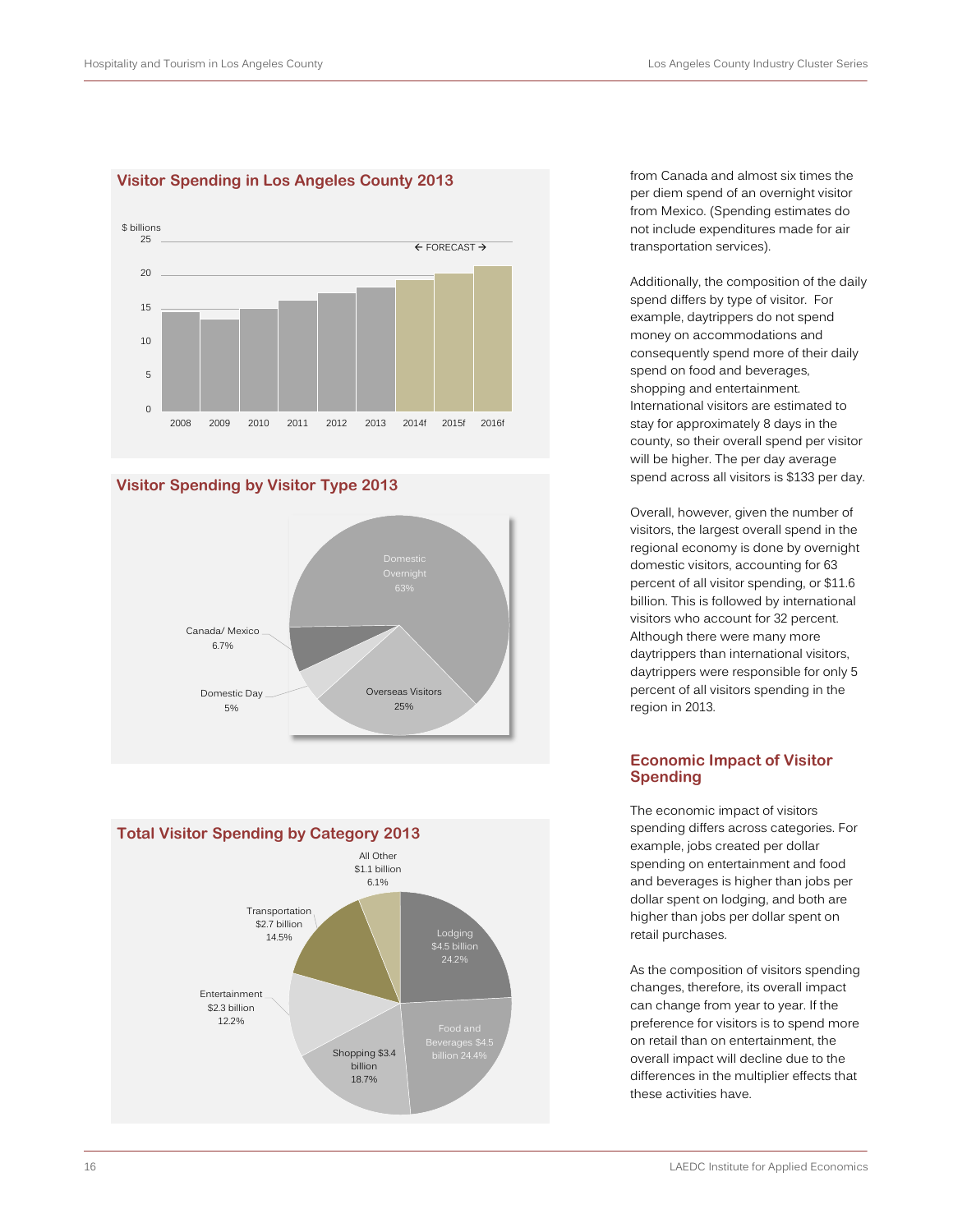### Visitor Spending in Los Angeles County 2013

$ billions

← FORECAST →

| 2008 | 2009 | 2010 | 2011 | 2012 | 2013 | 2014f | 2015f | 2016f |
|---|---|---|---|---|---|---|---|---|

### Visitor Spending by Visitor Type 2013

Domestic Overnight 63%

Canada/ Mexico 6.7%

Domestic Day 5%

Overseas Visitors 25%

### Total Visitor Spending by Category 2013

All Other $1.1 billion 6.1%

Transportation $2.7 billion 14.5%

Entertainment $2.3 billion 12.2%

Shopping $3.4 billion 18.7%

Food and Beverages $4.5 billion 24.4%

Lodging $4.5 billion 24.2%

from Canada and almost six times the per diem spend of an overnight visitor from Mexico. (Spending estimates do not include expenditures made for air transportation services).

Additionally, the composition of the daily spend differs by type of visitor. For example, daytrippers do not spend money on accommodations and consequently spend more of their daily spend on food and beverages, shopping and entertainment. International visitors are estimated to stay for approximately 8 days in the county, so their overall spend per visitor will be higher. The per day average spend across all visitors is $133 per day.

Overall, however, given the number of visitors, the largest overall spend in the regional economy is done by overnight domestic visitors, accounting for 63 percent of all visitor spending, or $11.6 billion. This is followed by international visitors who account for 32 percent. Although there were many more daytrippers than international visitors, daytrippers were responsible for only 5 percent of all visitors spending in the region in 2013.

## Economic Impact of Visitor Spending

The economic impact of visitors spending differs across categories. For example, jobs created per dollar spending on entertainment and food and beverages is higher than jobs per dollar spent on lodging, and both are higher than jobs per dollar spent on retail purchases.

As the composition of visitors spending changes, therefore, its overall impact can change from year to year. If the preference for visitors is to spend more on retail than on entertainment, the overall impact will decline due to the differences in the multiplier effects that these activities have.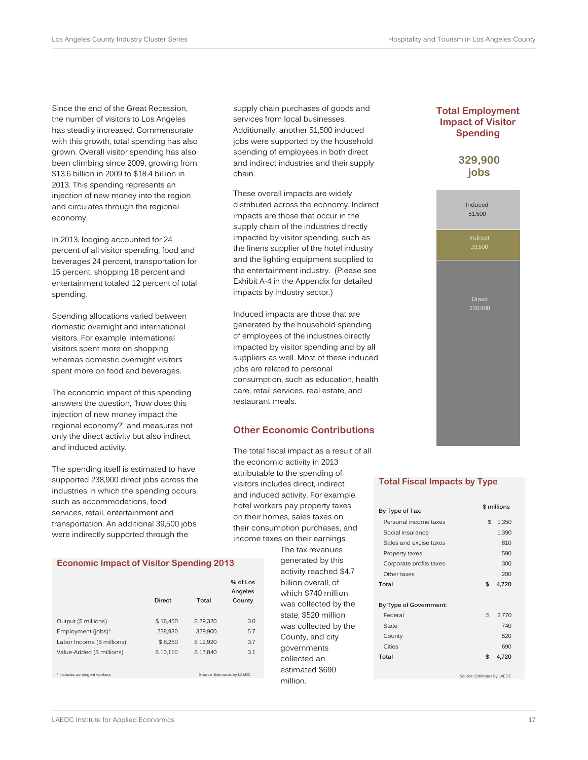Since the end of the Great Recession, the number of visitors to Los Angeles has steadily increased. Commensurate with this growth, total spending has also grown. Overall visitor spending has also been climbing since 2009, growing from $13.6 billion in 2009 to $18.4 billion in 2013. This spending represents an injection of new money into the region and circulates through the regional economy.

In 2013, lodging accounted for 24 percent of all visitor spending, food and beverages 24 percent, transportation for 15 percent, shopping 18 percent and entertainment totaled 12 percent of total spending.

Spending allocations varied between domestic overnight and international visitors. For example, international visitors spent more on shopping whereas domestic overnight visitors spent more on food and beverages.

The economic impact of this spending answers the question, "how does this injection of new money impact the regional economy?" and measures not only the direct activity but also indirect and induced activity.

The spending itself is estimated to have supported 238,900 direct jobs across the industries in which the spending occurs, such as accommodations, food services, retail, entertainment and transportation. An additional 39,500 jobs were indirectly supported through the supply chain purchases of goods and services from local businesses. Additionally, another 51,500 induced jobs were supported by the household spending of employees in both direct and indirect industries and their supply chain.

These overall impacts are widely distributed across the economy. Indirect impacts are those that occur in the supply chain of the industries directly impacted by visitor spending, such as the linens supplier of the hotel industry and the lighting equipment supplied to the entertainment industry. (Please see Exhibit A-4 in the Appendix for detailed impacts by industry sector.)

Induced impacts are those that are generated by the household spending of employees of the industries directly impacted by visitor spending and by all suppliers as well. Most of these induced jobs are related to personal consumption, such as education, health care, retail services, real estate, and restaurant meals.

## Other Economic Contributions

The total fiscal impact as a result of all the economic activity in 2013 attributable to the spending of visitors includes direct, indirect and induced activity. For example, hotel workers pay property taxes on their homes, sales taxes on their consumption purchases, and income taxes on their earnings. The tax revenues generated by this activity reached $4.7 billion overall, of which $740 million was collected by the state, $520 million was collected by the County, and city governments collected an estimated $690 million.

### Economic Impact of Visitor Spending 2013

| | Direct | Total | % of Los Angeles County |
|---|---|---|---|
| Output ($ millions) | $ 16,450 | $ 29,320 | 3.0 |
| Employment (jobs)* | 238,930 | 329,900 | 5.7 |
| Labor Income ($ millions) | $ 8,250 | $ 12,920 | 3.7 |
| Value-Added ($ millions) | $ 10,110 | $ 17,840 | 3.1 |

\* Includes contingent workers

Source: Estimates by LAEDC

### Total Employment Impact of Visitor Spending

**329,900 jobs**

| Type | Jobs |
|---|---|
| Induced | 51,500 |
| Indirect | 39,500 |
| Direct | 238,900 |

### Total Fiscal Impacts by Type

| | $ millions |
|---|---|
| **By Type of Tax:** | |
| Personal income taxes | $ 1,350 |
| Social insurance | 1,390 |
| Sales and excise taxes | 810 |
| Property taxes | 590 |
| Corporate profits taxes | 300 |
| Other taxes | 200 |
| **Total** | **$ 4,720** |
| **By Type of Government:** | |
| Federal | $ 2,770 |
| State | 740 |
| County | 520 |
| Cities | 690 |
| **Total** | **$ 4,720** |

Source: Estimates by LAEDC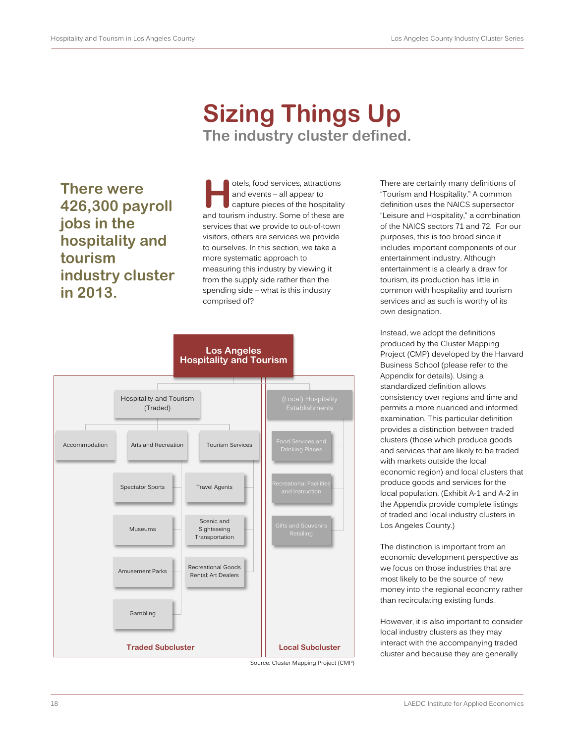# Sizing Things Up

## The industry cluster defined.

**There were 426,300 payroll jobs in the hospitality and tourism industry cluster in 2013.**

Hotels, food services, attractions and events – all appear to capture pieces of the hospitality and tourism industry. Some of these are services that we provide to out-of-town visitors, others are services we provide to ourselves. In this section, we take a more systematic approach to measuring this industry by viewing it from the supply side rather than the spending side – what is this industry comprised of?

**Los Angeles Hospitality and Tourism**

- **Hospitality and Tourism (Traded)** — Traded Subcluster
  - Accommodation
  - Arts and Recreation
    - Spectator Sports
    - Museums
    - Amusement Parks
    - Gambling
  - Tourism Services
    - Travel Agents
    - Scenic and Sightseeing Transportation
    - Recreational Goods Rental; Art Dealers
- **(Local) Hospitality Establishments** — Local Subcluster
  - Food Services and Drinking Places
  - Recreational Facilities and Instruction
  - Gifts and Souvenirs Retailing

Source: Cluster Mapping Project (CMP)

There are certainly many definitions of "Tourism and Hospitality." A common definition uses the NAICS supersector "Leisure and Hospitality," a combination of the NAICS sectors 71 and 72. For our purposes, this is too broad since it includes important components of our entertainment industry. Although entertainment is a clearly a draw for tourism, its production has little in common with hospitality and tourism services and as such is worthy of its own designation.

Instead, we adopt the definitions produced by the Cluster Mapping Project (CMP) developed by the Harvard Business School (please refer to the Appendix for details). Using a standardized definition allows consistency over regions and time and permits a more nuanced and informed examination. This particular definition provides a distinction between traded clusters (those which produce goods and services that are likely to be traded with markets outside the local economic region) and local clusters that produce goods and services for the local population. (Exhibit A-1 and A-2 in the Appendix provide complete listings of traded and local industry clusters in Los Angeles County.)

The distinction is important from an economic development perspective as we focus on those industries that are most likely to be the source of new money into the regional economy rather than recirculating existing funds.

However, it is also important to consider local industry clusters as they may interact with the accompanying traded cluster and because they are generally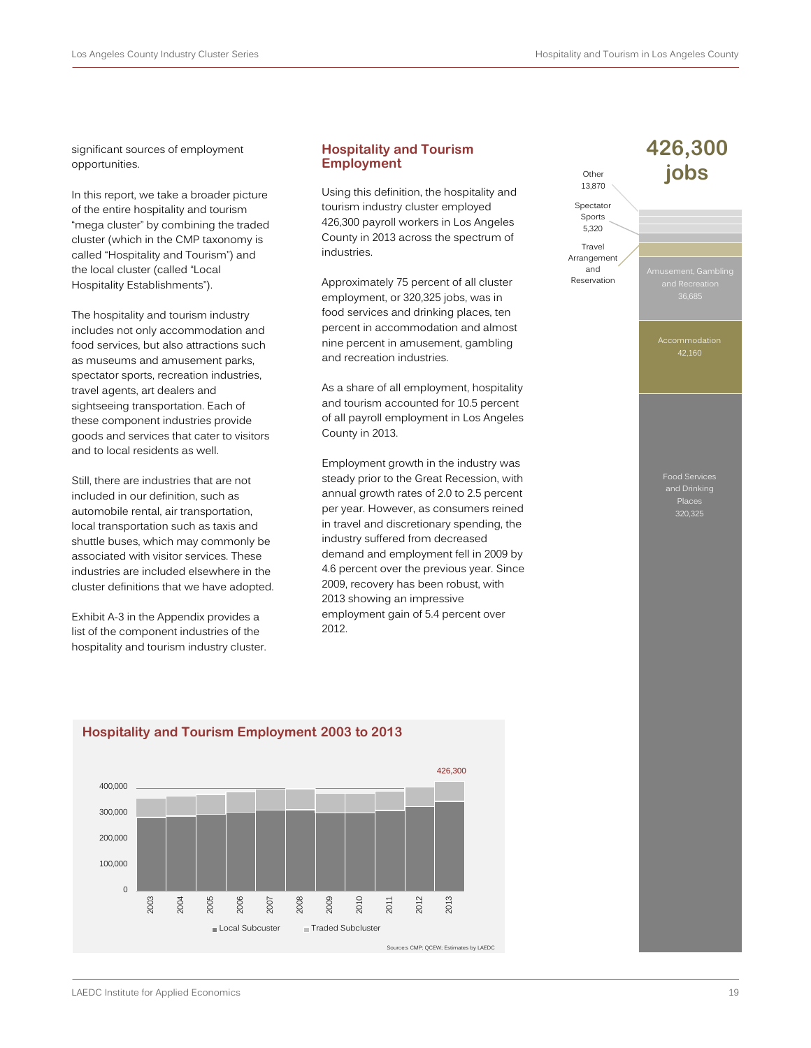significant sources of employment opportunities.

In this report, we take a broader picture of the entire hospitality and tourism "mega cluster" by combining the traded cluster (which in the CMP taxonomy is called "Hospitality and Tourism") and the local cluster (called "Local Hospitality Establishments").

The hospitality and tourism industry includes not only accommodation and food services, but also attractions such as museums and amusement parks, spectator sports, recreation industries, travel agents, art dealers and sightseeing transportation. Each of these component industries provide goods and services that cater to visitors and to local residents as well.

Still, there are industries that are not included in our definition, such as automobile rental, air transportation, local transportation such as taxis and shuttle buses, which may commonly be associated with visitor services. These industries are included elsewhere in the cluster definitions that we have adopted.

Exhibit A-3 in the Appendix provides a list of the component industries of the hospitality and tourism industry cluster.

## Hospitality and Tourism Employment

Using this definition, the hospitality and tourism industry cluster employed 426,300 payroll workers in Los Angeles County in 2013 across the spectrum of industries.

Approximately 75 percent of all cluster employment, or 320,325 jobs, was in food services and drinking places, ten percent in accommodation and almost nine percent in amusement, gambling and recreation industries.

As a share of all employment, hospitality and tourism accounted for 10.5 percent of all payroll employment in Los Angeles County in 2013.

Employment growth in the industry was steady prior to the Great Recession, with annual growth rates of 2.0 to 2.5 percent per year. However, as consumers reined in travel and discretionary spending, the industry suffered from decreased demand and employment fell in 2009 by 4.6 percent over the previous year. Since 2009, recovery has been robust, with 2013 showing an impressive employment gain of 5.4 percent over 2012.

**426,300 jobs**

| Industry | Jobs |
|---|---|
| Other | 13,870 |
| Spectator Sports | 5,320 |
| Travel Arrangement and Reservation | |
| Amusement, Gambling and Recreation | 36,685 |
| Accommodation | 42,160 |
| Food Services and Drinking Places | 320,325 |

**Hospitality and Tourism Employment 2003 to 2013**

2013: 426,300

Local Subcuster / Traded Subcluster

Sources: CMP; QCEW; Estimates by LAEDC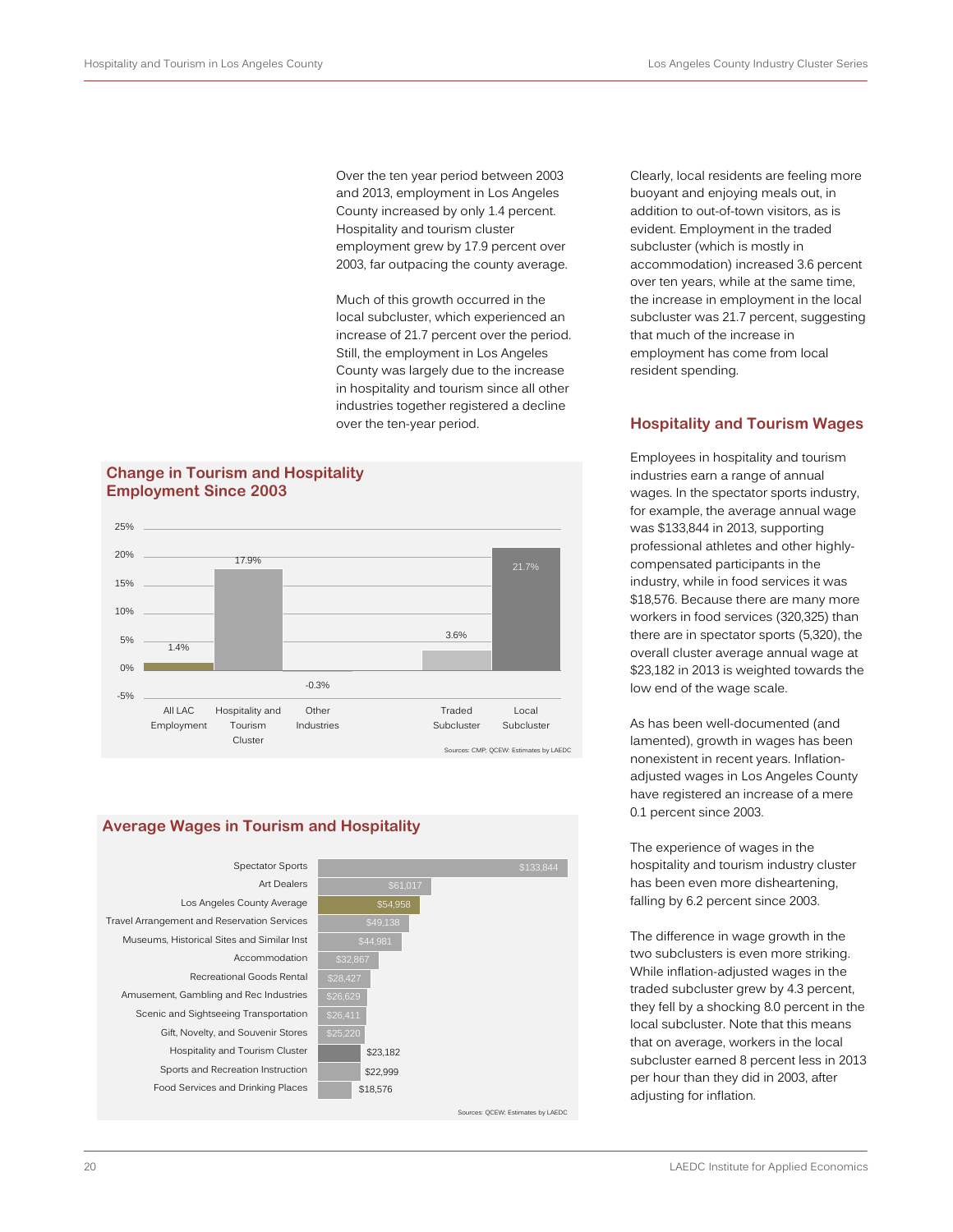Over the ten year period between 2003 and 2013, employment in Los Angeles County increased by only 1.4 percent. Hospitality and tourism cluster employment grew by 17.9 percent over 2003, far outpacing the county average.

Much of this growth occurred in the local subcluster, which experienced an increase of 21.7 percent over the period. Still, the employment in Los Angeles County was largely due to the increase in hospitality and tourism since all other industries together registered a decline over the ten-year period.

### Change in Tourism and Hospitality Employment Since 2003

| Category | Change |
|---|---|
| All LAC Employment | 1.4% |
| Hospitality and Tourism Cluster | 17.9% |
| Other Industries | -0.3% |
| Traded Subcluster | 3.6% |
| Local Subcluster | 21.7% |

Sources: CMP; QCEW; Estimates by LAEDC

### Average Wages in Tourism and Hospitality

| Industry | Average Wage |
|---|---|
| Spectator Sports | $133,844 |
| Art Dealers | $61,017 |
| Los Angeles County Average | $54,958 |
| Travel Arrangement and Reservation Services | $49,138 |
| Museums, Historical Sites and Similar Inst | $44,981 |
| Accommodation | $32,867 |
| Recreational Goods Rental | $28,427 |
| Amusement, Gambling and Rec Industries | $26,629 |
| Scenic and Sightseeing Transportation | $26,411 |
| Gift, Novelty, and Souvenir Stores | $25,220 |
| Hospitality and Tourism Cluster | $23,182 |
| Sports and Recreation Instruction | $22,999 |
| Food Services and Drinking Places | $18,576 |

Sources: QCEW; Estimates by LAEDC

Clearly, local residents are feeling more buoyant and enjoying meals out, in addition to out-of-town visitors, as is evident. Employment in the traded subcluster (which is mostly in accommodation) increased 3.6 percent over ten years, while at the same time, the increase in employment in the local subcluster was 21.7 percent, suggesting that much of the increase in employment has come from local resident spending.

## Hospitality and Tourism Wages

Employees in hospitality and tourism industries earn a range of annual wages. In the spectator sports industry, for example, the average annual wage was $133,844 in 2013, supporting professional athletes and other highly-compensated participants in the industry, while in food services it was $18,576. Because there are many more workers in food services (320,325) than there are in spectator sports (5,320), the overall cluster average annual wage at $23,182 in 2013 is weighted towards the low end of the wage scale.

As has been well-documented (and lamented), growth in wages has been nonexistent in recent years. Inflation-adjusted wages in Los Angeles County have registered an increase of a mere 0.1 percent since 2003.

The experience of wages in the hospitality and tourism industry cluster has been even more disheartening, falling by 6.2 percent since 2003.

The difference in wage growth in the two subclusters is even more striking. While inflation-adjusted wages in the traded subcluster grew by 4.3 percent, they fell by a shocking 8.0 percent in the local subcluster. Note that this means that on average, workers in the local subcluster earned 8 percent less in 2013 per hour than they did in 2003, after adjusting for inflation.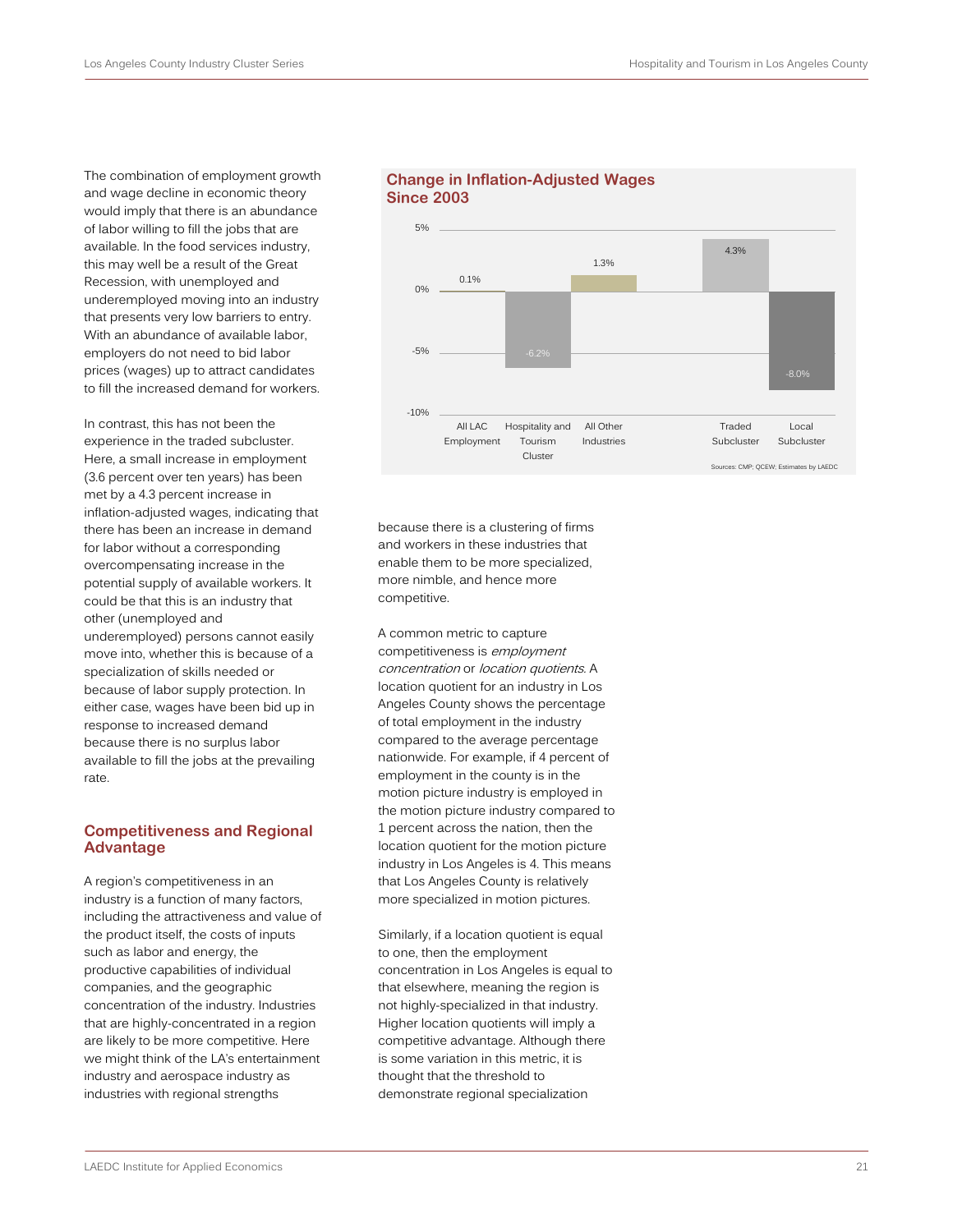The combination of employment growth and wage decline in economic theory would imply that there is an abundance of labor willing to fill the jobs that are available. In the food services industry, this may well be a result of the Great Recession, with unemployed and underemployed moving into an industry that presents very low barriers to entry. With an abundance of available labor, employers do not need to bid labor prices (wages) up to attract candidates to fill the increased demand for workers.

In contrast, this has not been the experience in the traded subcluster. Here, a small increase in employment (3.6 percent over ten years) has been met by a 4.3 percent increase in inflation-adjusted wages, indicating that there has been an increase in demand for labor without a corresponding overcompensating increase in the potential supply of available workers. It could be that this is an industry that other (unemployed and underemployed) persons cannot easily move into, whether this is because of a specialization of skills needed or because of labor supply protection. In either case, wages have been bid up in response to increased demand because there is no surplus labor available to fill the jobs at the prevailing rate.

## Competitiveness and Regional Advantage

A region's competitiveness in an industry is a function of many factors, including the attractiveness and value of the product itself, the costs of inputs such as labor and energy, the productive capabilities of individual companies, and the geographic concentration of the industry. Industries that are highly-concentrated in a region are likely to be more competitive. Here we might think of the LA's entertainment industry and aerospace industry as industries with regional strengths

**Change in Inflation-Adjusted Wages Since 2003**

| Category | Change |
|---|---|
| All LAC Employment | 0.1% |
| Hospitality and Tourism Cluster | -6.2% |
| All Other Industries | 1.3% |
| Traded Subcluster | 4.3% |
| Local Subcluster | -8.0% |

Sources: CMP; QCEW; Estimates by LAEDC

because there is a clustering of firms and workers in these industries that enable them to be more specialized, more nimble, and hence more competitive.

A common metric to capture competitiveness is *employment concentration* or *location quotients*. A location quotient for an industry in Los Angeles County shows the percentage of total employment in the industry compared to the average percentage nationwide. For example, if 4 percent of employment in the county is in the motion picture industry is employed in the motion picture industry compared to 1 percent across the nation, then the location quotient for the motion picture industry in Los Angeles is 4. This means that Los Angeles County is relatively more specialized in motion pictures.

Similarly, if a location quotient is equal to one, then the employment concentration in Los Angeles is equal to that elsewhere, meaning the region is not highly-specialized in that industry. Higher location quotients will imply a competitive advantage. Although there is some variation in this metric, it is thought that the threshold to demonstrate regional specialization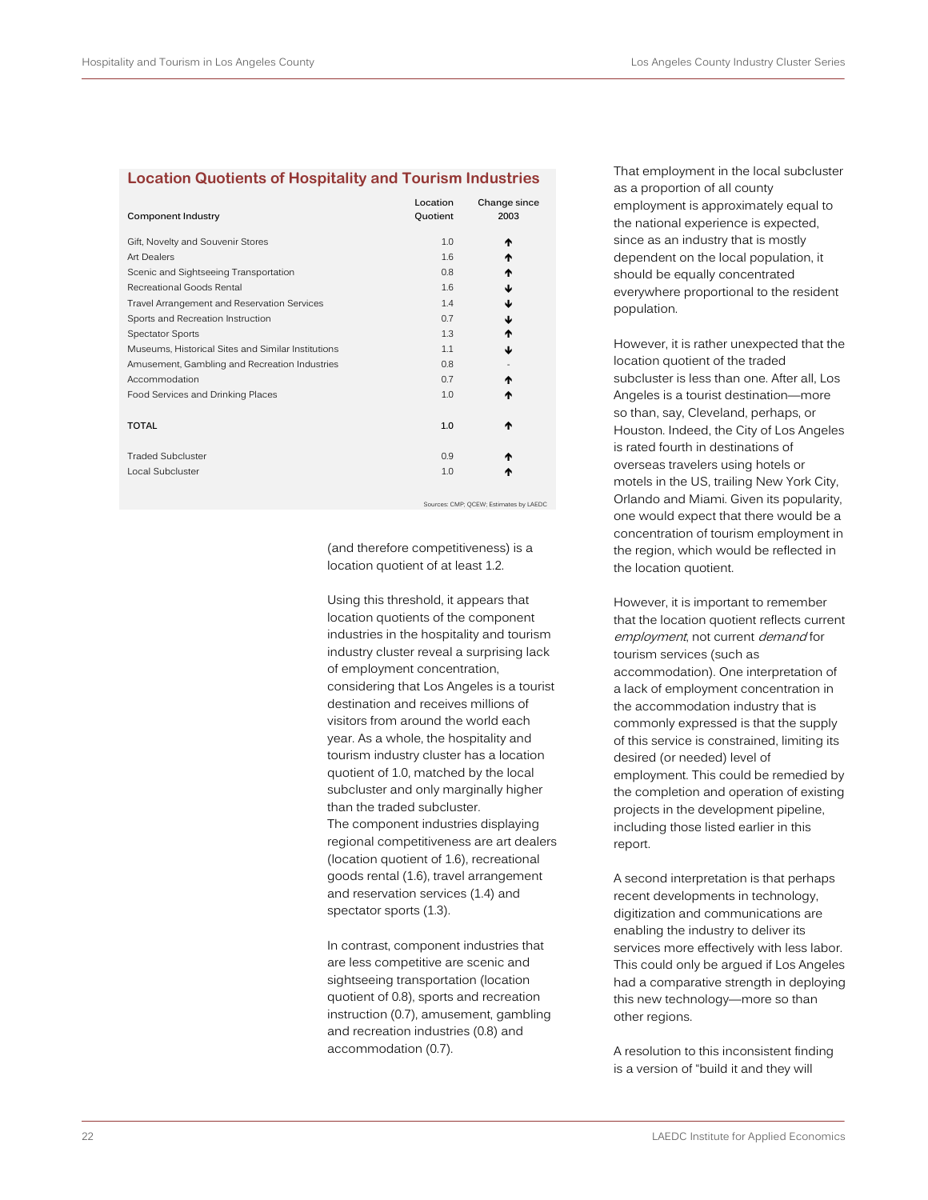## Location Quotients of Hospitality and Tourism Industries

| Component Industry | Location Quotient | Change since 2003 |
|---|---|---|
| Gift, Novelty and Souvenir Stores | 1.0 | ↑ |
| Art Dealers | 1.6 | ↑ |
| Scenic and Sightseeing Transportation | 0.8 | ↑ |
| Recreational Goods Rental | 1.6 | ↓ |
| Travel Arrangement and Reservation Services | 1.4 | ↓ |
| Sports and Recreation Instruction | 0.7 | ↓ |
| Spectator Sports | 1.3 | ↑ |
| Museums, Historical Sites and Similar Institutions | 1.1 | ↓ |
| Amusement, Gambling and Recreation Industries | 0.8 | - |
| Accommodation | 0.7 | ↑ |
| Food Services and Drinking Places | 1.0 | ↑ |
| **TOTAL** | **1.0** | ↑ |
| Traded Subcluster | 0.9 | ↑ |
| Local Subcluster | 1.0 | ↑ |

Sources: CMP; QCEW; Estimates by LAEDC

(and therefore competitiveness) is a location quotient of at least 1.2.

Using this threshold, it appears that location quotients of the component industries in the hospitality and tourism industry cluster reveal a surprising lack of employment concentration, considering that Los Angeles is a tourist destination and receives millions of visitors from around the world each year. As a whole, the hospitality and tourism industry cluster has a location quotient of 1.0, matched by the local subcluster and only marginally higher than the traded subcluster.
The component industries displaying regional competitiveness are art dealers (location quotient of 1.6), recreational goods rental (1.6), travel arrangement and reservation services (1.4) and spectator sports (1.3).

In contrast, component industries that are less competitive are scenic and sightseeing transportation (location quotient of 0.8), sports and recreation instruction (0.7), amusement, gambling and recreation industries (0.8) and accommodation (0.7).

That employment in the local subcluster as a proportion of all county employment is approximately equal to the national experience is expected, since as an industry that is mostly dependent on the local population, it should be equally concentrated everywhere proportional to the resident population.

However, it is rather unexpected that the location quotient of the traded subcluster is less than one. After all, Los Angeles is a tourist destination—more so than, say, Cleveland, perhaps, or Houston. Indeed, the City of Los Angeles is rated fourth in destinations of overseas travelers using hotels or motels in the US, trailing New York City, Orlando and Miami. Given its popularity, one would expect that there would be a concentration of tourism employment in the region, which would be reflected in the location quotient.

However, it is important to remember that the location quotient reflects current *employment*, not current *demand* for tourism services (such as accommodation). One interpretation of a lack of employment concentration in the accommodation industry that is commonly expressed is that the supply of this service is constrained, limiting its desired (or needed) level of employment. This could be remedied by the completion and operation of existing projects in the development pipeline, including those listed earlier in this report.

A second interpretation is that perhaps recent developments in technology, digitization and communications are enabling the industry to deliver its services more effectively with less labor. This could only be argued if Los Angeles had a comparative strength in deploying this new technology—more so than other regions.

A resolution to this inconsistent finding is a version of "build it and they will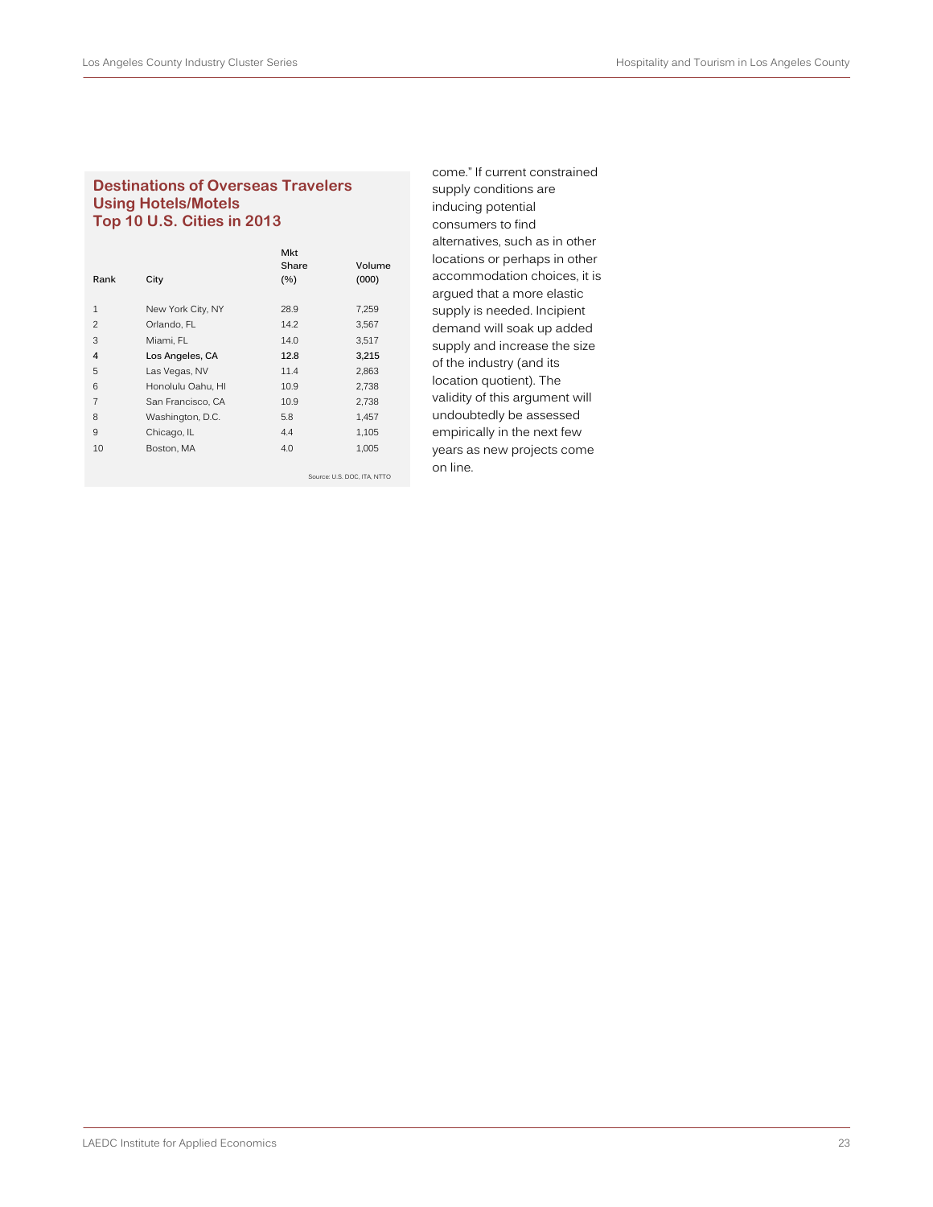### Destinations of Overseas Travelers Using Hotels/Motels Top 10 U.S. Cities in 2013

| Rank | City | Mkt Share (%) | Volume (000) |
|---|---|---|---|
| 1 | New York City, NY | 28.9 | 7,259 |
| 2 | Orlando, FL | 14.2 | 3,567 |
| 3 | Miami, FL | 14.0 | 3,517 |
| **4** | **Los Angeles, CA** | **12.8** | **3,215** |
| 5 | Las Vegas, NV | 11.4 | 2,863 |
| 6 | Honolulu Oahu, HI | 10.9 | 2,738 |
| 7 | San Francisco, CA | 10.9 | 2,738 |
| 8 | Washington, D.C. | 5.8 | 1,457 |
| 9 | Chicago, IL | 4.4 | 1,105 |
| 10 | Boston, MA | 4.0 | 1,005 |

Source: U.S. DOC, ITA, NTTO

come." If current constrained supply conditions are inducing potential consumers to find alternatives, such as in other locations or perhaps in other accommodation choices, it is argued that a more elastic supply is needed. Incipient demand will soak up added supply and increase the size of the industry (and its location quotient). The validity of this argument will undoubtedly be assessed empirically in the next few years as new projects come on line.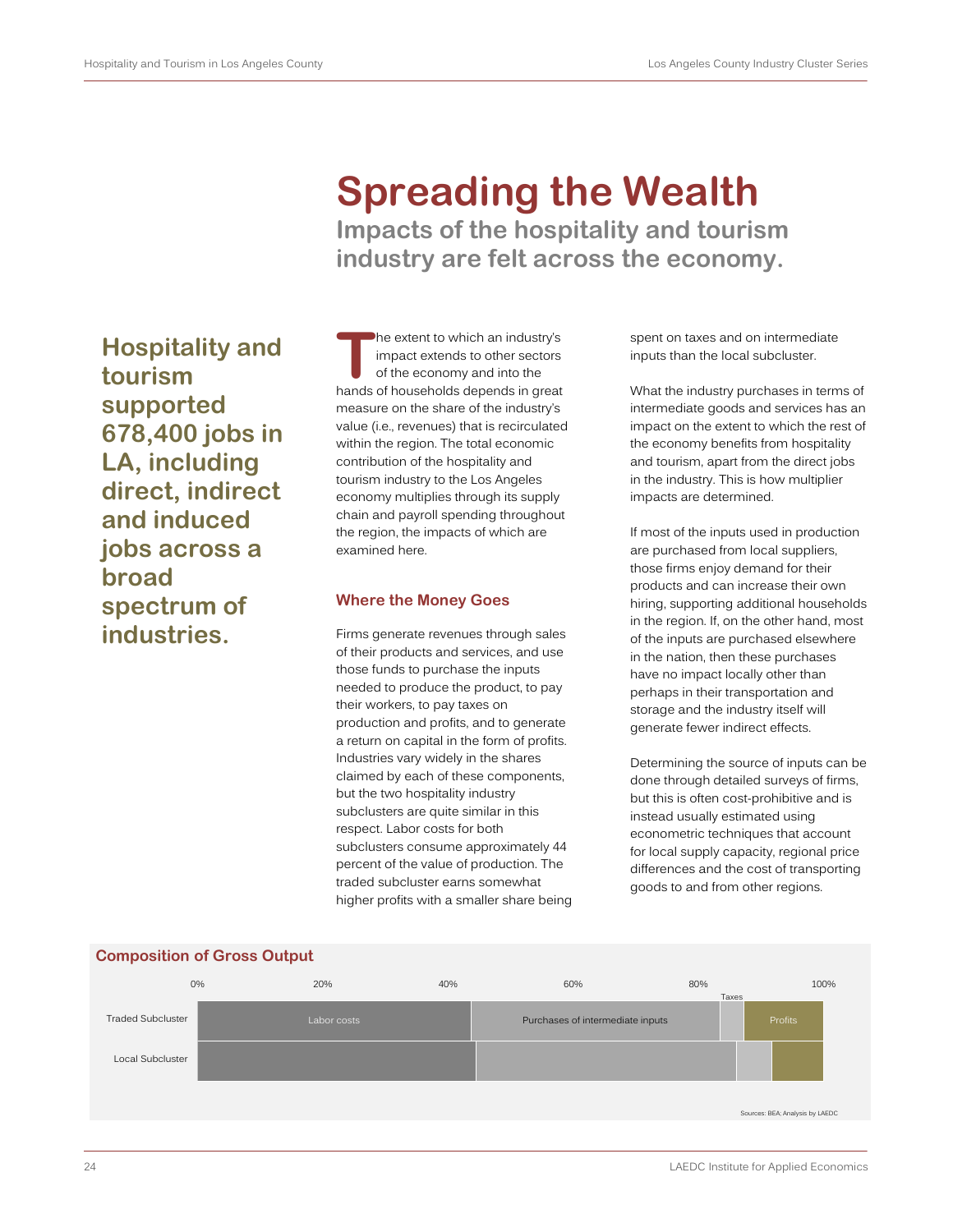# Spreading the Wealth

## Impacts of the hospitality and tourism industry are felt across the economy.

**Hospitality and tourism supported 678,400 jobs in LA, including direct, indirect and induced jobs across a broad spectrum of industries.**

The extent to which an industry's impact extends to other sectors of the economy and into the hands of households depends in great measure on the share of the industry's value (i.e., revenues) that is recirculated within the region. The total economic contribution of the hospitality and tourism industry to the Los Angeles economy multiplies through its supply chain and payroll spending throughout the region, the impacts of which are examined here.

### Where the Money Goes

Firms generate revenues through sales of their products and services, and use those funds to purchase the inputs needed to produce the product, to pay their workers, to pay taxes on production and profits, and to generate a return on capital in the form of profits. Industries vary widely in the shares claimed by each of these components, but the two hospitality industry subclusters are quite similar in this respect. Labor costs for both subclusters consume approximately 44 percent of the value of production. The traded subcluster earns somewhat higher profits with a smaller share being spent on taxes and on intermediate inputs than the local subcluster.

What the industry purchases in terms of intermediate goods and services has an impact on the extent to which the rest of the economy benefits from hospitality and tourism, apart from the direct jobs in the industry. This is how multiplier impacts are determined.

If most of the inputs used in production are purchased from local suppliers, those firms enjoy demand for their products and can increase their own hiring, supporting additional households in the region. If, on the other hand, most of the inputs are purchased elsewhere in the nation, then these purchases have no impact locally other than perhaps in their transportation and storage and the industry itself will generate fewer indirect effects.

Determining the source of inputs can be done through detailed surveys of firms, but this is often cost-prohibitive and is instead usually estimated using econometric techniques that account for local supply capacity, regional price differences and the cost of transporting goods to and from other regions.

**Composition of Gross Output**

| | Labor costs | Purchases of intermediate inputs | Taxes | Profits |
|---|---|---|---|---|
| Traded Subcluster | ✓ | ✓ | ✓ | ✓ |
| Local Subcluster | ✓ | ✓ | ✓ | ✓ |

Sources: BEA; Analysis by LAEDC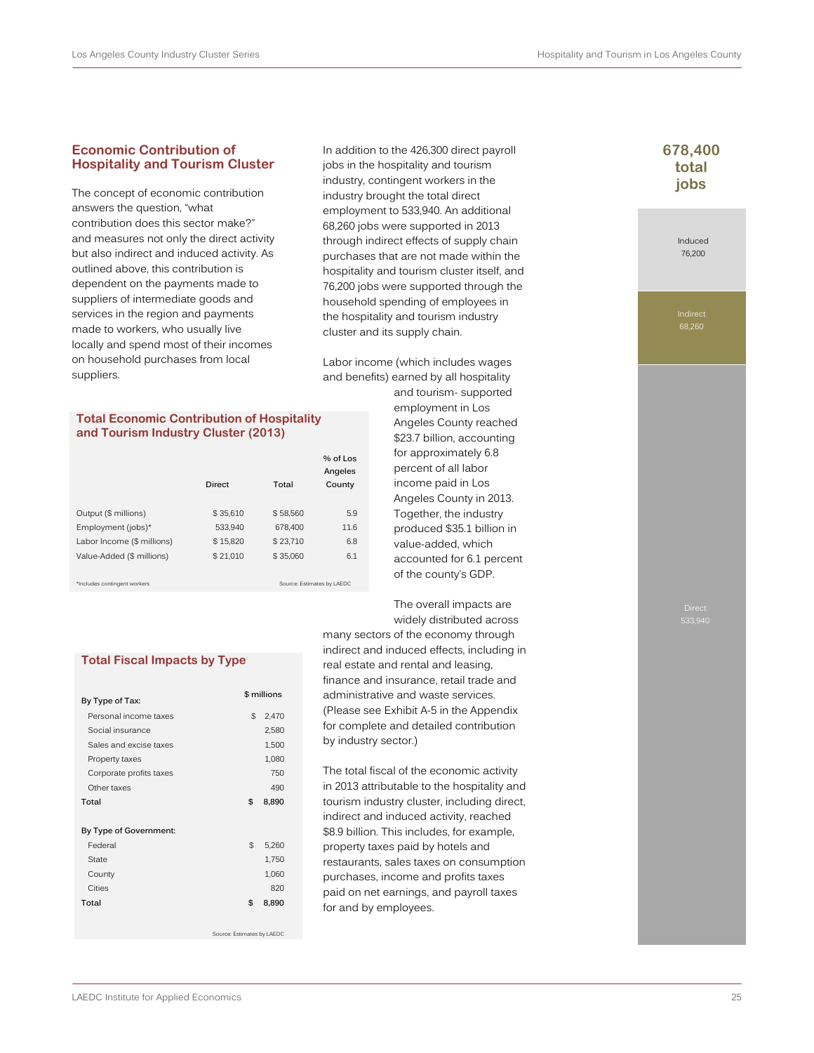## Economic Contribution of Hospitality and Tourism Cluster

The concept of economic contribution answers the question, "what contribution does this sector make?" and measures not only the direct activity but also indirect and induced activity. As outlined above, this contribution is dependent on the payments made to suppliers of intermediate goods and services in the region and payments made to workers, who usually live locally and spend most of their incomes on household purchases from local suppliers.

In addition to the 426,300 direct payroll jobs in the hospitality and tourism industry, contingent workers in the industry brought the total direct employment to 533,940. An additional 68,260 jobs were supported in 2013 through indirect effects of supply chain purchases that are not made within the hospitality and tourism cluster itself, and 76,200 jobs were supported through the household spending of employees in the hospitality and tourism industry cluster and its supply chain.

Labor income (which includes wages and benefits) earned by all hospitality and tourism- supported employment in Los Angeles County reached $23.7 billion, accounting for approximately 6.8 percent of all labor income paid in Los Angeles County in 2013. Together, the industry produced $35.1 billion in value-added, which accounted for 6.1 percent of the county's GDP.

The overall impacts are widely distributed across many sectors of the economy through indirect and induced effects, including in real estate and rental and leasing, finance and insurance, retail trade and administrative and waste services. (Please see Exhibit A-5 in the Appendix for complete and detailed contribution by industry sector.)

The total fiscal of the economic activity in 2013 attributable to the hospitality and tourism industry cluster, including direct, indirect and induced activity, reached $8.9 billion. This includes, for example, property taxes paid by hotels and restaurants, sales taxes on consumption purchases, income and profits taxes paid on net earnings, and payroll taxes for and by employees.

### Total Economic Contribution of Hospitality and Tourism Industry Cluster (2013)

| | Direct | Total | % of Los Angeles County |
|---|---|---|---|
| Output ($ millions) | $ 35,610 | $ 58,560 | 5.9 |
| Employment (jobs)* | 533,940 | 678,400 | 11.6 |
| Labor Income ($ millions) | $ 15,820 | $ 23,710 | 6.8 |
| Value-Added ($ millions) | $ 21,010 | $ 35,060 | 6.1 |

*Includes contingent workers

Source: Estimates by LAEDC

### Total Fiscal Impacts by Type

| | $ millions |
|---|---|
| **By Type of Tax:** | |
| Personal income taxes | $ 2,470 |
| Social insurance | 2,580 |
| Sales and excise taxes | 1,500 |
| Property taxes | 1,080 |
| Corporate profits taxes | 750 |
| Other taxes | 490 |
| **Total** | **$ 8,890** |
| **By Type of Government:** | |
| Federal | $ 5,260 |
| State | 1,750 |
| County | 1,060 |
| Cities | 820 |
| **Total** | **$ 8,890** |

Source: Estimates by LAEDC

**678,400 total jobs**

Induced 76,200

Indirect 68,260

Direct 533,940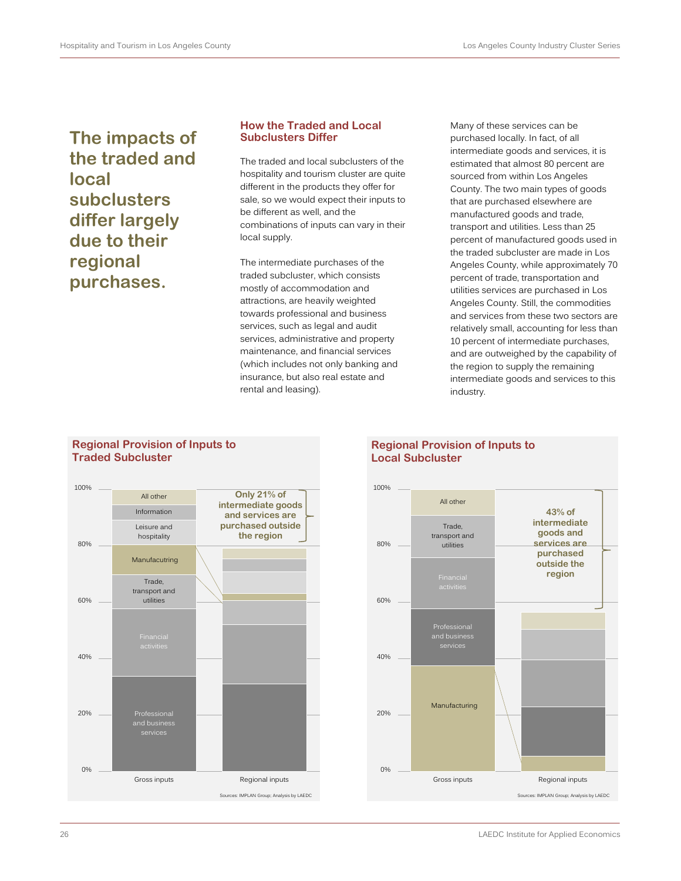**The impacts of the traded and local subclusters differ largely due to their regional purchases.**

### How the Traded and Local Subclusters Differ

The traded and local subclusters of the hospitality and tourism cluster are quite different in the products they offer for sale, so we would expect their inputs to be different as well, and the combinations of inputs can vary in their local supply.

The intermediate purchases of the traded subcluster, which consists mostly of accommodation and attractions, are heavily weighted towards professional and business services, such as legal and audit services, administrative and property maintenance, and financial services (which includes not only banking and insurance, but also real estate and rental and leasing).

Many of these services can be purchased locally. In fact, of all intermediate goods and services, it is estimated that almost 80 percent are sourced from within Los Angeles County. The two main types of goods that are purchased elsewhere are manufactured goods and trade, transport and utilities. Less than 25 percent of manufactured goods used in the traded subcluster are made in Los Angeles County, while approximately 70 percent of trade, transportation and utilities services are purchased in Los Angeles County. Still, the commodities and services from these two sectors are relatively small, accounting for less than 10 percent of intermediate purchases, and are outweighed by the capability of the region to supply the remaining intermediate goods and services to this industry.

**Regional Provision of Inputs to Traded Subcluster**

Gross inputs (bottom to top): Professional and business services; Financial activities; Trade, transport and utilities; Manufacutring; Leisure and hospitality; Information; All other. Regional inputs shown alongside.

Only 21% of intermediate goods and services are purchased outside the region

Sources: IMPLAN Group; Analysis by LAEDC

**Regional Provision of Inputs to Local Subcluster**

Gross inputs (bottom to top): Manufacturing; Professional and business services; Financial activities; Trade, transport and utilities; All other. Regional inputs shown alongside.

43% of intermediate goods and services are purchased outside the region

Sources: IMPLAN Group; Analysis by LAEDC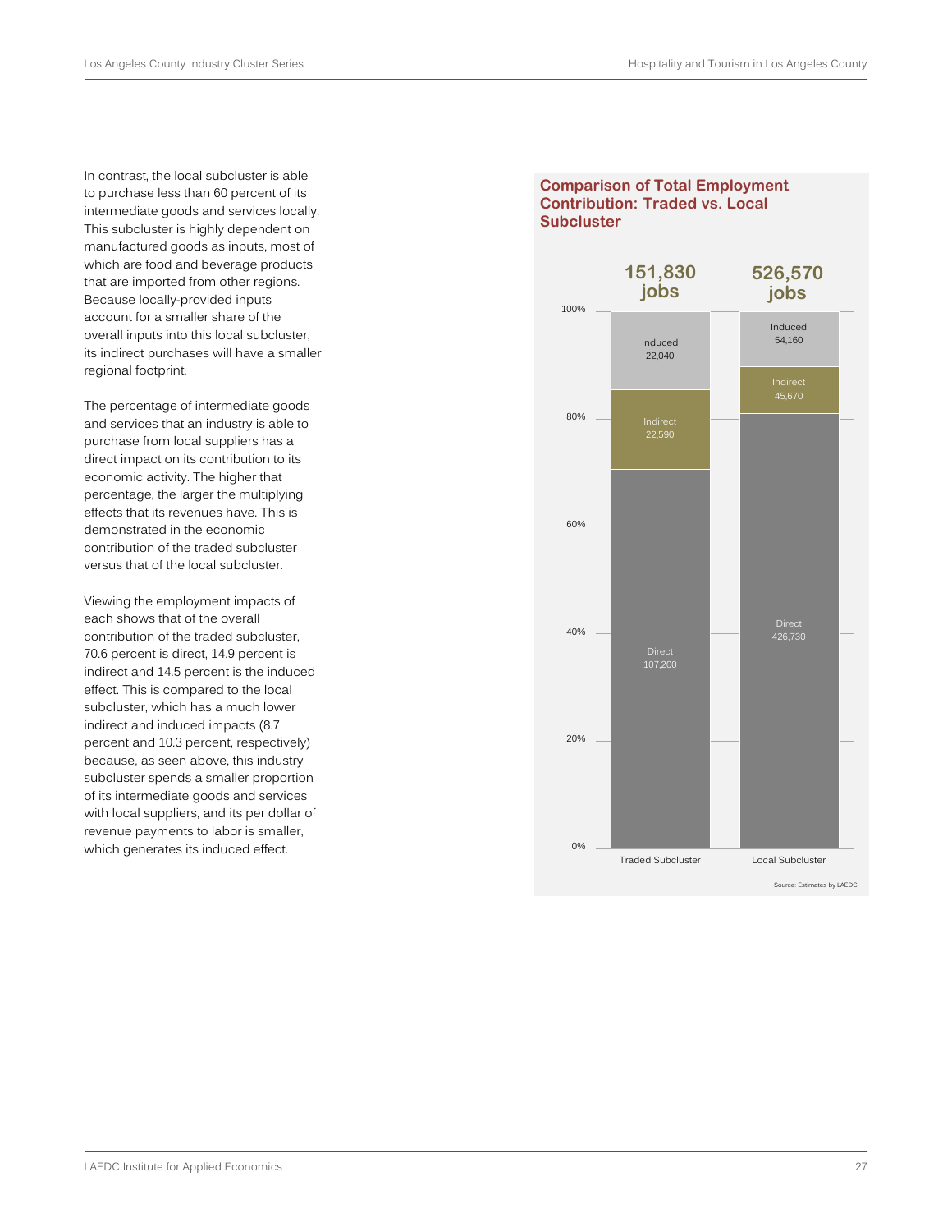In contrast, the local subcluster is able to purchase less than 60 percent of its intermediate goods and services locally. This subcluster is highly dependent on manufactured goods as inputs, most of which are food and beverage products that are imported from other regions. Because locally-provided inputs account for a smaller share of the overall inputs into this local subcluster, its indirect purchases will have a smaller regional footprint.

The percentage of intermediate goods and services that an industry is able to purchase from local suppliers has a direct impact on its contribution to its economic activity. The higher that percentage, the larger the multiplying effects that its revenues have. This is demonstrated in the economic contribution of the traded subcluster versus that of the local subcluster.

Viewing the employment impacts of each shows that of the overall contribution of the traded subcluster, 70.6 percent is direct, 14.9 percent is indirect and 14.5 percent is the induced effect. This is compared to the local subcluster, which has a much lower indirect and induced impacts (8.7 percent and 10.3 percent, respectively) because, as seen above, this industry subcluster spends a smaller proportion of its intermediate goods and services with local suppliers, and its per dollar of revenue payments to labor is smaller, which generates its induced effect.

**Comparison of Total Employment Contribution: Traded vs. Local Subcluster**

| | Traded Subcluster | Local Subcluster |
|---|---|---|
| Total | 151,830 jobs | 526,570 jobs |
| Induced | 22,040 | 54,160 |
| Indirect | 22,590 | 45,670 |
| Direct | 107,200 | 426,730 |

Source: Estimates by LAEDC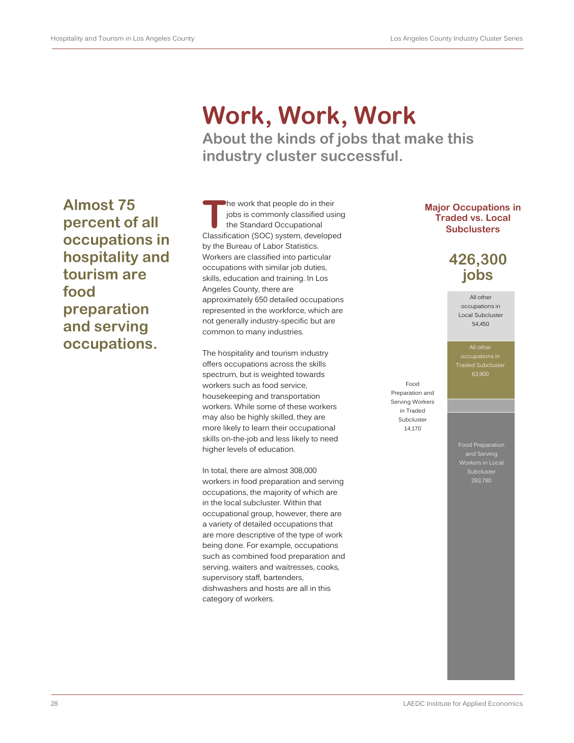# Work, Work, Work

## About the kinds of jobs that make this industry cluster successful.

**Almost 75 percent of all occupations in hospitality and tourism are food preparation and serving occupations.**

The work that people do in their jobs is commonly classified using the Standard Occupational Classification (SOC) system, developed by the Bureau of Labor Statistics. Workers are classified into particular occupations with similar job duties, skills, education and training. In Los Angeles County, there are approximately 650 detailed occupations represented in the workforce, which are not generally industry-specific but are common to many industries.

The hospitality and tourism industry offers occupations across the skills spectrum, but is weighted towards workers such as food service, housekeeping and transportation workers. While some of these workers may also be highly skilled, they are more likely to learn their occupational skills on-the-job and less likely to need higher levels of education.

In total, there are almost 308,000 workers in food preparation and serving occupations, the majority of which are in the local subcluster. Within that occupational group, however, there are a variety of detailed occupations that are more descriptive of the type of work being done. For example, occupations such as combined food preparation and serving, waiters and waitresses, cooks, supervisory staff, bartenders, dishwashers and hosts are all in this category of workers.

**Major Occupations in Traded vs. Local Subclusters**

**426,300 jobs**

All other occupations in Local Subcluster 54,450

All other occupations in Traded Subcluster 63,900

Food Preparation and Serving Workers in Traded Subcluster 14,170

Food Preparation and Serving Workers in Local Subcluster 293,780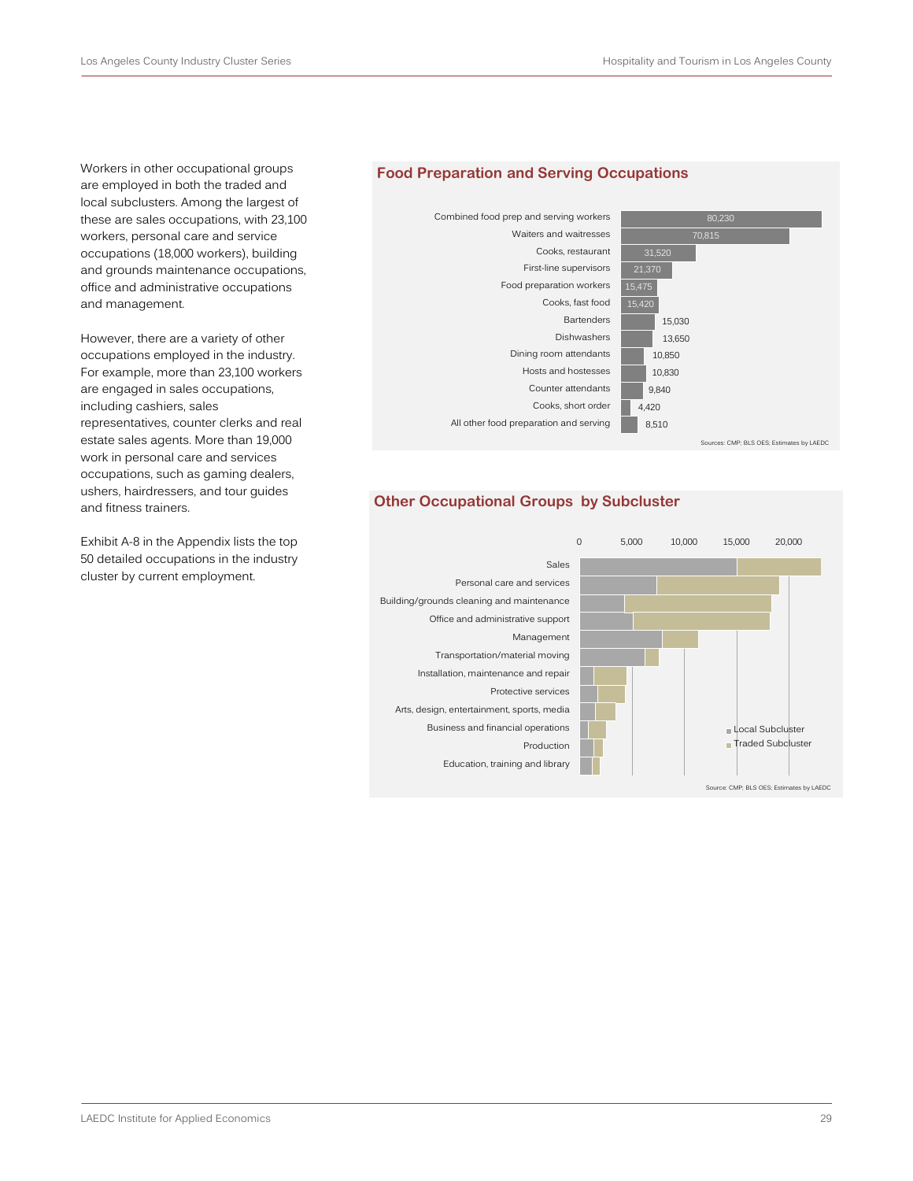Workers in other occupational groups are employed in both the traded and local subclusters. Among the largest of these are sales occupations, with 23,100 workers, personal care and service occupations (18,000 workers), building and grounds maintenance occupations, office and administrative occupations and management.

However, there are a variety of other occupations employed in the industry. For example, more than 23,100 workers are engaged in sales occupations, including cashiers, sales representatives, counter clerks and real estate sales agents. More than 19,000 work in personal care and services occupations, such as gaming dealers, ushers, hairdressers, and tour guides and fitness trainers.

Exhibit A-8 in the Appendix lists the top 50 detailed occupations in the industry cluster by current employment.

## Food Preparation and Serving Occupations

| Occupation | Employment |
|---|---|
| Combined food prep and serving workers | 80,230 |
| Waiters and waitresses | 70,815 |
| Cooks, restaurant | 31,520 |
| First-line supervisors | 21,370 |
| Food preparation workers | 15,475 |
| Cooks, fast food | 15,420 |
| Bartenders | 15,030 |
| Dishwashers | 13,650 |
| Dining room attendants | 10,850 |
| Hosts and hostesses | 10,830 |
| Counter attendants | 9,840 |
| Cooks, short order | 4,420 |
| All other food preparation and serving | 8,510 |

Sources: CMP; BLS OES; Estimates by LAEDC

## Other Occupational Groups by Subcluster

Categories: Sales; Personal care and services; Building/grounds cleaning and maintenance; Office and administrative support; Management; Transportation/material moving; Installation, maintenance and repair; Protective services; Arts, design, entertainment, sports, media; Business and financial operations; Production; Education, training and library

Axis: 0, 5,000, 10,000, 15,000, 20,000

Legend: Local Subcluster; Traded Subcluster

Source: CMP; BLS OES; Estimates by LAEDC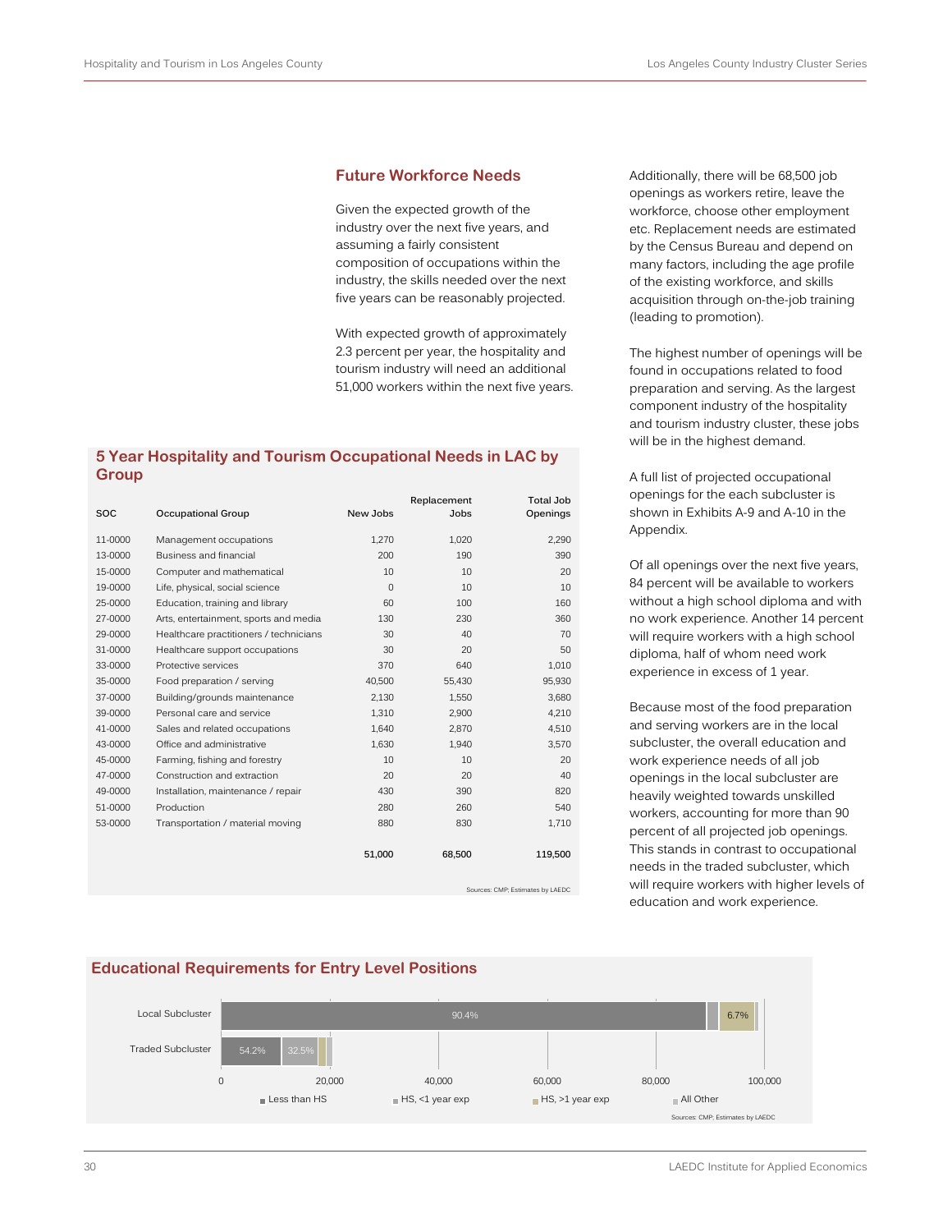## Future Workforce Needs

Given the expected growth of the industry over the next five years, and assuming a fairly consistent composition of occupations within the industry, the skills needed over the next five years can be reasonably projected.

With expected growth of approximately 2.3 percent per year, the hospitality and tourism industry will need an additional 51,000 workers within the next five years.

### 5 Year Hospitality and Tourism Occupational Needs in LAC by Group

| SOC | Occupational Group | New Jobs | Replacement Jobs | Total Job Openings |
|---|---|---|---|---|
| 11-0000 | Management occupations | 1,270 | 1,020 | 2,290 |
| 13-0000 | Business and financial | 200 | 190 | 390 |
| 15-0000 | Computer and mathematical | 10 | 10 | 20 |
| 19-0000 | Life, physical, social science | 0 | 10 | 10 |
| 25-0000 | Education, training and library | 60 | 100 | 160 |
| 27-0000 | Arts, entertainment, sports and media | 130 | 230 | 360 |
| 29-0000 | Healthcare practitioners / technicians | 30 | 40 | 70 |
| 31-0000 | Healthcare support occupations | 30 | 20 | 50 |
| 33-0000 | Protective services | 370 | 640 | 1,010 |
| 35-0000 | Food preparation / serving | 40,500 | 55,430 | 95,930 |
| 37-0000 | Building/grounds maintenance | 2,130 | 1,550 | 3,680 |
| 39-0000 | Personal care and service | 1,310 | 2,900 | 4,210 |
| 41-0000 | Sales and related occupations | 1,640 | 2,870 | 4,510 |
| 43-0000 | Office and administrative | 1,630 | 1,940 | 3,570 |
| 45-0000 | Farming, fishing and forestry | 10 | 10 | 20 |
| 47-0000 | Construction and extraction | 20 | 20 | 40 |
| 49-0000 | Installation, maintenance / repair | 430 | 390 | 820 |
| 51-0000 | Production | 280 | 260 | 540 |
| 53-0000 | Transportation / material moving | 880 | 830 | 1,710 |
| | | 51,000 | 68,500 | 119,500 |

Sources: CMP; Estimates by LAEDC

Additionally, there will be 68,500 job openings as workers retire, leave the workforce, choose other employment etc. Replacement needs are estimated by the Census Bureau and depend on many factors, including the age profile of the existing workforce, and skills acquisition through on-the-job training (leading to promotion).

The highest number of openings will be found in occupations related to food preparation and serving. As the largest component industry of the hospitality and tourism industry cluster, these jobs will be in the highest demand.

A full list of projected occupational openings for the each subcluster is shown in Exhibits A-9 and A-10 in the Appendix.

Of all openings over the next five years, 84 percent will be available to workers without a high school diploma and with no work experience. Another 14 percent will require workers with a high school diploma, half of whom need work experience in excess of 1 year.

Because most of the food preparation and serving workers are in the local subcluster, the overall education and work experience needs of all job openings in the local subcluster are heavily weighted towards unskilled workers, accounting for more than 90 percent of all projected job openings. This stands in contrast to occupational needs in the traded subcluster, which will require workers with higher levels of education and work experience.

### Educational Requirements for Entry Level Positions

| Subcluster | Less than HS | HS, <1 year exp | HS, >1 year exp | All Other |
|---|---|---|---|---|
| Local Subcluster | 90.4% | | 6.7% | |
| Traded Subcluster | 54.2% | 32.5% | | |

Sources: CMP; Estimates by LAEDC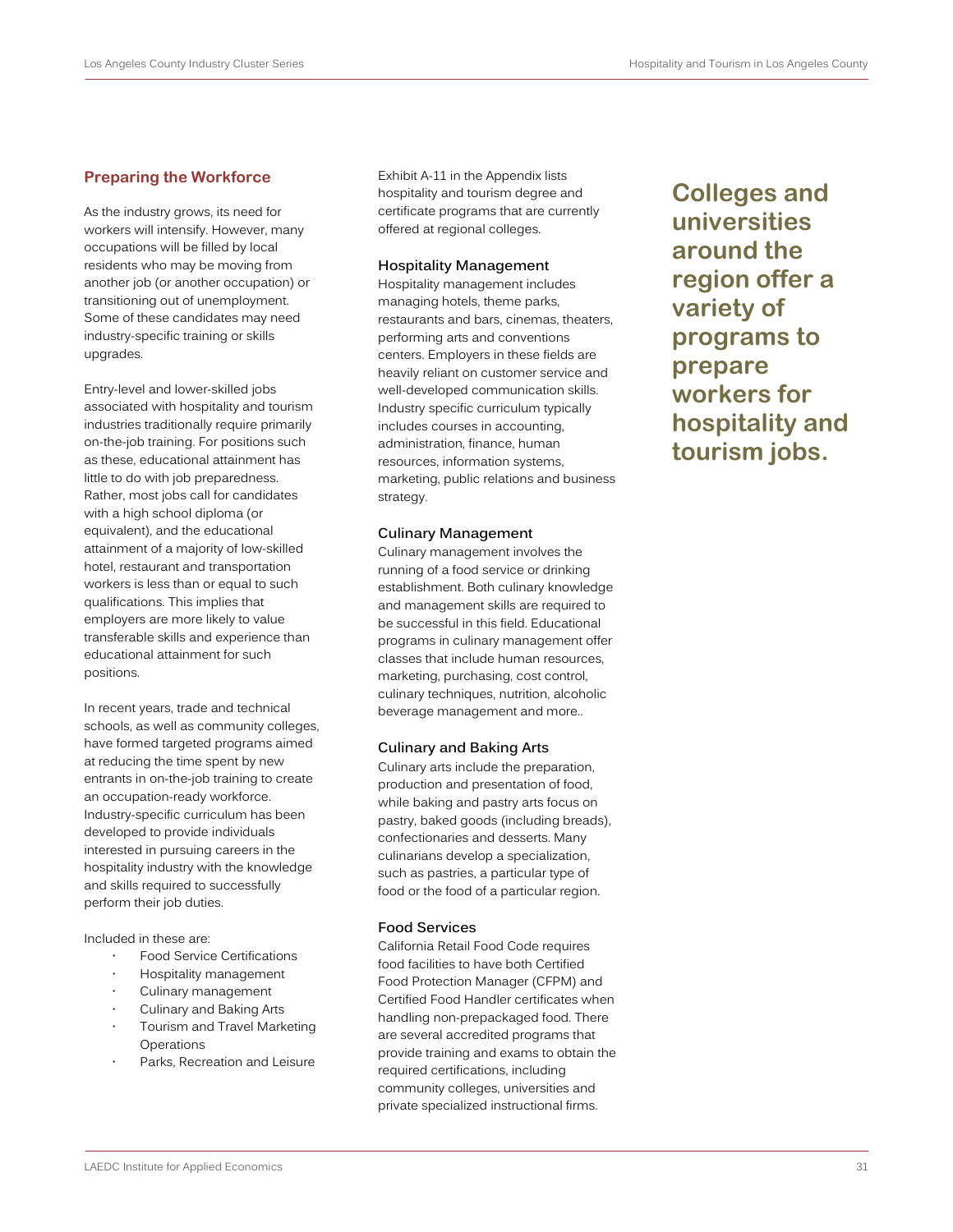## Preparing the Workforce

As the industry grows, its need for workers will intensify. However, many occupations will be filled by local residents who may be moving from another job (or another occupation) or transitioning out of unemployment. Some of these candidates may need industry-specific training or skills upgrades.

Entry-level and lower-skilled jobs associated with hospitality and tourism industries traditionally require primarily on-the-job training. For positions such as these, educational attainment has little to do with job preparedness. Rather, most jobs call for candidates with a high school diploma (or equivalent), and the educational attainment of a majority of low-skilled hotel, restaurant and transportation workers is less than or equal to such qualifications. This implies that employers are more likely to value transferable skills and experience than educational attainment for such positions.

In recent years, trade and technical schools, as well as community colleges, have formed targeted programs aimed at reducing the time spent by new entrants in on-the-job training to create an occupation-ready workforce. Industry-specific curriculum has been developed to provide individuals interested in pursuing careers in the hospitality industry with the knowledge and skills required to successfully perform their job duties.

Included in these are:

- Food Service Certifications
- Hospitality management
- Culinary management
- Culinary and Baking Arts
- Tourism and Travel Marketing Operations
- Parks, Recreation and Leisure

Exhibit A-11 in the Appendix lists hospitality and tourism degree and certificate programs that are currently offered at regional colleges.

### Hospitality Management

Hospitality management includes managing hotels, theme parks, restaurants and bars, cinemas, theaters, performing arts and conventions centers. Employers in these fields are heavily reliant on customer service and well-developed communication skills. Industry specific curriculum typically includes courses in accounting, administration, finance, human resources, information systems, marketing, public relations and business strategy.

### Culinary Management

Culinary management involves the running of a food service or drinking establishment. Both culinary knowledge and management skills are required to be successful in this field. Educational programs in culinary management offer classes that include human resources, marketing, purchasing, cost control, culinary techniques, nutrition, alcoholic beverage management and more..

### Culinary and Baking Arts

Culinary arts include the preparation, production and presentation of food, while baking and pastry arts focus on pastry, baked goods (including breads), confectionaries and desserts. Many culinarians develop a specialization, such as pastries, a particular type of food or the food of a particular region.

### Food Services

California Retail Food Code requires food facilities to have both Certified Food Protection Manager (CFPM) and Certified Food Handler certificates when handling non-prepackaged food. There are several accredited programs that provide training and exams to obtain the required certifications, including community colleges, universities and private specialized instructional firms.

**Colleges and universities around the region offer a variety of programs to prepare workers for hospitality and tourism jobs.**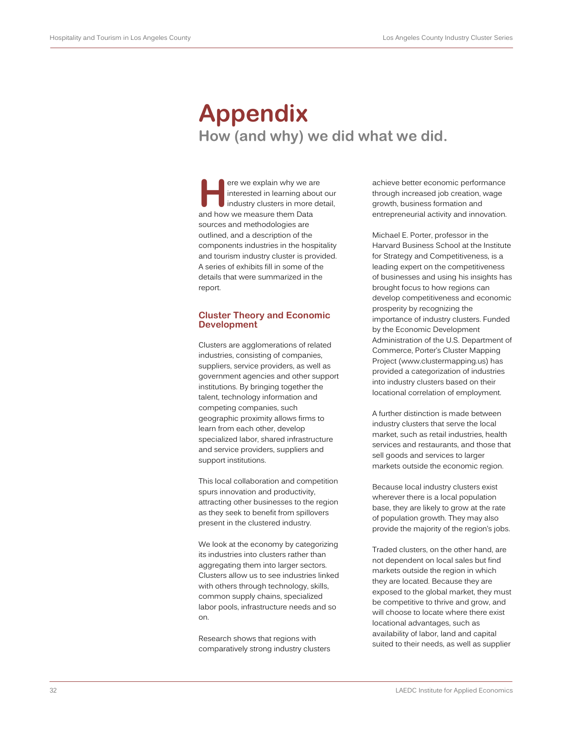# Appendix

## How (and why) we did what we did.

Here we explain why we are interested in learning about our industry clusters in more detail, and how we measure them Data sources and methodologies are outlined, and a description of the components industries in the hospitality and tourism industry cluster is provided. A series of exhibits fill in some of the details that were summarized in the report.

### Cluster Theory and Economic Development

Clusters are agglomerations of related industries, consisting of companies, suppliers, service providers, as well as government agencies and other support institutions. By bringing together the talent, technology information and competing companies, such geographic proximity allows firms to learn from each other, develop specialized labor, shared infrastructure and service providers, suppliers and support institutions.

This local collaboration and competition spurs innovation and productivity, attracting other businesses to the region as they seek to benefit from spillovers present in the clustered industry.

We look at the economy by categorizing its industries into clusters rather than aggregating them into larger sectors. Clusters allow us to see industries linked with others through technology, skills, common supply chains, specialized labor pools, infrastructure needs and so on.

Research shows that regions with comparatively strong industry clusters achieve better economic performance through increased job creation, wage growth, business formation and entrepreneurial activity and innovation.

Michael E. Porter, professor in the Harvard Business School at the Institute for Strategy and Competitiveness, is a leading expert on the competitiveness of businesses and using his insights has brought focus to how regions can develop competitiveness and economic prosperity by recognizing the importance of industry clusters. Funded by the Economic Development Administration of the U.S. Department of Commerce, Porter's Cluster Mapping Project (www.clustermapping.us) has provided a categorization of industries into industry clusters based on their locational correlation of employment.

A further distinction is made between industry clusters that serve the local market, such as retail industries, health services and restaurants, and those that sell goods and services to larger markets outside the economic region.

Because local industry clusters exist wherever there is a local population base, they are likely to grow at the rate of population growth. They may also provide the majority of the region's jobs.

Traded clusters, on the other hand, are not dependent on local sales but find markets outside the region in which they are located. Because they are exposed to the global market, they must be competitive to thrive and grow, and will choose to locate where there exist locational advantages, such as availability of labor, land and capital suited to their needs, as well as supplier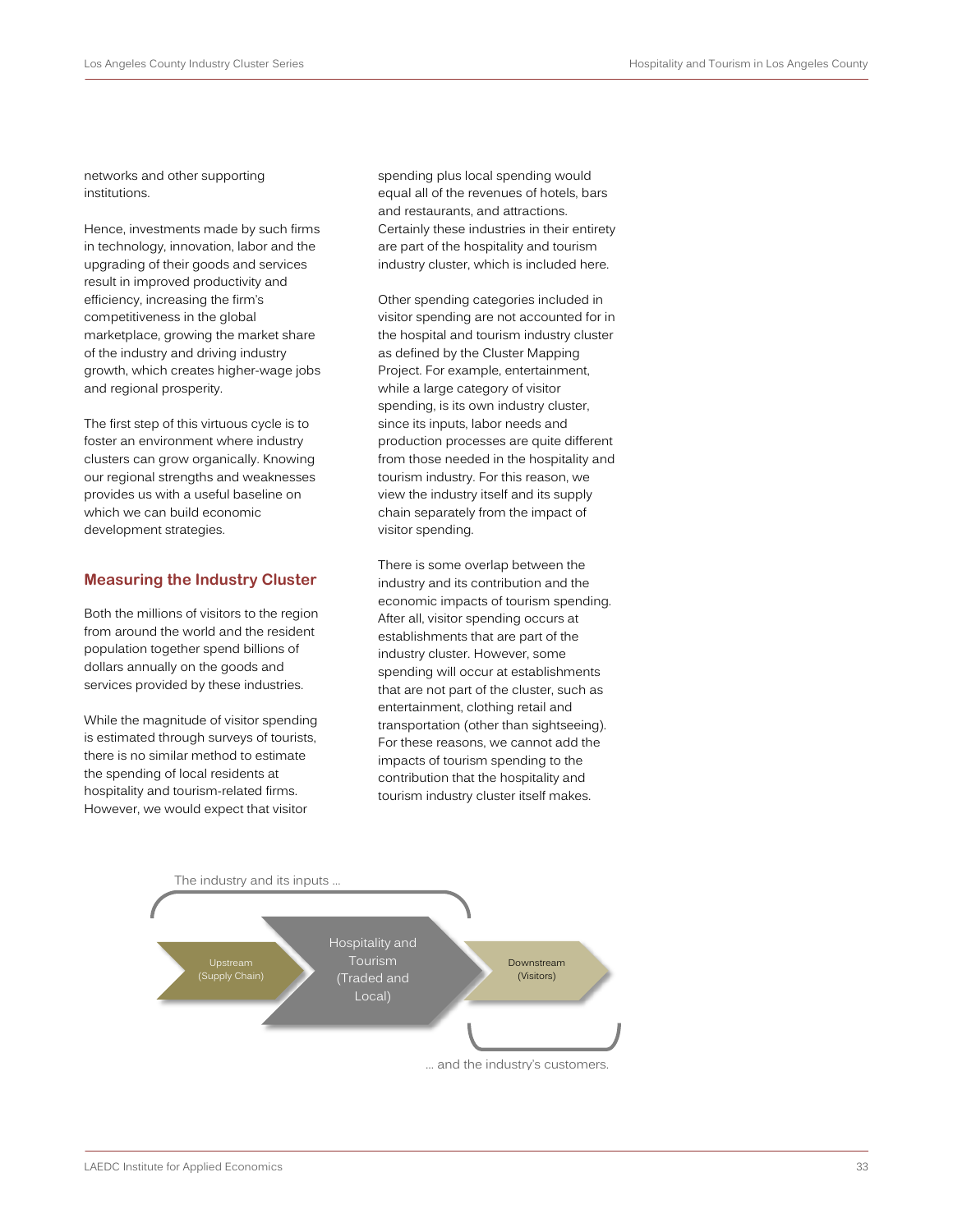networks and other supporting institutions.

Hence, investments made by such firms in technology, innovation, labor and the upgrading of their goods and services result in improved productivity and efficiency, increasing the firm's competitiveness in the global marketplace, growing the market share of the industry and driving industry growth, which creates higher-wage jobs and regional prosperity.

The first step of this virtuous cycle is to foster an environment where industry clusters can grow organically. Knowing our regional strengths and weaknesses provides us with a useful baseline on which we can build economic development strategies.

### Measuring the Industry Cluster

Both the millions of visitors to the region from around the world and the resident population together spend billions of dollars annually on the goods and services provided by these industries.

While the magnitude of visitor spending is estimated through surveys of tourists, there is no similar method to estimate the spending of local residents at hospitality and tourism-related firms. However, we would expect that visitor spending plus local spending would equal all of the revenues of hotels, bars and restaurants, and attractions. Certainly these industries in their entirety are part of the hospitality and tourism industry cluster, which is included here.

Other spending categories included in visitor spending are not accounted for in the hospital and tourism industry cluster as defined by the Cluster Mapping Project. For example, entertainment, while a large category of visitor spending, is its own industry cluster, since its inputs, labor needs and production processes are quite different from those needed in the hospitality and tourism industry. For this reason, we view the industry itself and its supply chain separately from the impact of visitor spending.

There is some overlap between the industry and its contribution and the economic impacts of tourism spending. After all, visitor spending occurs at establishments that are part of the industry cluster. However, some spending will occur at establishments that are not part of the cluster, such as entertainment, clothing retail and transportation (other than sightseeing). For these reasons, we cannot add the impacts of tourism spending to the contribution that the hospitality and tourism industry cluster itself makes.

The industry and its inputs …

Upstream (Supply Chain) → Hospitality and Tourism (Traded and Local) → Downstream (Visitors)

… and the industry's customers.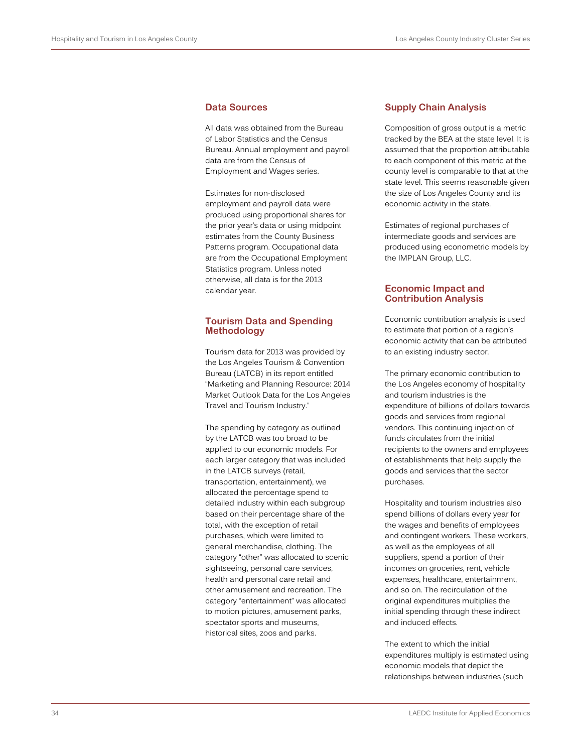## Data Sources

All data was obtained from the Bureau of Labor Statistics and the Census Bureau. Annual employment and payroll data are from the Census of Employment and Wages series.

Estimates for non-disclosed employment and payroll data were produced using proportional shares for the prior year's data or using midpoint estimates from the County Business Patterns program. Occupational data are from the Occupational Employment Statistics program. Unless noted otherwise, all data is for the 2013 calendar year.

## Tourism Data and Spending Methodology

Tourism data for 2013 was provided by the Los Angeles Tourism & Convention Bureau (LATCB) in its report entitled "Marketing and Planning Resource: 2014 Market Outlook Data for the Los Angeles Travel and Tourism Industry."

The spending by category as outlined by the LATCB was too broad to be applied to our economic models. For each larger category that was included in the LATCB surveys (retail, transportation, entertainment), we allocated the percentage spend to detailed industry within each subgroup based on their percentage share of the total, with the exception of retail purchases, which were limited to general merchandise, clothing. The category "other" was allocated to scenic sightseeing, personal care services, health and personal care retail and other amusement and recreation. The category "entertainment" was allocated to motion pictures, amusement parks, spectator sports and museums, historical sites, zoos and parks.

## Supply Chain Analysis

Composition of gross output is a metric tracked by the BEA at the state level. It is assumed that the proportion attributable to each component of this metric at the county level is comparable to that at the state level. This seems reasonable given the size of Los Angeles County and its economic activity in the state.

Estimates of regional purchases of intermediate goods and services are produced using econometric models by the IMPLAN Group, LLC.

## Economic Impact and Contribution Analysis

Economic contribution analysis is used to estimate that portion of a region's economic activity that can be attributed to an existing industry sector.

The primary economic contribution to the Los Angeles economy of hospitality and tourism industries is the expenditure of billions of dollars towards goods and services from regional vendors. This continuing injection of funds circulates from the initial recipients to the owners and employees of establishments that help supply the goods and services that the sector purchases.

Hospitality and tourism industries also spend billions of dollars every year for the wages and benefits of employees and contingent workers. These workers, as well as the employees of all suppliers, spend a portion of their incomes on groceries, rent, vehicle expenses, healthcare, entertainment, and so on. The recirculation of the original expenditures multiplies the initial spending through these indirect and induced effects.

The extent to which the initial expenditures multiply is estimated using economic models that depict the relationships between industries (such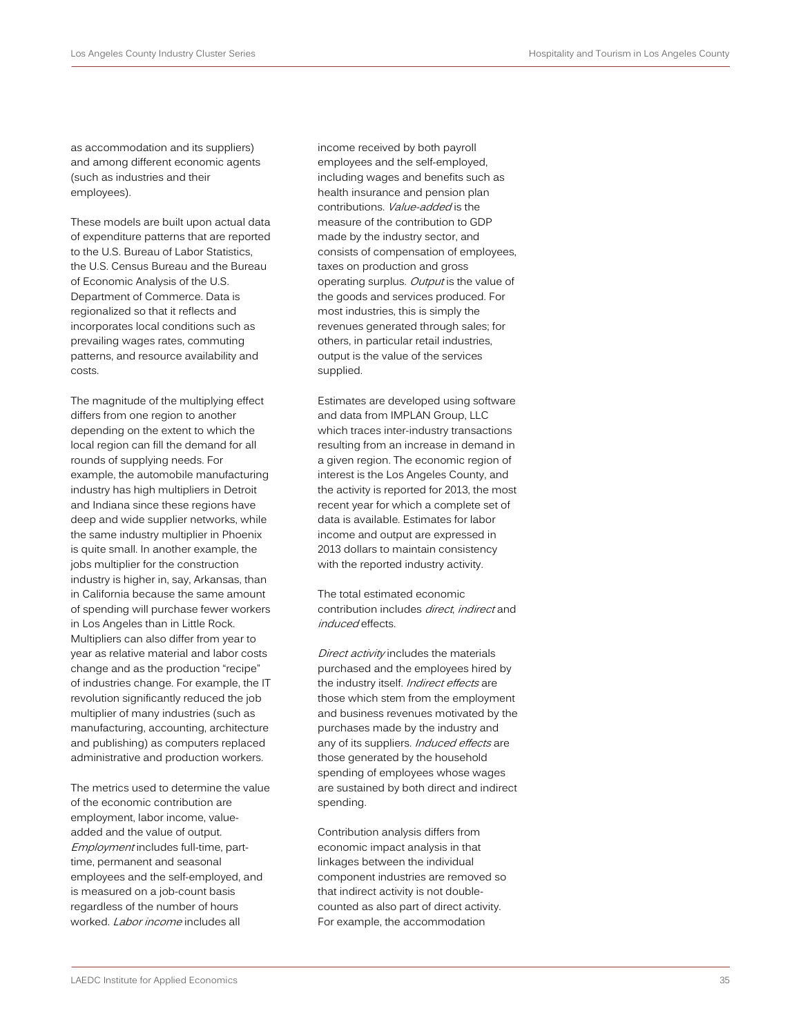as accommodation and its suppliers) and among different economic agents (such as industries and their employees).

These models are built upon actual data of expenditure patterns that are reported to the U.S. Bureau of Labor Statistics, the U.S. Census Bureau and the Bureau of Economic Analysis of the U.S. Department of Commerce. Data is regionalized so that it reflects and incorporates local conditions such as prevailing wages rates, commuting patterns, and resource availability and costs.

The magnitude of the multiplying effect differs from one region to another depending on the extent to which the local region can fill the demand for all rounds of supplying needs. For example, the automobile manufacturing industry has high multipliers in Detroit and Indiana since these regions have deep and wide supplier networks, while the same industry multiplier in Phoenix is quite small. In another example, the jobs multiplier for the construction industry is higher in, say, Arkansas, than in California because the same amount of spending will purchase fewer workers in Los Angeles than in Little Rock. Multipliers can also differ from year to year as relative material and labor costs change and as the production "recipe" of industries change. For example, the IT revolution significantly reduced the job multiplier of many industries (such as manufacturing, accounting, architecture and publishing) as computers replaced administrative and production workers.

The metrics used to determine the value of the economic contribution are employment, labor income, value-added and the value of output. *Employment* includes full-time, part-time, permanent and seasonal employees and the self-employed, and is measured on a job-count basis regardless of the number of hours worked. *Labor income* includes all income received by both payroll employees and the self-employed, including wages and benefits such as health insurance and pension plan contributions. *Value-added* is the measure of the contribution to GDP made by the industry sector, and consists of compensation of employees, taxes on production and gross operating surplus. *Output* is the value of the goods and services produced. For most industries, this is simply the revenues generated through sales; for others, in particular retail industries, output is the value of the services supplied.

Estimates are developed using software and data from IMPLAN Group, LLC which traces inter-industry transactions resulting from an increase in demand in a given region. The economic region of interest is the Los Angeles County, and the activity is reported for 2013, the most recent year for which a complete set of data is available. Estimates for labor income and output are expressed in 2013 dollars to maintain consistency with the reported industry activity.

The total estimated economic contribution includes *direct*, *indirect* and *induced* effects.

*Direct activity* includes the materials purchased and the employees hired by the industry itself. *Indirect effects* are those which stem from the employment and business revenues motivated by the purchases made by the industry and any of its suppliers. *Induced effects* are those generated by the household spending of employees whose wages are sustained by both direct and indirect spending.

Contribution analysis differs from economic impact analysis in that linkages between the individual component industries are removed so that indirect activity is not double-counted as also part of direct activity. For example, the accommodation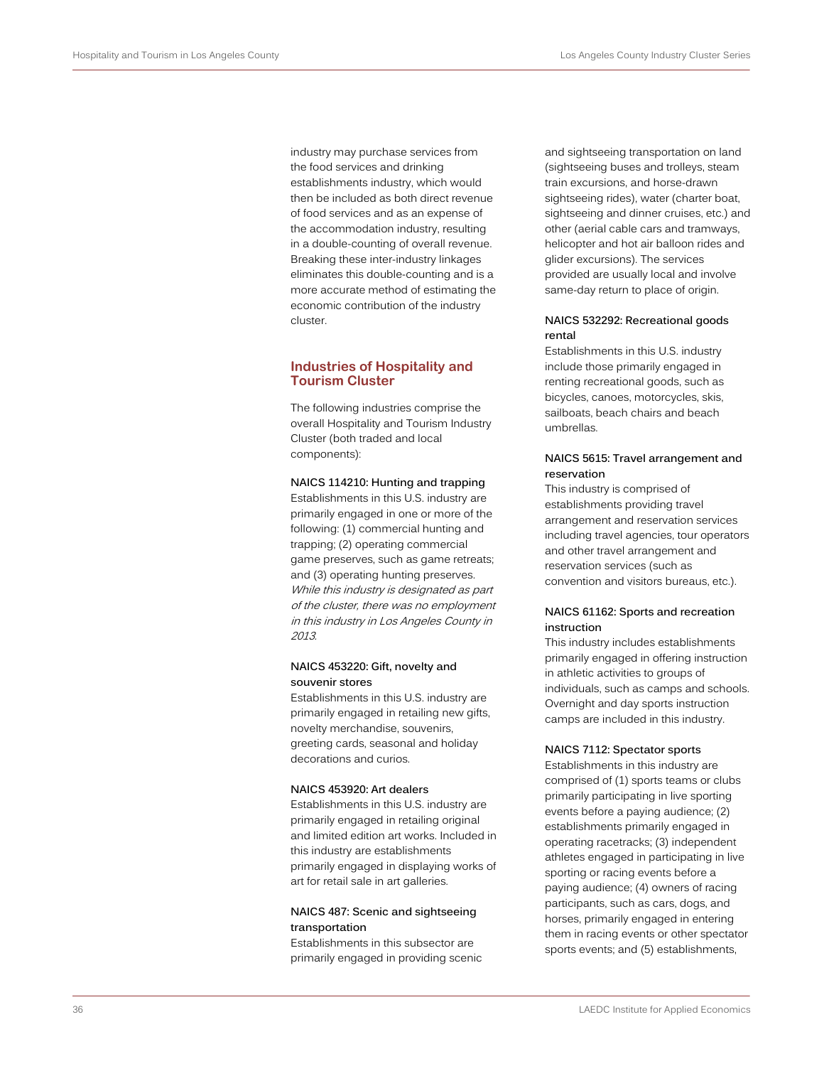industry may purchase services from the food services and drinking establishments industry, which would then be included as both direct revenue of food services and as an expense of the accommodation industry, resulting in a double-counting of overall revenue. Breaking these inter-industry linkages eliminates this double-counting and is a more accurate method of estimating the economic contribution of the industry cluster.

## Industries of Hospitality and Tourism Cluster

The following industries comprise the overall Hospitality and Tourism Industry Cluster (both traded and local components):

**NAICS 114210: Hunting and trapping**
Establishments in this U.S. industry are primarily engaged in one or more of the following: (1) commercial hunting and trapping; (2) operating commercial game preserves, such as game retreats; and (3) operating hunting preserves. *While this industry is designated as part of the cluster, there was no employment in this industry in Los Angeles County in 2013.*

**NAICS 453220: Gift, novelty and souvenir stores**
Establishments in this U.S. industry are primarily engaged in retailing new gifts, novelty merchandise, souvenirs, greeting cards, seasonal and holiday decorations and curios.

**NAICS 453920: Art dealers**
Establishments in this U.S. industry are primarily engaged in retailing original and limited edition art works. Included in this industry are establishments primarily engaged in displaying works of art for retail sale in art galleries.

**NAICS 487: Scenic and sightseeing transportation**
Establishments in this subsector are primarily engaged in providing scenic and sightseeing transportation on land (sightseeing buses and trolleys, steam train excursions, and horse-drawn sightseeing rides), water (charter boat, sightseeing and dinner cruises, etc.) and other (aerial cable cars and tramways, helicopter and hot air balloon rides and glider excursions). The services provided are usually local and involve same-day return to place of origin.

**NAICS 532292: Recreational goods rental**
Establishments in this U.S. industry include those primarily engaged in renting recreational goods, such as bicycles, canoes, motorcycles, skis, sailboats, beach chairs and beach umbrellas.

**NAICS 5615: Travel arrangement and reservation**
This industry is comprised of establishments providing travel arrangement and reservation services including travel agencies, tour operators and other travel arrangement and reservation services (such as convention and visitors bureaus, etc.).

**NAICS 61162: Sports and recreation instruction**
This industry includes establishments primarily engaged in offering instruction in athletic activities to groups of individuals, such as camps and schools. Overnight and day sports instruction camps are included in this industry.

**NAICS 7112: Spectator sports**
Establishments in this industry are comprised of (1) sports teams or clubs primarily participating in live sporting events before a paying audience; (2) establishments primarily engaged in operating racetracks; (3) independent athletes engaged in participating in live sporting or racing events before a paying audience; (4) owners of racing participants, such as cars, dogs, and horses, primarily engaged in entering them in racing events or other spectator sports events; and (5) establishments,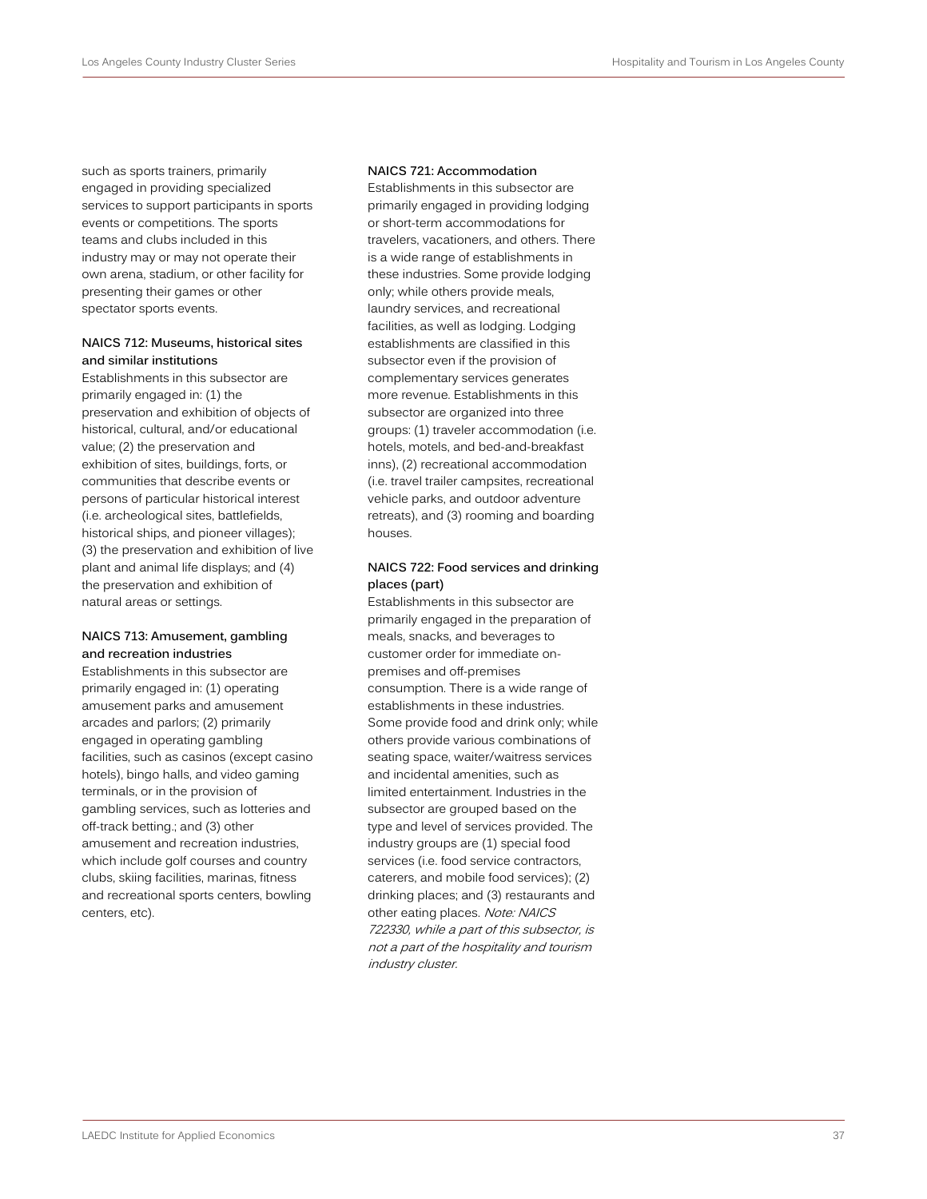such as sports trainers, primarily engaged in providing specialized services to support participants in sports events or competitions. The sports teams and clubs included in this industry may or may not operate their own arena, stadium, or other facility for presenting their games or other spectator sports events.

**NAICS 712: Museums, historical sites and similar institutions**

Establishments in this subsector are primarily engaged in: (1) the preservation and exhibition of objects of historical, cultural, and/or educational value; (2) the preservation and exhibition of sites, buildings, forts, or communities that describe events or persons of particular historical interest (i.e. archeological sites, battlefields, historical ships, and pioneer villages); (3) the preservation and exhibition of live plant and animal life displays; and (4) the preservation and exhibition of natural areas or settings.

**NAICS 713: Amusement, gambling and recreation industries**

Establishments in this subsector are primarily engaged in: (1) operating amusement parks and amusement arcades and parlors; (2) primarily engaged in operating gambling facilities, such as casinos (except casino hotels), bingo halls, and video gaming terminals, or in the provision of gambling services, such as lotteries and off-track betting.; and (3) other amusement and recreation industries, which include golf courses and country clubs, skiing facilities, marinas, fitness and recreational sports centers, bowling centers, etc).

**NAICS 721: Accommodation**

Establishments in this subsector are primarily engaged in providing lodging or short-term accommodations for travelers, vacationers, and others. There is a wide range of establishments in these industries. Some provide lodging only; while others provide meals, laundry services, and recreational facilities, as well as lodging. Lodging establishments are classified in this subsector even if the provision of complementary services generates more revenue. Establishments in this subsector are organized into three groups: (1) traveler accommodation (i.e. hotels, motels, and bed-and-breakfast inns), (2) recreational accommodation (i.e. travel trailer campsites, recreational vehicle parks, and outdoor adventure retreats), and (3) rooming and boarding houses.

**NAICS 722: Food services and drinking places (part)**

Establishments in this subsector are primarily engaged in the preparation of meals, snacks, and beverages to customer order for immediate on-premises and off-premises consumption. There is a wide range of establishments in these industries. Some provide food and drink only; while others provide various combinations of seating space, waiter/waitress services and incidental amenities, such as limited entertainment. Industries in the subsector are grouped based on the type and level of services provided. The industry groups are (1) special food services (i.e. food service contractors, caterers, and mobile food services); (2) drinking places; and (3) restaurants and other eating places. *Note: NAICS 722330, while a part of this subsector, is not a part of the hospitality and tourism industry cluster.*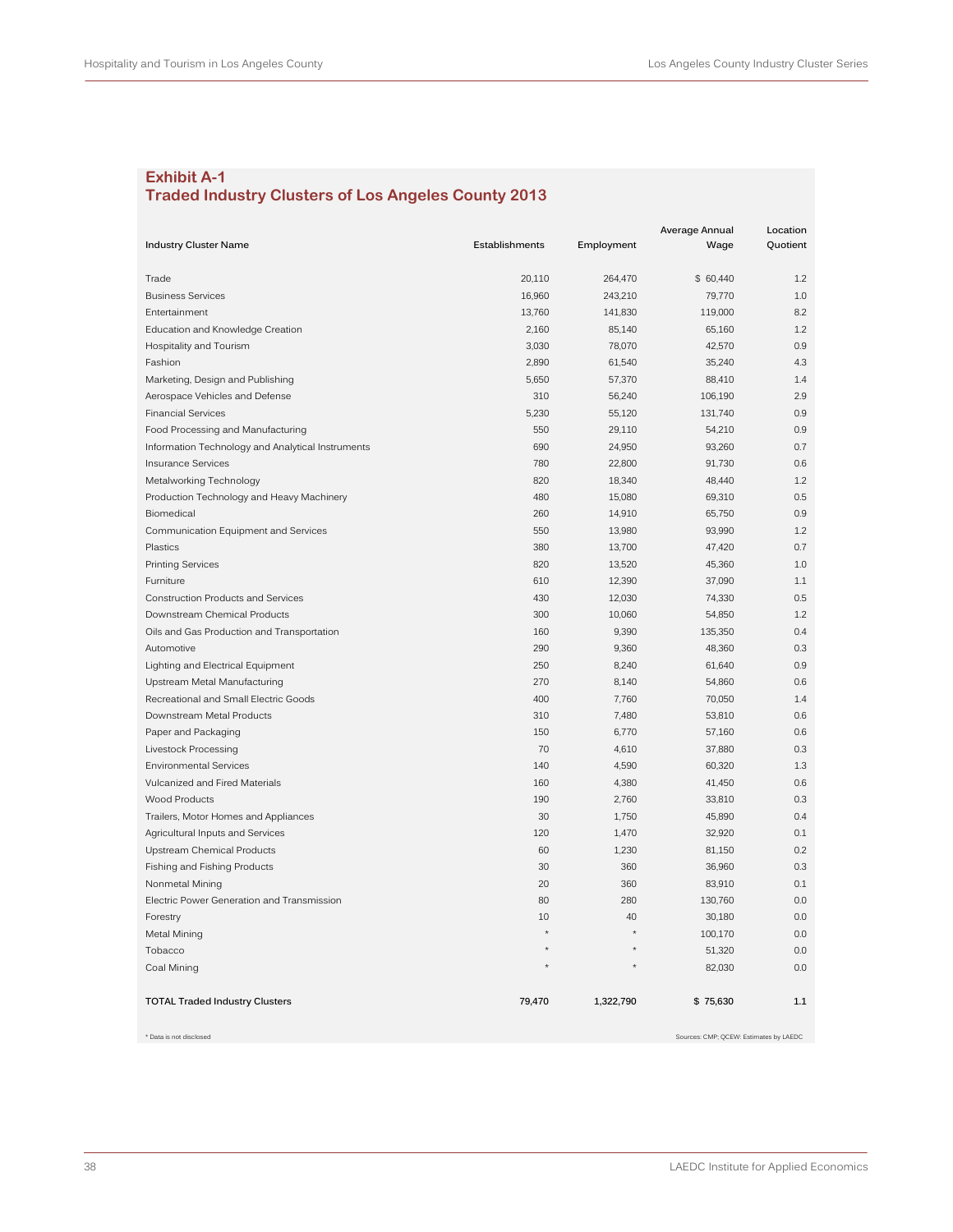## Exhibit A-1
## Traded Industry Clusters of Los Angeles County 2013

| Industry Cluster Name | Establishments | Employment | Average Annual Wage | Location Quotient |
|---|---|---|---|---|
| Trade | 20,110 | 264,470 | $ 60,440 | 1.2 |
| Business Services | 16,960 | 243,210 | 79,770 | 1.0 |
| Entertainment | 13,760 | 141,830 | 119,000 | 8.2 |
| Education and Knowledge Creation | 2,160 | 85,140 | 65,160 | 1.2 |
| Hospitality and Tourism | 3,030 | 78,070 | 42,570 | 0.9 |
| Fashion | 2,890 | 61,540 | 35,240 | 4.3 |
| Marketing, Design and Publishing | 5,650 | 57,370 | 88,410 | 1.4 |
| Aerospace Vehicles and Defense | 310 | 56,240 | 106,190 | 2.9 |
| Financial Services | 5,230 | 55,120 | 131,740 | 0.9 |
| Food Processing and Manufacturing | 550 | 29,110 | 54,210 | 0.9 |
| Information Technology and Analytical Instruments | 690 | 24,950 | 93,260 | 0.7 |
| Insurance Services | 780 | 22,800 | 91,730 | 0.6 |
| Metalworking Technology | 820 | 18,340 | 48,440 | 1.2 |
| Production Technology and Heavy Machinery | 480 | 15,080 | 69,310 | 0.5 |
| Biomedical | 260 | 14,910 | 65,750 | 0.9 |
| Communication Equipment and Services | 550 | 13,980 | 93,990 | 1.2 |
| Plastics | 380 | 13,700 | 47,420 | 0.7 |
| Printing Services | 820 | 13,520 | 45,360 | 1.0 |
| Furniture | 610 | 12,390 | 37,090 | 1.1 |
| Construction Products and Services | 430 | 12,030 | 74,330 | 0.5 |
| Downstream Chemical Products | 300 | 10,060 | 54,850 | 1.2 |
| Oils and Gas Production and Transportation | 160 | 9,390 | 135,350 | 0.4 |
| Automotive | 290 | 9,360 | 48,360 | 0.3 |
| Lighting and Electrical Equipment | 250 | 8,240 | 61,640 | 0.9 |
| Upstream Metal Manufacturing | 270 | 8,140 | 54,860 | 0.6 |
| Recreational and Small Electric Goods | 400 | 7,760 | 70,050 | 1.4 |
| Downstream Metal Products | 310 | 7,480 | 53,810 | 0.6 |
| Paper and Packaging | 150 | 6,770 | 57,160 | 0.6 |
| Livestock Processing | 70 | 4,610 | 37,880 | 0.3 |
| Environmental Services | 140 | 4,590 | 60,320 | 1.3 |
| Vulcanized and Fired Materials | 160 | 4,380 | 41,450 | 0.6 |
| Wood Products | 190 | 2,760 | 33,810 | 0.3 |
| Trailers, Motor Homes and Appliances | 30 | 1,750 | 45,890 | 0.4 |
| Agricultural Inputs and Services | 120 | 1,470 | 32,920 | 0.1 |
| Upstream Chemical Products | 60 | 1,230 | 81,150 | 0.2 |
| Fishing and Fishing Products | 30 | 360 | 36,960 | 0.3 |
| Nonmetal Mining | 20 | 360 | 83,910 | 0.1 |
| Electric Power Generation and Transmission | 80 | 280 | 130,760 | 0.0 |
| Forestry | 10 | 40 | 30,180 | 0.0 |
| Metal Mining | * | * | 100,170 | 0.0 |
| Tobacco | * | * | 51,320 | 0.0 |
| Coal Mining | * | * | 82,030 | 0.0 |
| **TOTAL Traded Industry Clusters** | **79,470** | **1,322,790** | **$ 75,630** | **1.1** |

\* Data is not disclosed

Sources: CMP; QCEW; Estimates by LAEDC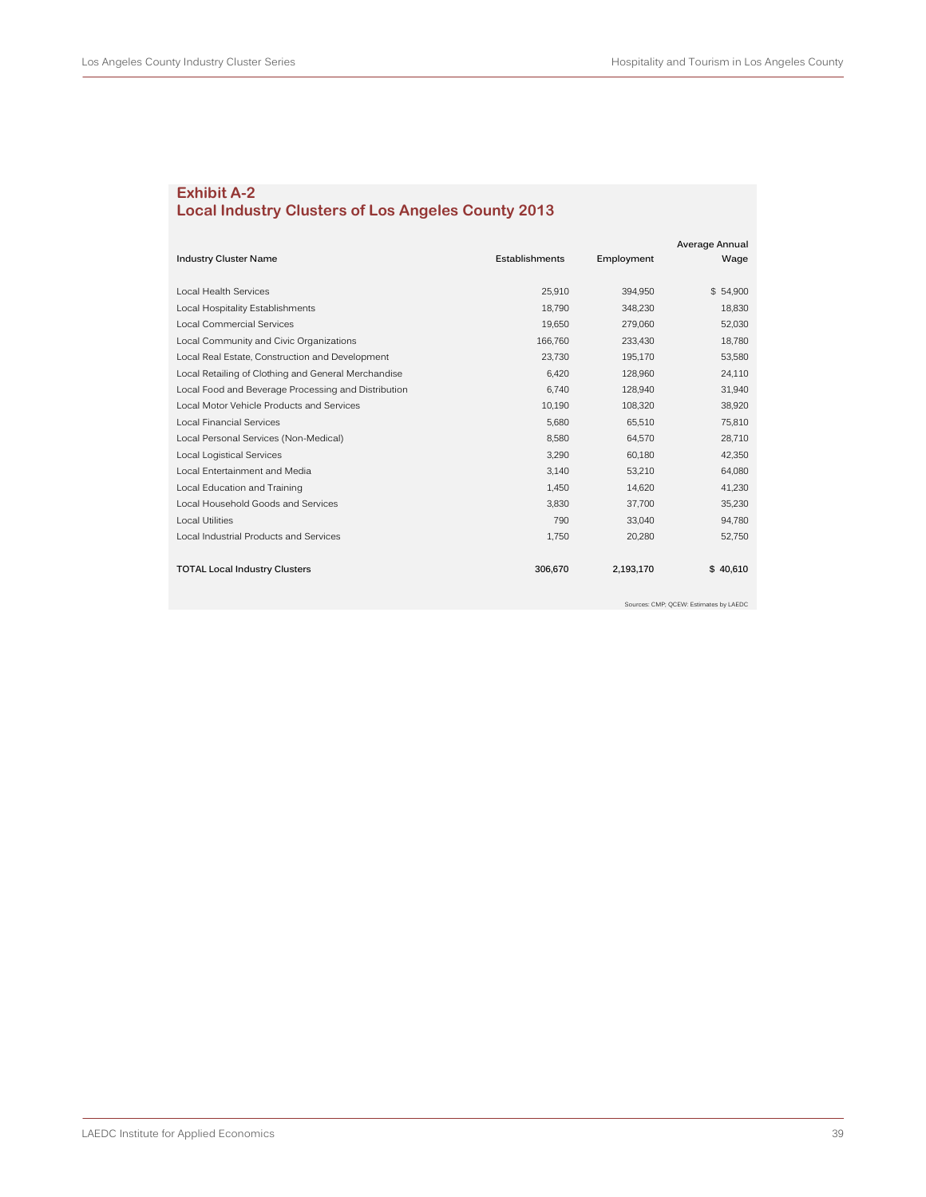## Exhibit A-2
## Local Industry Clusters of Los Angeles County 2013

| Industry Cluster Name | Establishments | Employment | Average Annual Wage |
|---|---|---|---|
| Local Health Services | 25,910 | 394,950 | $ 54,900 |
| Local Hospitality Establishments | 18,790 | 348,230 | 18,830 |
| Local Commercial Services | 19,650 | 279,060 | 52,030 |
| Local Community and Civic Organizations | 166,760 | 233,430 | 18,780 |
| Local Real Estate, Construction and Development | 23,730 | 195,170 | 53,580 |
| Local Retailing of Clothing and General Merchandise | 6,420 | 128,960 | 24,110 |
| Local Food and Beverage Processing and Distribution | 6,740 | 128,940 | 31,940 |
| Local Motor Vehicle Products and Services | 10,190 | 108,320 | 38,920 |
| Local Financial Services | 5,680 | 65,510 | 75,810 |
| Local Personal Services (Non-Medical) | 8,580 | 64,570 | 28,710 |
| Local Logistical Services | 3,290 | 60,180 | 42,350 |
| Local Entertainment and Media | 3,140 | 53,210 | 64,080 |
| Local Education and Training | 1,450 | 14,620 | 41,230 |
| Local Household Goods and Services | 3,830 | 37,700 | 35,230 |
| Local Utilities | 790 | 33,040 | 94,780 |
| Local Industrial Products and Services | 1,750 | 20,280 | 52,750 |
| **TOTAL Local Industry Clusters** | **306,670** | **2,193,170** | **$ 40,610** |

Sources: CMP; QCEW: Estimates by LAEDC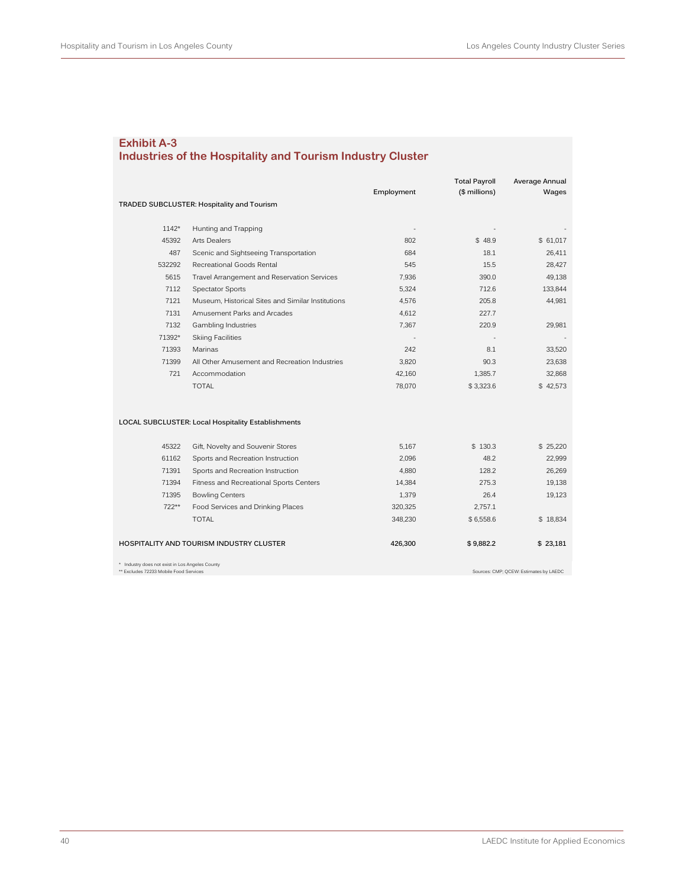## Exhibit A-3
## Industries of the Hospitality and Tourism Industry Cluster

| | | Employment | Total Payroll ($ millions) | Average Annual Wages |
|---|---|---|---|---|
| **TRADED SUBCLUSTER: Hospitality and Tourism** | | | | |
| 1142* | Hunting and Trapping | - | - | - |
| 45392 | Arts Dealers | 802 | $ 48.9 | $ 61,017 |
| 487 | Scenic and Sightseeing Transportation | 684 | 18.1 | 26,411 |
| 532292 | Recreational Goods Rental | 545 | 15.5 | 28,427 |
| 5615 | Travel Arrangement and Reservation Services | 7,936 | 390.0 | 49,138 |
| 7112 | Spectator Sports | 5,324 | 712.6 | 133,844 |
| 7121 | Museum, Historical Sites and Similar Institutions | 4,576 | 205.8 | 44,981 |
| 7131 | Amusement Parks and Arcades | 4,612 | 227.7 | |
| 7132 | Gambling Industries | 7,367 | 220.9 | 29,981 |
| 71392* | Skiing Facilities | - | - | - |
| 71393 | Marinas | 242 | 8.1 | 33,520 |
| 71399 | All Other Amusement and Recreation Industries | 3,820 | 90.3 | 23,638 |
| 721 | Accommodation | 42,160 | 1,385.7 | 32,868 |
| | TOTAL | 78,070 | $ 3,323.6 | $ 42,573 |
| **LOCAL SUBCLUSTER: Local Hospitality Establishments** | | | | |
| 45322 | Gift, Novelty and Souvenir Stores | 5,167 | $ 130.3 | $ 25,220 |
| 61162 | Sports and Recreation Instruction | 2,096 | 48.2 | 22,999 |
| 71391 | Sports and Recreation Instruction | 4,880 | 128.2 | 26,269 |
| 71394 | Fitness and Recreational Sports Centers | 14,384 | 275.3 | 19,138 |
| 71395 | Bowling Centers | 1,379 | 26.4 | 19,123 |
| 722** | Food Services and Drinking Places | 320,325 | 2,757.1 | |
| | TOTAL | 348,230 | $ 6,558.6 | $ 18,834 |
| **HOSPITALITY AND TOURISM INDUSTRY CLUSTER** | | **426,300** | **$ 9,882.2** | **$ 23,181** |

\* Industry does not exist in Los Angeles County
** Excludes 72233 Mobile Food Services

Sources: CMP; QCEW: Estimates by LAEDC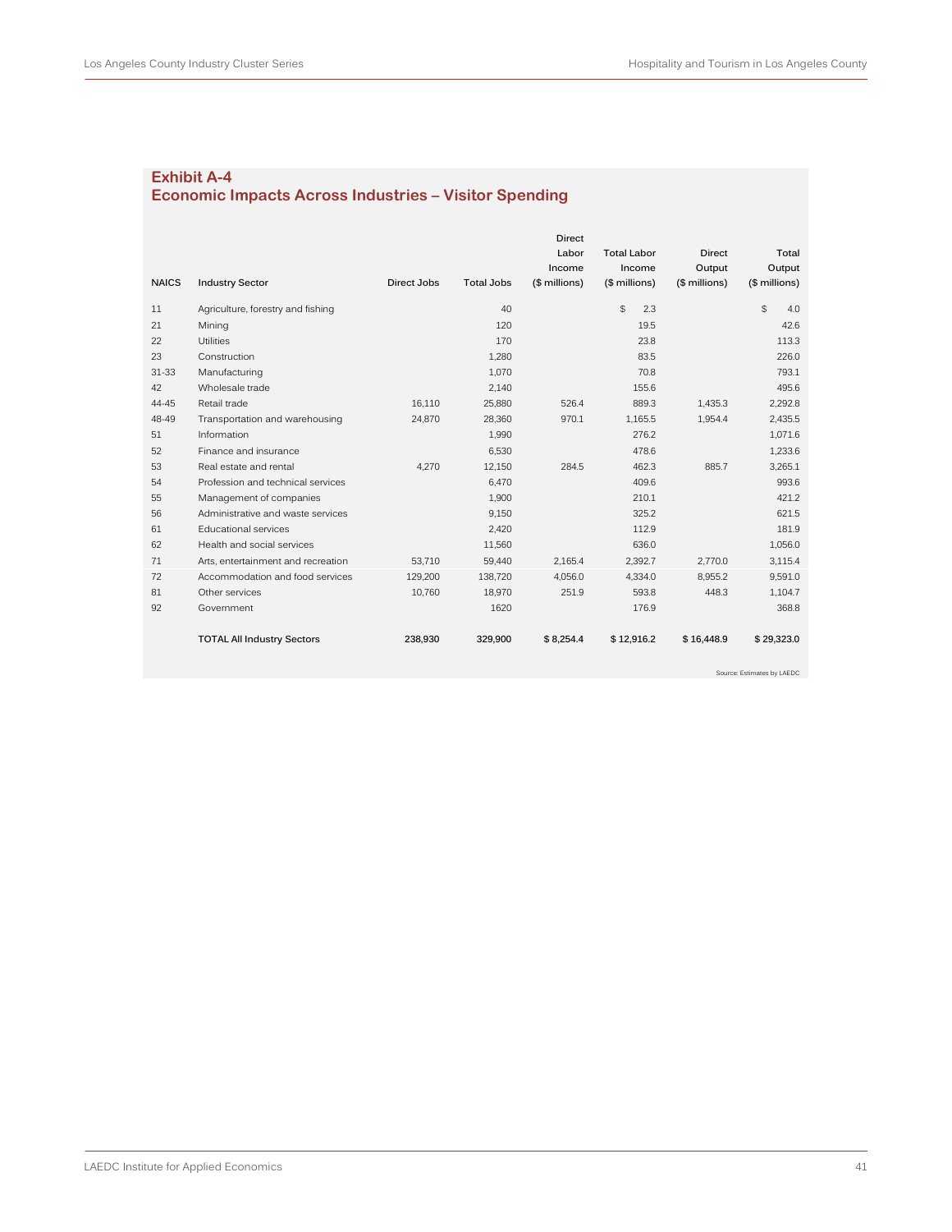## Exhibit A-4
## Economic Impacts Across Industries – Visitor Spending

| NAICS | Industry Sector | Direct Jobs | Total Jobs | Direct Labor Income ($ millions) | Total Labor Income ($ millions) | Direct Output ($ millions) | Total Output ($ millions) |
|---|---|---|---|---|---|---|---|
| 11 | Agriculture, forestry and fishing | | 40 | | $ 2.3 | | $ 4.0 |
| 21 | Mining | | 120 | | 19.5 | | 42.6 |
| 22 | Utilities | | 170 | | 23.8 | | 113.3 |
| 23 | Construction | | 1,280 | | 83.5 | | 226.0 |
| 31-33 | Manufacturing | | 1,070 | | 70.8 | | 793.1 |
| 42 | Wholesale trade | | 2,140 | | 155.6 | | 495.6 |
| 44-45 | Retail trade | 16,110 | 25,880 | 526.4 | 889.3 | 1,435.3 | 2,292.8 |
| 48-49 | Transportation and warehousing | 24,870 | 28,360 | 970.1 | 1,165.5 | 1,954.4 | 2,435.5 |
| 51 | Information | | 1,990 | | 276.2 | | 1,071.6 |
| 52 | Finance and insurance | | 6,530 | | 478.6 | | 1,233.6 |
| 53 | Real estate and rental | 4,270 | 12,150 | 284.5 | 462.3 | 885.7 | 3,265.1 |
| 54 | Profession and technical services | | 6,470 | | 409.6 | | 993.6 |
| 55 | Management of companies | | 1,900 | | 210.1 | | 421.2 |
| 56 | Administrative and waste services | | 9,150 | | 325.2 | | 621.5 |
| 61 | Educational services | | 2,420 | | 112.9 | | 181.9 |
| 62 | Health and social services | | 11,560 | | 636.0 | | 1,056.0 |
| 71 | Arts, entertainment and recreation | 53,710 | 59,440 | 2,165.4 | 2,392.7 | 2,770.0 | 3,115.4 |
| 72 | Accommodation and food services | 129,200 | 138,720 | 4,056.0 | 4,334.0 | 8,955.2 | 9,591.0 |
| 81 | Other services | 10,760 | 18,970 | 251.9 | 593.8 | 448.3 | 1,104.7 |
| 92 | Government | | 1620 | | 176.9 | | 368.8 |
| | **TOTAL All Industry Sectors** | **238,930** | **329,900** | **$ 8,254.4** | **$ 12,916.2** | **$ 16,448.9** | **$ 29,323.0** |

Source: Estimates by LAEDC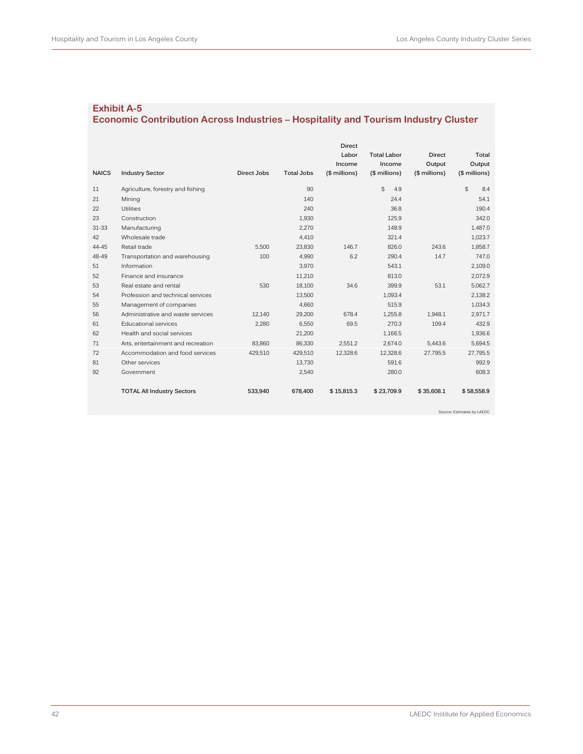## Exhibit A-5
## Economic Contribution Across Industries – Hospitality and Tourism Industry Cluster

| NAICS | Industry Sector | Direct Jobs | Total Jobs | Direct Labor Income ($ millions) | Total Labor Income ($ millions) | Direct Output ($ millions) | Total Output ($ millions) |
|---|---|---|---|---|---|---|---|
| 11 | Agriculture, forestry and fishing | | 90 | | $ 4.9 | | $ 8.4 |
| 21 | Mining | | 140 | | 24.4 | | 54.1 |
| 22 | Utilities | | 240 | | 36.8 | | 190.4 |
| 23 | Construction | | 1,930 | | 125.9 | | 342.0 |
| 31-33 | Manufacturing | | 2,270 | | 148.9 | | 1,487.0 |
| 42 | Wholesale trade | | 4,410 | | 321.4 | | 1,023.7 |
| 44-45 | Retail trade | 5,500 | 23,830 | 146.7 | 826.0 | 243.6 | 1,858.7 |
| 48-49 | Transportation and warehousing | 100 | 4,990 | 6.2 | 290.4 | 14.7 | 747.0 |
| 51 | Information | | 3,970 | | 543.1 | | 2,109.0 |
| 52 | Finance and insurance | | 11,210 | | 813.0 | | 2,072.9 |
| 53 | Real estate and rental | 530 | 18,100 | 34.6 | 399.9 | 53.1 | 5,062.7 |
| 54 | Profession and technical services | | 13,500 | | 1,093.4 | | 2,138.2 |
| 55 | Management of companies | | 4,660 | | 515.9 | | 1,034.3 |
| 56 | Administrative and waste services | 12,140 | 29,200 | 678.4 | 1,255.8 | 1,948.1 | 2,971.7 |
| 61 | Educational services | 2,280 | 6,550 | 69.5 | 270.3 | 109.4 | 432.9 |
| 62 | Health and social services | | 21,200 | | 1,166.5 | | 1,936.6 |
| 71 | Arts, entertainment and recreation | 83,860 | 86,330 | 2,551.2 | 2,674.0 | 5,443.6 | 5,694.5 |
| 72 | Accommodation and food services | 429,510 | 429,510 | 12,328.6 | 12,328.6 | 27,795.5 | 27,795.5 |
| 81 | Other services | | 13,730 | | 591.6 | | 992.9 |
| 92 | Government | | 2,540 | | 280.0 | | 608.3 |
| | **TOTAL All Industry Sectors** | **533,940** | **678,400** | **$ 15,815.3** | **$ 23,709.9** | **$ 35,608.1** | **$ 58,558.9** |

Source: Estimates by LAEDC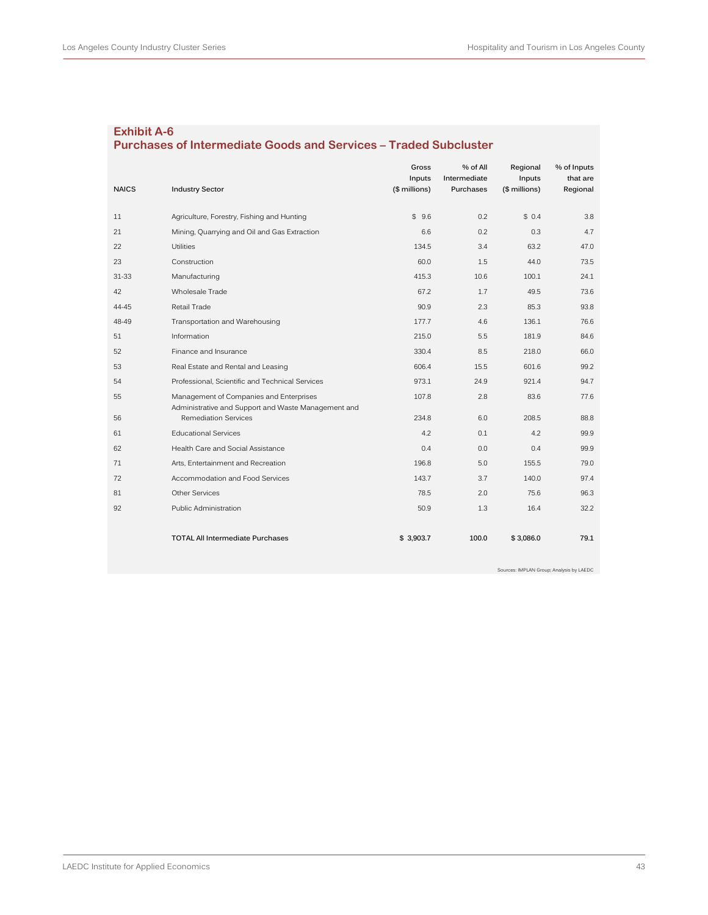## Exhibit A-6
## Purchases of Intermediate Goods and Services – Traded Subcluster

| NAICS | Industry Sector | Gross Inputs ($ millions) | % of All Intermediate Purchases | Regional Inputs ($ millions) | % of Inputs that are Regional |
|---|---|---|---|---|---|
| 11 | Agriculture, Forestry, Fishing and Hunting | $ 9.6 | 0.2 | $ 0.4 | 3.8 |
| 21 | Mining, Quarrying and Oil and Gas Extraction | 6.6 | 0.2 | 0.3 | 4.7 |
| 22 | Utilities | 134.5 | 3.4 | 63.2 | 47.0 |
| 23 | Construction | 60.0 | 1.5 | 44.0 | 73.5 |
| 31-33 | Manufacturing | 415.3 | 10.6 | 100.1 | 24.1 |
| 42 | Wholesale Trade | 67.2 | 1.7 | 49.5 | 73.6 |
| 44-45 | Retail Trade | 90.9 | 2.3 | 85.3 | 93.8 |
| 48-49 | Transportation and Warehousing | 177.7 | 4.6 | 136.1 | 76.6 |
| 51 | Information | 215.0 | 5.5 | 181.9 | 84.6 |
| 52 | Finance and Insurance | 330.4 | 8.5 | 218.0 | 66.0 |
| 53 | Real Estate and Rental and Leasing | 606.4 | 15.5 | 601.6 | 99.2 |
| 54 | Professional, Scientific and Technical Services | 973.1 | 24.9 | 921.4 | 94.7 |
| 55 | Management of Companies and Enterprises | 107.8 | 2.8 | 83.6 | 77.6 |
| 56 | Administrative and Support and Waste Management and Remediation Services | 234.8 | 6.0 | 208.5 | 88.8 |
| 61 | Educational Services | 4.2 | 0.1 | 4.2 | 99.9 |
| 62 | Health Care and Social Assistance | 0.4 | 0.0 | 0.4 | 99.9 |
| 71 | Arts, Entertainment and Recreation | 196.8 | 5.0 | 155.5 | 79.0 |
| 72 | Accommodation and Food Services | 143.7 | 3.7 | 140.0 | 97.4 |
| 81 | Other Services | 78.5 | 2.0 | 75.6 | 96.3 |
| 92 | Public Administration | 50.9 | 1.3 | 16.4 | 32.2 |
| | **TOTAL All Intermediate Purchases** | **$ 3,903.7** | **100.0** | **$ 3,086.0** | **79.1** |

Sources: IMPLAN Group; Analysis by LAEDC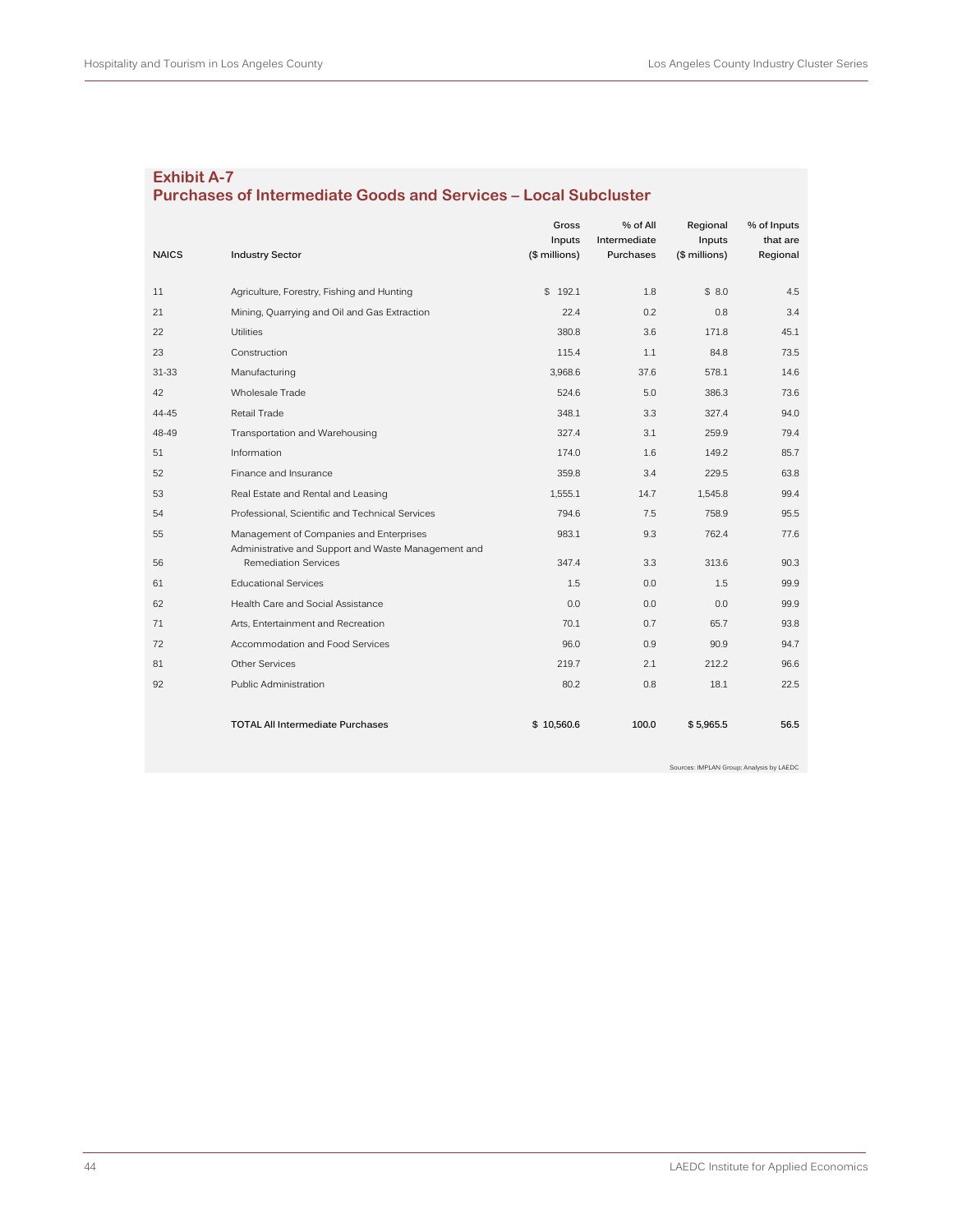## Exhibit A-7
## Purchases of Intermediate Goods and Services – Local Subcluster

| NAICS | Industry Sector | Gross Inputs ($ millions) | % of All Intermediate Purchases | Regional Inputs ($ millions) | % of Inputs that are Regional |
|---|---|---|---|---|---|
| 11 | Agriculture, Forestry, Fishing and Hunting | $ 192.1 | 1.8 | $ 8.0 | 4.5 |
| 21 | Mining, Quarrying and Oil and Gas Extraction | 22.4 | 0.2 | 0.8 | 3.4 |
| 22 | Utilities | 380.8 | 3.6 | 171.8 | 45.1 |
| 23 | Construction | 115.4 | 1.1 | 84.8 | 73.5 |
| 31-33 | Manufacturing | 3,968.6 | 37.6 | 578.1 | 14.6 |
| 42 | Wholesale Trade | 524.6 | 5.0 | 386.3 | 73.6 |
| 44-45 | Retail Trade | 348.1 | 3.3 | 327.4 | 94.0 |
| 48-49 | Transportation and Warehousing | 327.4 | 3.1 | 259.9 | 79.4 |
| 51 | Information | 174.0 | 1.6 | 149.2 | 85.7 |
| 52 | Finance and Insurance | 359.8 | 3.4 | 229.5 | 63.8 |
| 53 | Real Estate and Rental and Leasing | 1,555.1 | 14.7 | 1,545.8 | 99.4 |
| 54 | Professional, Scientific and Technical Services | 794.6 | 7.5 | 758.9 | 95.5 |
| 55 | Management of Companies and Enterprises | 983.1 | 9.3 | 762.4 | 77.6 |
| 56 | Administrative and Support and Waste Management and Remediation Services | 347.4 | 3.3 | 313.6 | 90.3 |
| 61 | Educational Services | 1.5 | 0.0 | 1.5 | 99.9 |
| 62 | Health Care and Social Assistance | 0.0 | 0.0 | 0.0 | 99.9 |
| 71 | Arts, Entertainment and Recreation | 70.1 | 0.7 | 65.7 | 93.8 |
| 72 | Accommodation and Food Services | 96.0 | 0.9 | 90.9 | 94.7 |
| 81 | Other Services | 219.7 | 2.1 | 212.2 | 96.6 |
| 92 | Public Administration | 80.2 | 0.8 | 18.1 | 22.5 |
| | **TOTAL All Intermediate Purchases** | **$ 10,560.6** | **100.0** | **$ 5,965.5** | **56.5** |

Sources: IMPLAN Group; Analysis by LAEDC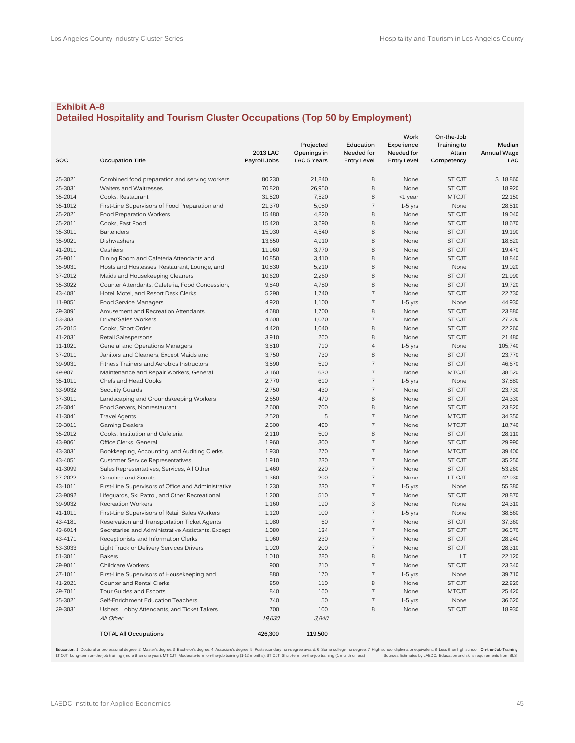## Exhibit A-8
## Detailed Hospitality and Tourism Cluster Occupations (Top 50 by Employment)

| SOC | Occupation Title | 2013 LAC Payroll Jobs | Projected Openings in LAC 5 Years | Education Needed for Entry Level | Work Experience Needed for Entry Level | On-the-Job Training to Attain Competency | Median Annual Wage LAC |
|---|---|---|---|---|---|---|---|
| 35-3021 | Combined food preparation and serving workers, | 80,230 | 21,840 | 8 | None | ST OJT | $ 18,860 |
| 35-3031 | Waiters and Waitresses | 70,820 | 26,950 | 8 | None | ST OJT | 18,920 |
| 35-2014 | Cooks, Restaurant | 31,520 | 7,520 | 8 | <1 year | MTOJT | 22,150 |
| 35-1012 | First-Line Supervisors of Food Preparation and | 21,370 | 5,080 | 7 | 1-5 yrs | None | 28,510 |
| 35-2021 | Food Preparation Workers | 15,480 | 4,820 | 8 | None | ST OJT | 19,040 |
| 35-2011 | Cooks, Fast Food | 15,420 | 3,690 | 8 | None | ST OJT | 18,670 |
| 35-3011 | Bartenders | 15,030 | 4,540 | 8 | None | ST OJT | 19,190 |
| 35-9021 | Dishwashers | 13,650 | 4,910 | 8 | None | ST OJT | 18,820 |
| 41-2011 | Cashiers | 11,960 | 3,770 | 8 | None | ST OJT | 19,470 |
| 35-9011 | Dining Room and Cafeteria Attendants and | 10,850 | 3,410 | 8 | None | ST OJT | 18,840 |
| 35-9031 | Hosts and Hostesses, Restaurant, Lounge, and | 10,830 | 5,210 | 8 | None | None | 19,020 |
| 37-2012 | Maids and Housekeeping Cleaners | 10,620 | 2,260 | 8 | None | ST OJT | 21,990 |
| 35-3022 | Counter Attendants, Cafeteria, Food Concession, | 9,840 | 4,780 | 8 | None | ST OJT | 19,720 |
| 43-4081 | Hotel, Motel, and Resort Desk Clerks | 5,290 | 1,740 | 7 | None | ST OJT | 22,730 |
| 11-9051 | Food Service Managers | 4,920 | 1,100 | 7 | 1-5 yrs | None | 44,930 |
| 39-3091 | Amusement and Recreation Attendants | 4,680 | 1,700 | 8 | None | ST OJT | 23,880 |
| 53-3031 | Driver/Sales Workers | 4,600 | 1,070 | 7 | None | ST OJT | 27,200 |
| 35-2015 | Cooks, Short Order | 4,420 | 1,040 | 8 | None | ST OJT | 22,260 |
| 41-2031 | Retail Salespersons | 3,910 | 260 | 8 | None | ST OJT | 21,480 |
| 11-1021 | General and Operations Managers | 3,810 | 710 | 4 | 1-5 yrs | None | 105,740 |
| 37-2011 | Janitors and Cleaners, Except Maids and | 3,750 | 730 | 8 | None | ST OJT | 23,770 |
| 39-9031 | Fitness Trainers and Aerobics Instructors | 3,590 | 590 | 7 | None | ST OJT | 46,670 |
| 49-9071 | Maintenance and Repair Workers, General | 3,160 | 630 | 7 | None | MTOJT | 38,520 |
| 35-1011 | Chefs and Head Cooks | 2,770 | 610 | 7 | 1-5 yrs | None | 37,880 |
| 33-9032 | Security Guards | 2,750 | 430 | 7 | None | ST OJT | 23,730 |
| 37-3011 | Landscaping and Groundskeeping Workers | 2,650 | 470 | 8 | None | ST OJT | 24,330 |
| 35-3041 | Food Servers, Nonrestaurant | 2,600 | 700 | 8 | None | ST OJT | 23,820 |
| 41-3041 | Travel Agents | 2,520 | 5 | 7 | None | MTOJT | 34,350 |
| 39-3011 | Gaming Dealers | 2,500 | 490 | 7 | None | MTOJT | 18,740 |
| 35-2012 | Cooks, Institution and Cafeteria | 2,110 | 500 | 8 | None | ST OJT | 28,110 |
| 43-9061 | Office Clerks, General | 1,960 | 300 | 7 | None | ST OJT | 29,990 |
| 43-3031 | Bookkeeping, Accounting, and Auditing Clerks | 1,930 | 270 | 7 | None | MTOJT | 39,400 |
| 43-4051 | Customer Service Representatives | 1,910 | 230 | 7 | None | ST OJT | 35,250 |
| 41-3099 | Sales Representatives, Services, All Other | 1,460 | 220 | 7 | None | ST OJT | 53,260 |
| 27-2022 | Coaches and Scouts | 1,360 | 200 | 7 | None | LT OJT | 42,930 |
| 43-1011 | First-Line Supervisors of Office and Administrative | 1,230 | 230 | 7 | 1-5 yrs | None | 55,380 |
| 33-9092 | Lifeguards, Ski Patrol, and Other Recreational | 1,200 | 510 | 7 | None | ST OJT | 28,870 |
| 39-9032 | Recreation Workers | 1,160 | 190 | 3 | None | None | 24,310 |
| 41-1011 | First-Line Supervisors of Retail Sales Workers | 1,120 | 100 | 7 | 1-5 yrs | None | 38,560 |
| 43-4181 | Reservation and Transportation Ticket Agents | 1,080 | 60 | 7 | None | ST OJT | 37,360 |
| 43-6014 | Secretaries and Administrative Assistants, Except | 1,080 | 134 | 7 | None | ST OJT | 36,570 |
| 43-4171 | Receptionists and Information Clerks | 1,060 | 230 | 7 | None | ST OJT | 28,240 |
| 53-3033 | Light Truck or Delivery Services Drivers | 1,020 | 200 | 7 | None | ST OJT | 28,310 |
| 51-3011 | Bakers | 1,010 | 280 | 8 | None | LT | 22,120 |
| 39-9011 | Childcare Workers | 900 | 210 | 7 | None | ST OJT | 23,340 |
| 37-1011 | First-Line Supervisors of Housekeeping and | 880 | 170 | 7 | 1-5 yrs | None | 39,710 |
| 41-2021 | Counter and Rental Clerks | 850 | 110 | 8 | None | ST OJT | 22,820 |
| 39-7011 | Tour Guides and Escorts | 840 | 160 | 7 | None | MTOJT | 25,420 |
| 25-3021 | Self-Enrichment Education Teachers | 740 | 50 | 7 | 1-5 yrs | None | 36,620 |
| 39-3031 | Ushers, Lobby Attendants, and Ticket Takers | 700 | 100 | 8 | None | ST OJT | 18,930 |
| | *All Other* | *19,630* | *3,840* | | | | |
| | **TOTAL All Occupations** | **426,300** | **119,500** | | | | |

**Education**: 1=Doctoral or professional degree; 2=Master's degree; 3=Bachelor's degree; 4=Associate's degree; 5=Postsecondary non-degree award; 6=Some college, no degree; 7=High school diploma or equivalent; 8=Less than high school; **On-the-Job Training**: LT OJT=Long-term on-the-job training (more than one year); MT OJT=Moderate-term on-the-job training (1-12 months); ST OJT=Short-term on-the-job training (1 month or less)

Sources: Estimates by LAEDC; Education and skills requirements from BLS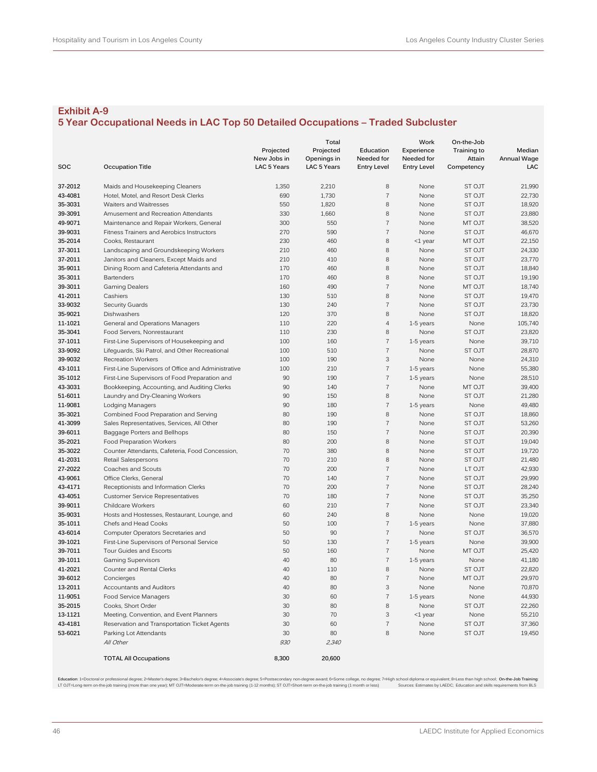## Exhibit A-9
## 5 Year Occupational Needs in LAC Top 50 Detailed Occupations – Traded Subcluster

| SOC | Occupation Title | Projected New Jobs in LAC 5 Years | Total Projected Openings in LAC 5 Years | Education Needed for Entry Level | Work Experience Needed for Entry Level | On-the-Job Training to Attain Competency | Median Annual Wage LAC |
|---|---|---|---|---|---|---|---|
| 37-2012 | Maids and Housekeeping Cleaners | 1,350 | 2,210 | 8 | None | ST OJT | 21,990 |
| 43-4081 | Hotel, Motel, and Resort Desk Clerks | 690 | 1,730 | 7 | None | ST OJT | 22,730 |
| 35-3031 | Waiters and Waitresses | 550 | 1,820 | 8 | None | ST OJT | 18,920 |
| 39-3091 | Amusement and Recreation Attendants | 330 | 1,660 | 8 | None | ST OJT | 23,880 |
| 49-9071 | Maintenance and Repair Workers, General | 300 | 550 | 7 | None | MT OJT | 38,520 |
| 39-9031 | Fitness Trainers and Aerobics Instructors | 270 | 590 | 7 | None | ST OJT | 46,670 |
| 35-2014 | Cooks, Restaurant | 230 | 460 | 8 | <1 year | MT OJT | 22,150 |
| 37-3011 | Landscaping and Groundskeeping Workers | 210 | 460 | 8 | None | ST OJT | 24,330 |
| 37-2011 | Janitors and Cleaners, Except Maids and | 210 | 410 | 8 | None | ST OJT | 23,770 |
| 35-9011 | Dining Room and Cafeteria Attendants and | 170 | 460 | 8 | None | ST OJT | 18,840 |
| 35-3011 | Bartenders | 170 | 460 | 8 | None | ST OJT | 19,190 |
| 39-3011 | Gaming Dealers | 160 | 490 | 7 | None | MT OJT | 18,740 |
| 41-2011 | Cashiers | 130 | 510 | 8 | None | ST OJT | 19,470 |
| 33-9032 | Security Guards | 130 | 240 | 7 | None | ST OJT | 23,730 |
| 35-9021 | Dishwashers | 120 | 370 | 8 | None | ST OJT | 18,820 |
| 11-1021 | General and Operations Managers | 110 | 220 | 4 | 1-5 years | None | 105,740 |
| 35-3041 | Food Servers, Nonrestaurant | 110 | 230 | 8 | None | ST OJT | 23,820 |
| 37-1011 | First-Line Supervisors of Housekeeping and | 100 | 160 | 7 | 1-5 years | None | 39,710 |
| 33-9092 | Lifeguards, Ski Patrol, and Other Recreational | 100 | 510 | 7 | None | ST OJT | 28,870 |
| 39-9032 | Recreation Workers | 100 | 190 | 3 | None | None | 24,310 |
| 43-1011 | First-Line Supervisors of Office and Administrative | 100 | 210 | 7 | 1-5 years | None | 55,380 |
| 35-1012 | First-Line Supervisors of Food Preparation and | 90 | 190 | 7 | 1-5 years | None | 28,510 |
| 43-3031 | Bookkeeping, Accounting, and Auditing Clerks | 90 | 140 | 7 | None | MT OJT | 39,400 |
| 51-6011 | Laundry and Dry-Cleaning Workers | 90 | 150 | 8 | None | ST OJT | 21,280 |
| 11-9081 | Lodging Managers | 90 | 180 | 7 | 1-5 years | None | 49,480 |
| 35-3021 | Combined Food Preparation and Serving | 80 | 190 | 8 | None | ST OJT | 18,860 |
| 41-3099 | Sales Representatives, Services, All Other | 80 | 190 | 7 | None | ST OJT | 53,260 |
| 39-6011 | Baggage Porters and Bellhops | 80 | 150 | 7 | None | ST OJT | 20,390 |
| 35-2021 | Food Preparation Workers | 80 | 200 | 8 | None | ST OJT | 19,040 |
| 35-3022 | Counter Attendants, Cafeteria, Food Concession, | 70 | 380 | 8 | None | ST OJT | 19,720 |
| 41-2031 | Retail Salespersons | 70 | 210 | 8 | None | ST OJT | 21,480 |
| 27-2022 | Coaches and Scouts | 70 | 200 | 7 | None | LT OJT | 42,930 |
| 43-9061 | Office Clerks, General | 70 | 140 | 7 | None | ST OJT | 29,990 |
| 43-4171 | Receptionists and Information Clerks | 70 | 200 | 7 | None | ST OJT | 28,240 |
| 43-4051 | Customer Service Representatives | 70 | 180 | 7 | None | ST OJT | 35,250 |
| 39-9011 | Childcare Workers | 60 | 210 | 7 | None | ST OJT | 23,340 |
| 35-9031 | Hosts and Hostesses, Restaurant, Lounge, and | 60 | 240 | 8 | None | None | 19,020 |
| 35-1011 | Chefs and Head Cooks | 50 | 100 | 7 | 1-5 years | None | 37,880 |
| 43-6014 | Computer Operators Secretaries and | 50 | 90 | 7 | None | ST OJT | 36,570 |
| 39-1021 | First-Line Supervisors of Personal Service | 50 | 130 | 7 | 1-5 years | None | 39,900 |
| 39-7011 | Tour Guides and Escorts | 50 | 160 | 7 | None | MT OJT | 25,420 |
| 39-1011 | Gaming Supervisors | 40 | 80 | 7 | 1-5 years | None | 41,180 |
| 41-2021 | Counter and Rental Clerks | 40 | 110 | 8 | None | ST OJT | 22,820 |
| 39-6012 | Concierges | 40 | 80 | 7 | None | MT OJT | 29,970 |
| 13-2011 | Accountants and Auditors | 40 | 80 | 3 | None | None | 70,870 |
| 11-9051 | Food Service Managers | 30 | 60 | 7 | 1-5 years | None | 44,930 |
| 35-2015 | Cooks, Short Order | 30 | 80 | 8 | None | ST OJT | 22,260 |
| 13-1121 | Meeting, Convention, and Event Planners | 30 | 70 | 3 | <1 year | None | 55,210 |
| 43-4181 | Reservation and Transportation Ticket Agents | 30 | 60 | 7 | None | ST OJT | 37,360 |
| 53-6021 | Parking Lot Attendants | 30 | 80 | 8 | None | ST OJT | 19,450 |
| | *All Other* | *930* | *2,340* | | | | |
| | **TOTAL All Occupations** | **8,300** | **20,600** | | | | |

**Education**: 1=Doctoral or professional degree; 2=Master's degree; 3=Bachelor's degree; 4=Associate's degree; 5=Postsecondary non-degree award; 6=Some college, no degree; 7=High school diploma or equivalent; 8=Less than high school; **On-the-Job Training**: LT OJT=Long-term on-the-job training (more than one year); MT OJT=Moderate-term on-the-job training (1-12 months); ST OJT=Short-term on-the-job training (1 month or less)

Sources: Estimates by LAEDC; Education and skills requirements from BLS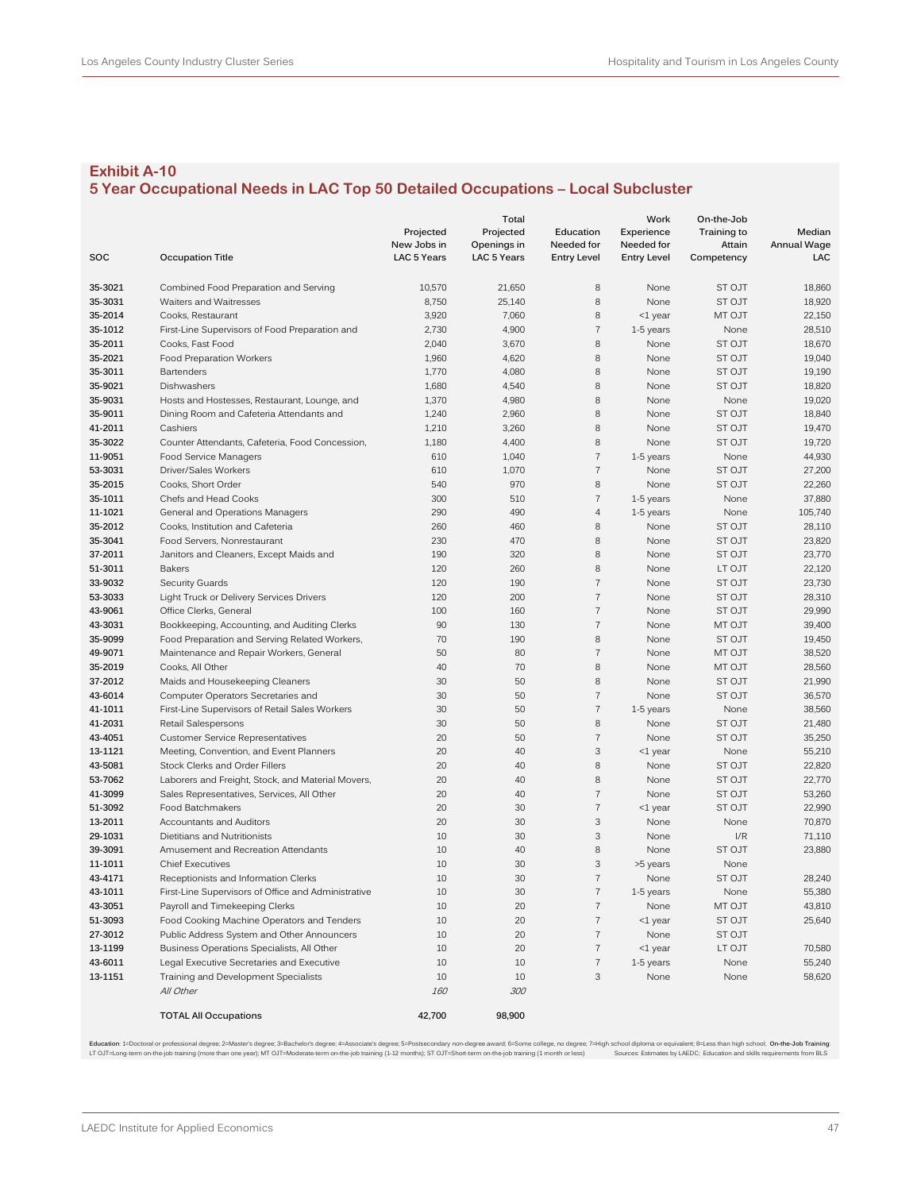## Exhibit A-10
## 5 Year Occupational Needs in LAC Top 50 Detailed Occupations – Local Subcluster

| SOC | Occupation Title | Projected New Jobs in LAC 5 Years | Total Projected Openings in LAC 5 Years | Education Needed for Entry Level | Work Experience Needed for Entry Level | On-the-Job Training to Attain Competency | Median Annual Wage LAC |
|---|---|---|---|---|---|---|---|
| 35-3021 | Combined Food Preparation and Serving | 10,570 | 21,650 | 8 | None | ST OJT | 18,860 |
| 35-3031 | Waiters and Waitresses | 8,750 | 25,140 | 8 | None | ST OJT | 18,920 |
| 35-2014 | Cooks, Restaurant | 3,920 | 7,060 | 8 | <1 year | MT OJT | 22,150 |
| 35-1012 | First-Line Supervisors of Food Preparation and | 2,730 | 4,900 | 7 | 1-5 years | None | 28,510 |
| 35-2011 | Cooks, Fast Food | 2,040 | 3,670 | 8 | None | ST OJT | 18,670 |
| 35-2021 | Food Preparation Workers | 1,960 | 4,620 | 8 | None | ST OJT | 19,040 |
| 35-3011 | Bartenders | 1,770 | 4,080 | 8 | None | ST OJT | 19,190 |
| 35-9021 | Dishwashers | 1,680 | 4,540 | 8 | None | ST OJT | 18,820 |
| 35-9031 | Hosts and Hostesses, Restaurant, Lounge, and | 1,370 | 4,980 | 8 | None | None | 19,020 |
| 35-9011 | Dining Room and Cafeteria Attendants and | 1,240 | 2,960 | 8 | None | ST OJT | 18,840 |
| 41-2011 | Cashiers | 1,210 | 3,260 | 8 | None | ST OJT | 19,470 |
| 35-3022 | Counter Attendants, Cafeteria, Food Concession, | 1,180 | 4,400 | 8 | None | ST OJT | 19,720 |
| 11-9051 | Food Service Managers | 610 | 1,040 | 7 | 1-5 years | None | 44,930 |
| 53-3031 | Driver/Sales Workers | 610 | 1,070 | 7 | None | ST OJT | 27,200 |
| 35-2015 | Cooks, Short Order | 540 | 970 | 8 | None | ST OJT | 22,260 |
| 35-1011 | Chefs and Head Cooks | 300 | 510 | 7 | 1-5 years | None | 37,880 |
| 11-1021 | General and Operations Managers | 290 | 490 | 4 | 1-5 years | None | 105,740 |
| 35-2012 | Cooks, Institution and Cafeteria | 260 | 460 | 8 | None | ST OJT | 28,110 |
| 35-3041 | Food Servers, Nonrestaurant | 230 | 470 | 8 | None | ST OJT | 23,820 |
| 37-2011 | Janitors and Cleaners, Except Maids and | 190 | 320 | 8 | None | ST OJT | 23,770 |
| 51-3011 | Bakers | 120 | 260 | 8 | None | LT OJT | 22,120 |
| 33-9032 | Security Guards | 120 | 190 | 7 | None | ST OJT | 23,730 |
| 53-3033 | Light Truck or Delivery Services Drivers | 120 | 200 | 7 | None | ST OJT | 28,310 |
| 43-9061 | Office Clerks, General | 100 | 160 | 7 | None | ST OJT | 29,990 |
| 43-3031 | Bookkeeping, Accounting, and Auditing Clerks | 90 | 130 | 7 | None | MT OJT | 39,400 |
| 35-9099 | Food Preparation and Serving Related Workers, | 70 | 190 | 8 | None | ST OJT | 19,450 |
| 49-9071 | Maintenance and Repair Workers, General | 50 | 80 | 7 | None | MT OJT | 38,520 |
| 35-2019 | Cooks, All Other | 40 | 70 | 8 | None | MT OJT | 28,560 |
| 37-2012 | Maids and Housekeeping Cleaners | 30 | 50 | 8 | None | ST OJT | 21,990 |
| 43-6014 | Computer Operators Secretaries and | 30 | 50 | 7 | None | ST OJT | 36,570 |
| 41-1011 | First-Line Supervisors of Retail Sales Workers | 30 | 50 | 7 | 1-5 years | None | 38,560 |
| 41-2031 | Retail Salespersons | 30 | 50 | 8 | None | ST OJT | 21,480 |
| 43-4051 | Customer Service Representatives | 20 | 50 | 7 | None | ST OJT | 35,250 |
| 13-1121 | Meeting, Convention, and Event Planners | 20 | 40 | 3 | <1 year | None | 55,210 |
| 43-5081 | Stock Clerks and Order Fillers | 20 | 40 | 8 | None | ST OJT | 22,820 |
| 53-7062 | Laborers and Freight, Stock, and Material Movers, | 20 | 40 | 8 | None | ST OJT | 22,770 |
| 41-3099 | Sales Representatives, Services, All Other | 20 | 40 | 7 | None | ST OJT | 53,260 |
| 51-3092 | Food Batchmakers | 20 | 30 | 7 | <1 year | ST OJT | 22,990 |
| 13-2011 | Accountants and Auditors | 20 | 30 | 3 | None | None | 70,870 |
| 29-1031 | Dietitians and Nutritionists | 10 | 30 | 3 | None | I/R | 71,110 |
| 39-3091 | Amusement and Recreation Attendants | 10 | 40 | 8 | None | ST OJT | 23,880 |
| 11-1011 | Chief Executives | 10 | 30 | 3 | >5 years | None | |
| 43-4171 | Receptionists and Information Clerks | 10 | 30 | 7 | None | ST OJT | 28,240 |
| 43-1011 | First-Line Supervisors of Office and Administrative | 10 | 30 | 7 | 1-5 years | None | 55,380 |
| 43-3051 | Payroll and Timekeeping Clerks | 10 | 20 | 7 | None | MT OJT | 43,810 |
| 51-3093 | Food Cooking Machine Operators and Tenders | 10 | 20 | 7 | <1 year | ST OJT | 25,640 |
| 27-3012 | Public Address System and Other Announcers | 10 | 20 | 7 | None | ST OJT | |
| 13-1199 | Business Operations Specialists, All Other | 10 | 20 | 7 | <1 year | LT OJT | 70,580 |
| 43-6011 | Legal Executive Secretaries and Executive | 10 | 10 | 7 | 1-5 years | None | 55,240 |
| 13-1151 | Training and Development Specialists | 10 | 10 | 3 | None | None | 58,620 |
| | *All Other* | *160* | *300* | | | | |
| | **TOTAL All Occupations** | **42,700** | **98,900** | | | | |

**Education**: 1=Doctoral or professional degree; 2=Master's degree; 3=Bachelor's degree; 4=Associate's degree; 5=Postsecondary non-degree award; 6=Some college, no degree; 7=High school diploma or equivalent; 8=Less than high school; **On-the-Job Training**: LT OJT=Long-term on-the-job training (more than one year); MT OJT=Moderate-term on-the-job training (1-12 months); ST OJT=Short-term on-the-job training (1 month or less)

Sources: Estimates by LAEDC; Education and skills requirements from BLS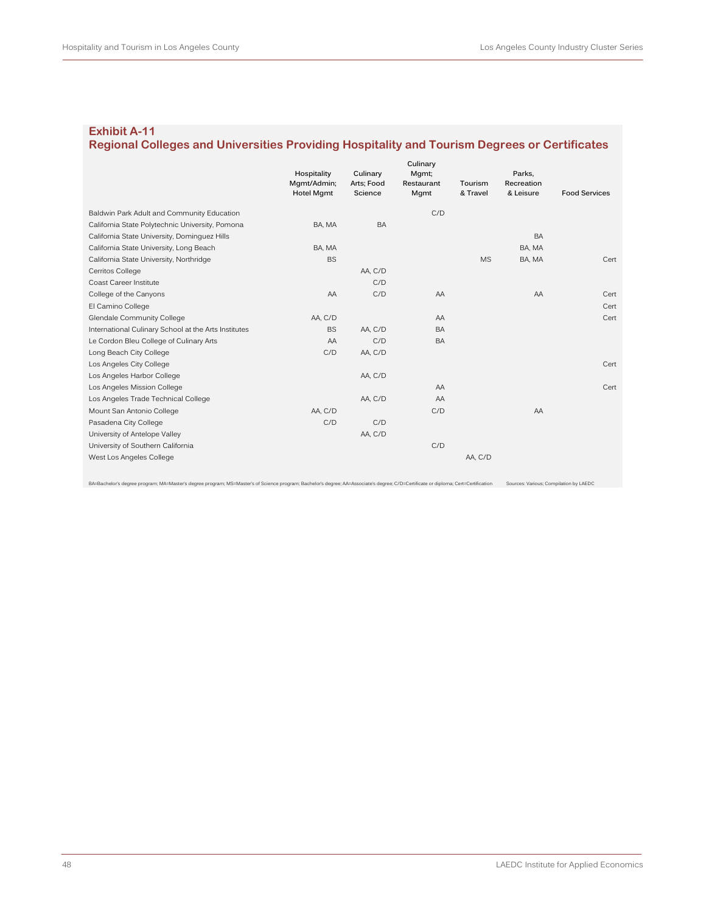## Exhibit A-11
## Regional Colleges and Universities Providing Hospitality and Tourism Degrees or Certificates

| | Hospitality Mgmt/Admin; Hotel Mgmt | Culinary Arts; Food Science | Culinary Mgmt; Restaurant Mgmt | Tourism & Travel | Parks, Recreation & Leisure | Food Services |
|---|---|---|---|---|---|---|
| Baldwin Park Adult and Community Education | | | C/D | | | |
| California State Polytechnic University, Pomona | BA, MA | BA | | | | |
| California State University, Dominguez Hills | | | | | BA | |
| California State University, Long Beach | BA, MA | | | | BA, MA | |
| California State University, Northridge | BS | | | MS | BA, MA | Cert |
| Cerritos College | | AA, C/D | | | | |
| Coast Career Institute | | C/D | | | | |
| College of the Canyons | AA | C/D | AA | | AA | Cert |
| El Camino College | | | | | | Cert |
| Glendale Community College | AA, C/D | | AA | | | Cert |
| International Culinary School at the Arts Institutes | BS | AA, C/D | BA | | | |
| Le Cordon Bleu College of Culinary Arts | AA | C/D | BA | | | |
| Long Beach City College | C/D | AA, C/D | | | | |
| Los Angeles City College | | | | | | Cert |
| Los Angeles Harbor College | | AA, C/D | | | | |
| Los Angeles Mission College | | | AA | | | Cert |
| Los Angeles Trade Technical College | | AA, C/D | AA | | | |
| Mount San Antonio College | AA, C/D | | C/D | | AA | |
| Pasadena City College | C/D | C/D | | | | |
| University of Antelope Valley | | AA, C/D | | | | |
| University of Southern California | | | C/D | | | |
| West Los Angeles College | | | | AA, C/D | | |

BA=Bachelor's degree program; MA=Master's degree program; MS=Master's of Science program; Bachelor's degree; AA=Associate's degree; C/D=Certificate or diploma; Cert=Certification

Sources: Various; Compilation by LAEDC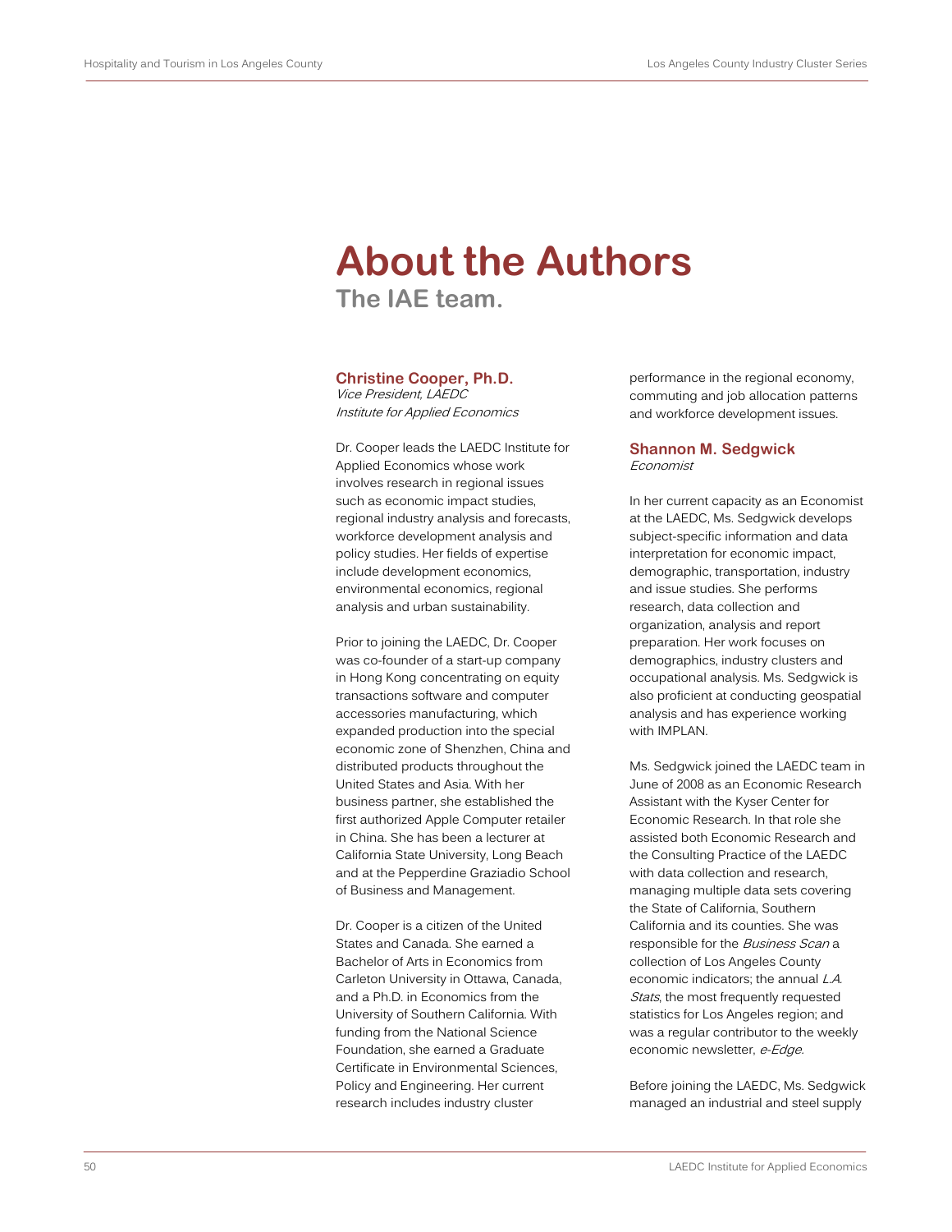# About the Authors

## The IAE team.

### Christine Cooper, Ph.D.

*Vice President, LAEDC*
*Institute for Applied Economics*

Dr. Cooper leads the LAEDC Institute for Applied Economics whose work involves research in regional issues such as economic impact studies, regional industry analysis and forecasts, workforce development analysis and policy studies. Her fields of expertise include development economics, environmental economics, regional analysis and urban sustainability.

Prior to joining the LAEDC, Dr. Cooper was co-founder of a start-up company in Hong Kong concentrating on equity transactions software and computer accessories manufacturing, which expanded production into the special economic zone of Shenzhen, China and distributed products throughout the United States and Asia. With her business partner, she established the first authorized Apple Computer retailer in China. She has been a lecturer at California State University, Long Beach and at the Pepperdine Graziadio School of Business and Management.

Dr. Cooper is a citizen of the United States and Canada. She earned a Bachelor of Arts in Economics from Carleton University in Ottawa, Canada, and a Ph.D. in Economics from the University of Southern California. With funding from the National Science Foundation, she earned a Graduate Certificate in Environmental Sciences, Policy and Engineering. Her current research includes industry cluster performance in the regional economy, commuting and job allocation patterns and workforce development issues.

### Shannon M. Sedgwick

*Economist*

In her current capacity as an Economist at the LAEDC, Ms. Sedgwick develops subject-specific information and data interpretation for economic impact, demographic, transportation, industry and issue studies. She performs research, data collection and organization, analysis and report preparation. Her work focuses on demographics, industry clusters and occupational analysis. Ms. Sedgwick is also proficient at conducting geospatial analysis and has experience working with IMPLAN.

Ms. Sedgwick joined the LAEDC team in June of 2008 as an Economic Research Assistant with the Kyser Center for Economic Research. In that role she assisted both Economic Research and the Consulting Practice of the LAEDC with data collection and research, managing multiple data sets covering the State of California, Southern California and its counties. She was responsible for the *Business Scan* a collection of Los Angeles County economic indicators; the annual *L.A. Stats*, the most frequently requested statistics for Los Angeles region; and was a regular contributor to the weekly economic newsletter, *e-Edge*.

Before joining the LAEDC, Ms. Sedgwick managed an industrial and steel supply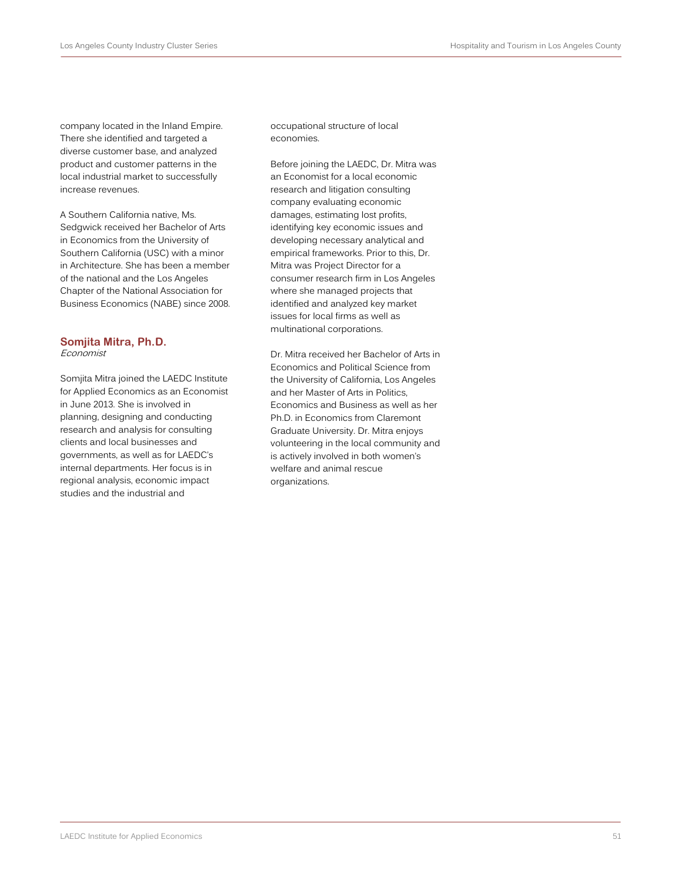company located in the Inland Empire. There she identified and targeted a diverse customer base, and analyzed product and customer patterns in the local industrial market to successfully increase revenues.

A Southern California native, Ms. Sedgwick received her Bachelor of Arts in Economics from the University of Southern California (USC) with a minor in Architecture. She has been a member of the national and the Los Angeles Chapter of the National Association for Business Economics (NABE) since 2008.

### Somjita Mitra, Ph.D.

*Economist*

Somjita Mitra joined the LAEDC Institute for Applied Economics as an Economist in June 2013. She is involved in planning, designing and conducting research and analysis for consulting clients and local businesses and governments, as well as for LAEDC's internal departments. Her focus is in regional analysis, economic impact studies and the industrial and occupational structure of local economies.

Before joining the LAEDC, Dr. Mitra was an Economist for a local economic research and litigation consulting company evaluating economic damages, estimating lost profits, identifying key economic issues and developing necessary analytical and empirical frameworks. Prior to this, Dr. Mitra was Project Director for a consumer research firm in Los Angeles where she managed projects that identified and analyzed key market issues for local firms as well as multinational corporations.

Dr. Mitra received her Bachelor of Arts in Economics and Political Science from the University of California, Los Angeles and her Master of Arts in Politics, Economics and Business as well as her Ph.D. in Economics from Claremont Graduate University. Dr. Mitra enjoys volunteering in the local community and is actively involved in both women's welfare and animal rescue organizations.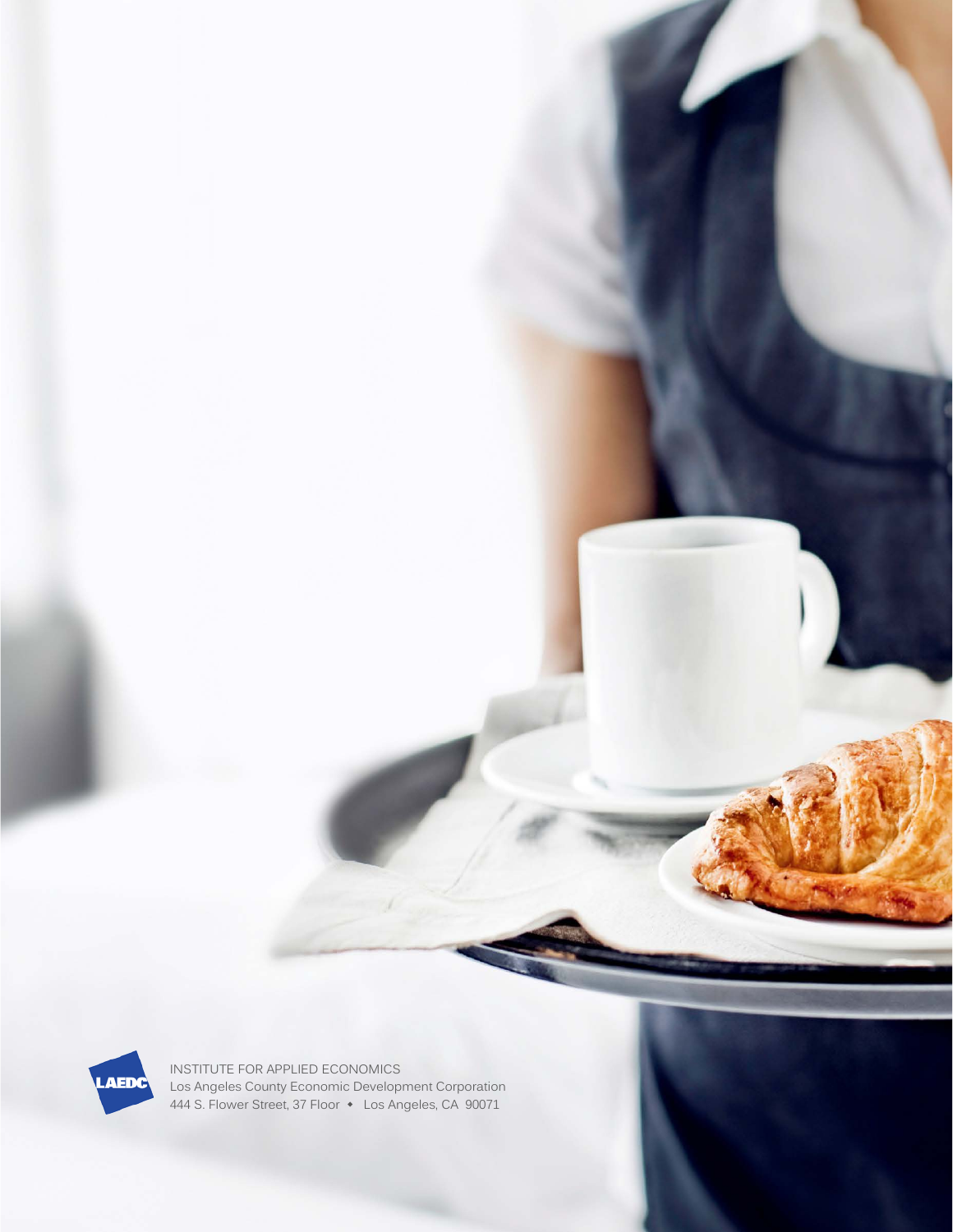INSTITUTE FOR APPLIED ECONOMICS

Los Angeles County Economic Development Corporation

444 S. Flower Street, 37 Floor • Los Angeles, CA 90071